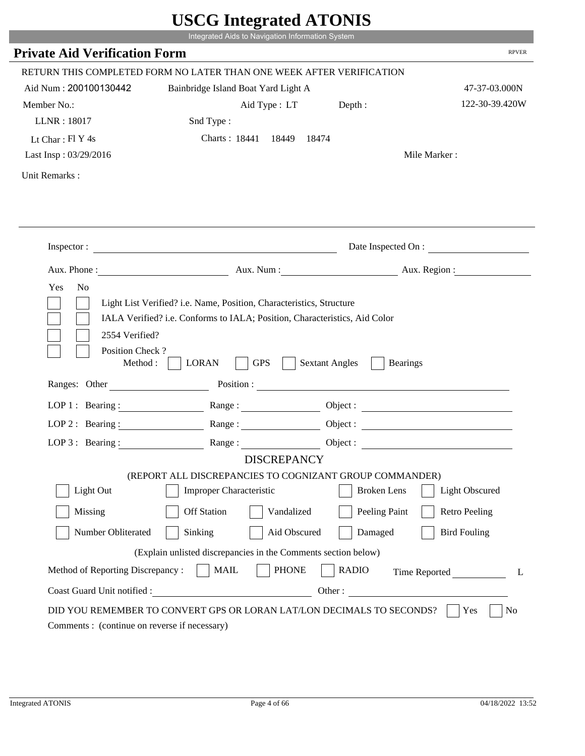# USCG Integrated ATONIS

Integrated Aids to Navigation Information System

## Private Aid Verification Form

RPVER

RETURN THIS COMPLETED FORM NO LATER THAN ONE WEEK AFTER VERIFICATION

Aid Num : 200100130442 Bainbridge Island Boat Yard Light A 47-37-03.000N

Member No.: Aid Type : LT Depth : 122-30-39.420W

LLNR : 18017 Snd Type :

Lt Char : Fl Y 4s Charts : 18441 18449 18474

Last Insp : 03/29/2016 Mile Marker :

Unit Remarks :

Inspector : Date Inspected On :

Aux. Phone : Aux. Num : Aux. Region :

Yes No

- [ ] [ ] Light List Verified? i.e. Name, Position, Characteristics, Structure
- [ ] [ ] IALA Verified? i.e. Conforms to IALA; Position, Characteristics, Aid Color
- [ ] [ ] 2554 Verified?
- [ ] [ ] Position Check ?

Method : [ ] LORAN [ ] GPS [ ] Sextant Angles [ ] Bearings

Ranges: Other Position :

LOP 1 : Bearing : Range : Object :

LOP 2 : Bearing : Range : Object :

LOP 3 : Bearing : Range : Object :

### DISCREPANCY

(REPORT ALL DISCREPANCIES TO COGNIZANT GROUP COMMANDER)

- [ ] Light Out
- [ ] Improper Characteristic
- [ ] Broken Lens
- [ ] Light Obscured
- [ ] Missing
- [ ] Off Station
- [ ] Vandalized
- [ ] Peeling Paint
- [ ] Retro Peeling
- [ ] Number Obliterated
- [ ] Sinking
- [ ] Aid Obscured
- [ ] Damaged
- [ ] Bird Fouling

(Explain unlisted discrepancies in the Comments section below)

Method of Reporting Discrepancy : [ ] MAIL [ ] PHONE [ ] RADIO Time Reported L

Coast Guard Unit notified : Other :

DID YOU REMEMBER TO CONVERT GPS OR LORAN LAT/LON DECIMALS TO SECONDS? [ ] Yes [ ] No

Comments : (continue on reverse if necessary)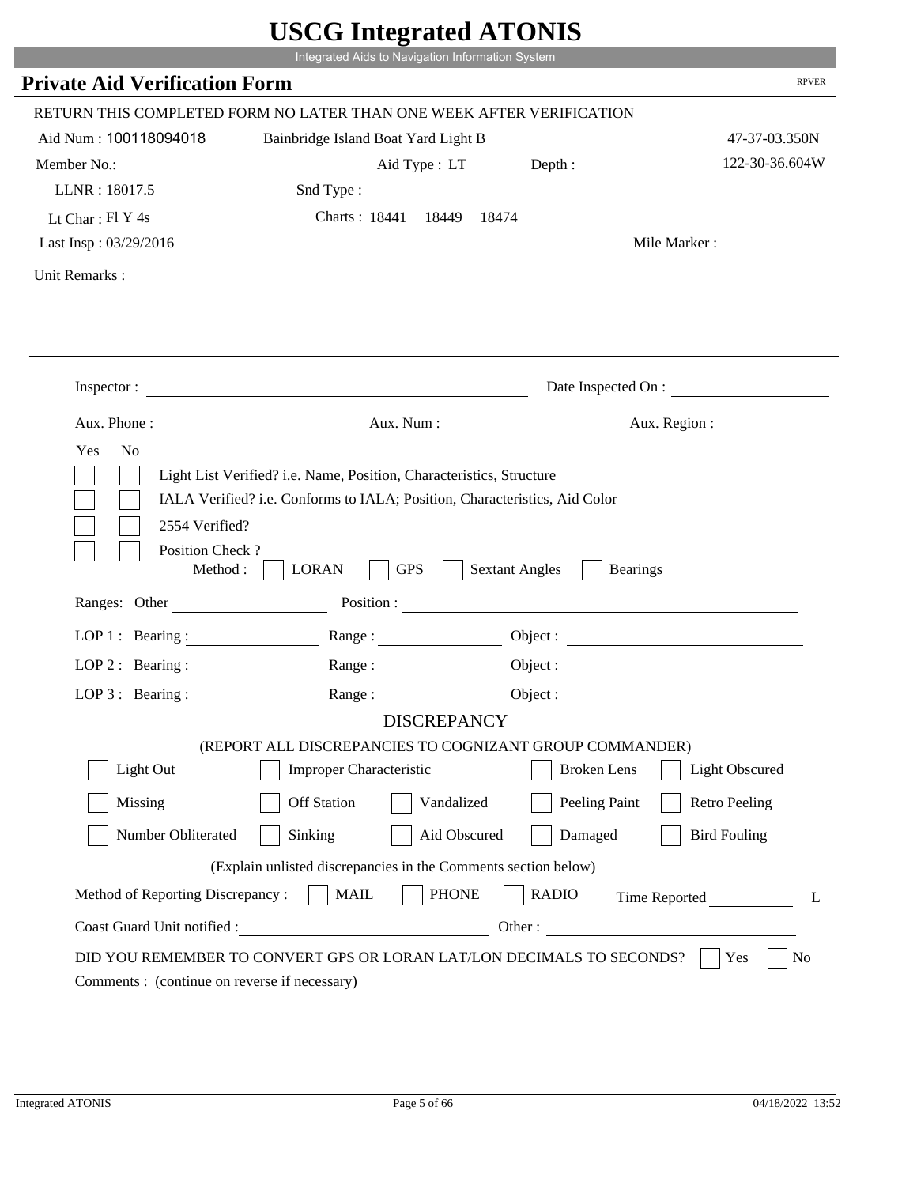# USCG Integrated ATONIS

Integrated Aids to Navigation Information System

## Private Aid Verification Form

RPVER

RETURN THIS COMPLETED FORM NO LATER THAN ONE WEEK AFTER VERIFICATION

Aid Num : 100118094018 &nbsp;&nbsp;&nbsp; Bainbridge Island Boat Yard Light B &nbsp;&nbsp;&nbsp; 47-37-03.350N

Member No.: &nbsp;&nbsp;&nbsp; Aid Type : LT &nbsp;&nbsp;&nbsp; Depth : &nbsp;&nbsp;&nbsp; 122-30-36.604W

LLNR : 18017.5 &nbsp;&nbsp;&nbsp; Snd Type :

Lt Char : Fl Y 4s &nbsp;&nbsp;&nbsp; Charts : 18441 18449 18474

Last Insp : 03/29/2016 &nbsp;&nbsp;&nbsp; Mile Marker :

Unit Remarks :

---

Inspector : &nbsp;&nbsp;&nbsp; Date Inspected On :

Aux. Phone : &nbsp;&nbsp;&nbsp; Aux. Num : &nbsp;&nbsp;&nbsp; Aux. Region :

Yes No

- [ ] [ ] Light List Verified? i.e. Name, Position, Characteristics, Structure
- [ ] [ ] IALA Verified? i.e. Conforms to IALA; Position, Characteristics, Aid Color
- [ ] [ ] 2554 Verified?
- [ ] [ ] Position Check ?

Method : [ ] LORAN [ ] GPS [ ] Sextant Angles [ ] Bearings

Ranges: Other &nbsp;&nbsp;&nbsp; Position :

LOP 1 : Bearing : &nbsp;&nbsp;&nbsp; Range : &nbsp;&nbsp;&nbsp; Object :

LOP 2 : Bearing : &nbsp;&nbsp;&nbsp; Range : &nbsp;&nbsp;&nbsp; Object :

LOP 3 : Bearing : &nbsp;&nbsp;&nbsp; Range : &nbsp;&nbsp;&nbsp; Object :

### DISCREPANCY

(REPORT ALL DISCREPANCIES TO COGNIZANT GROUP COMMANDER)

| | | | | |
|---|---|---|---|---|
| [ ] Light Out | [ ] Improper Characteristic | | [ ] Broken Lens | [ ] Light Obscured |
| [ ] Missing | [ ] Off Station | [ ] Vandalized | [ ] Peeling Paint | [ ] Retro Peeling |
| [ ] Number Obliterated | [ ] Sinking | [ ] Aid Obscured | [ ] Damaged | [ ] Bird Fouling |

(Explain unlisted discrepancies in the Comments section below)

Method of Reporting Discrepancy : [ ] MAIL [ ] PHONE [ ] RADIO &nbsp;&nbsp;&nbsp; Time Reported &nbsp;&nbsp;&nbsp; L

Coast Guard Unit notified : &nbsp;&nbsp;&nbsp; Other :

DID YOU REMEMBER TO CONVERT GPS OR LORAN LAT/LON DECIMALS TO SECONDS? [ ] Yes [ ] No

Comments : (continue on reverse if necessary)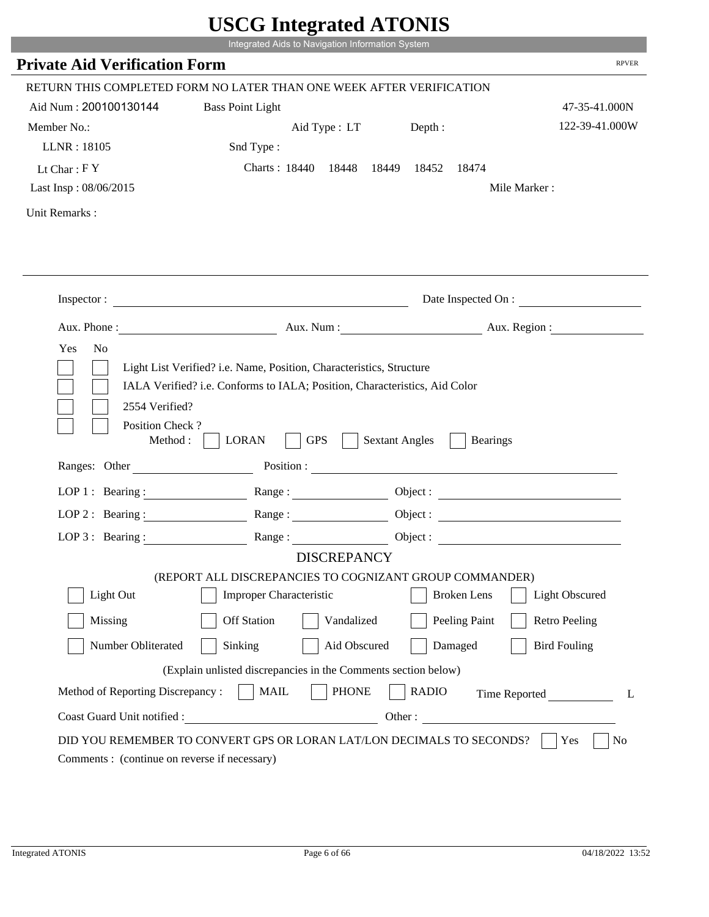# USCG Integrated ATONIS

Integrated Aids to Navigation Information System

## Private Aid Verification Form

RPVER

RETURN THIS COMPLETED FORM NO LATER THAN ONE WEEK AFTER VERIFICATION

Aid Num : 200100130144 Bass Point Light 47-35-41.000N

Member No.: Aid Type : LT Depth : 122-39-41.000W

LLNR : 18105 Snd Type :

Lt Char : F Y Charts : 18440 18448 18449 18452 18474

Last Insp : 08/06/2015 Mile Marker :

Unit Remarks :

Inspector : Date Inspected On :

Aux. Phone : Aux. Num : Aux. Region :

Yes No

- [ ] [ ] Light List Verified? i.e. Name, Position, Characteristics, Structure
- [ ] [ ] IALA Verified? i.e. Conforms to IALA; Position, Characteristics, Aid Color
- [ ] [ ] 2554 Verified?
- [ ] [ ] Position Check ?

Method : [ ] LORAN [ ] GPS [ ] Sextant Angles [ ] Bearings

Ranges: Other Position :

LOP 1 : Bearing : Range : Object :

LOP 2 : Bearing : Range : Object :

LOP 3 : Bearing : Range : Object :

### DISCREPANCY

(REPORT ALL DISCREPANCIES TO COGNIZANT GROUP COMMANDER)

- [ ] Light Out
- [ ] Improper Characteristic
- [ ] Broken Lens
- [ ] Light Obscured
- [ ] Missing
- [ ] Off Station
- [ ] Vandalized
- [ ] Peeling Paint
- [ ] Retro Peeling
- [ ] Number Obliterated
- [ ] Sinking
- [ ] Aid Obscured
- [ ] Damaged
- [ ] Bird Fouling

(Explain unlisted discrepancies in the Comments section below)

Method of Reporting Discrepancy : [ ] MAIL [ ] PHONE [ ] RADIO Time Reported L

Coast Guard Unit notified : Other :

DID YOU REMEMBER TO CONVERT GPS OR LORAN LAT/LON DECIMALS TO SECONDS? [ ] Yes [ ] No

Comments : (continue on reverse if necessary)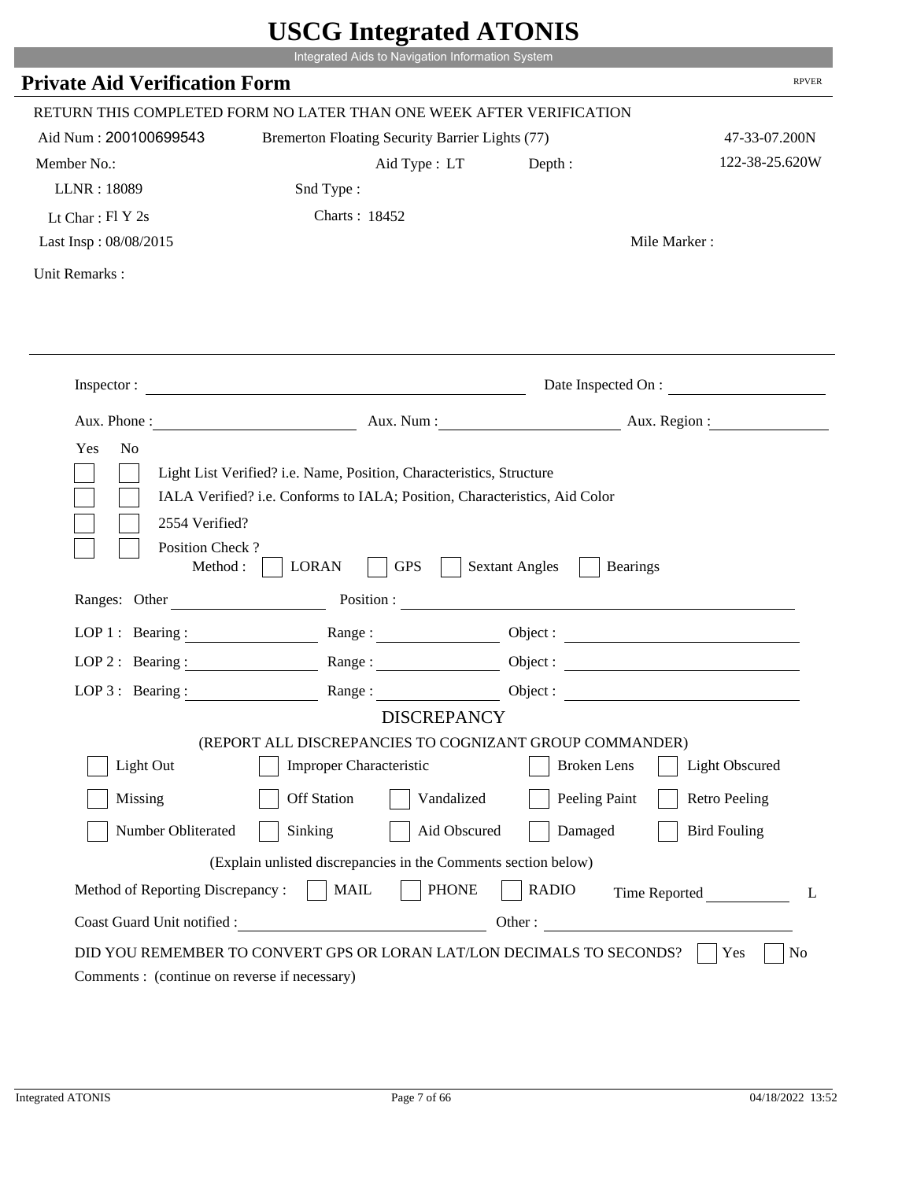# USCG Integrated ATONIS

Integrated Aids to Navigation Information System

## Private Aid Verification Form

RPVER

RETURN THIS COMPLETED FORM NO LATER THAN ONE WEEK AFTER VERIFICATION

Aid Num : 200100699543 &nbsp;&nbsp; Bremerton Floating Security Barrier Lights (77) &nbsp;&nbsp; 47-33-07.200N

Member No.: &nbsp;&nbsp; Aid Type : LT &nbsp;&nbsp; Depth : &nbsp;&nbsp; 122-38-25.620W

LLNR : 18089 &nbsp;&nbsp; Snd Type :

Lt Char : Fl Y 2s &nbsp;&nbsp; Charts : 18452

Last Insp : 08/08/2015 &nbsp;&nbsp; Mile Marker :

Unit Remarks :

---

Inspector : ______________________ Date Inspected On : ______________

Aux. Phone : ______________ Aux. Num : ______________ Aux. Region : ______________

Yes No

- [ ] [ ] Light List Verified? i.e. Name, Position, Characteristics, Structure
- [ ] [ ] IALA Verified? i.e. Conforms to IALA; Position, Characteristics, Aid Color
- [ ] [ ] 2554 Verified?
- [ ] [ ] Position Check ?

Method : [ ] LORAN [ ] GPS [ ] Sextant Angles [ ] Bearings

Ranges: Other ______________ Position : ______________________

LOP 1 : Bearing : ______________ Range : ______________ Object : ______________

LOP 2 : Bearing : ______________ Range : ______________ Object : ______________

LOP 3 : Bearing : ______________ Range : ______________ Object : ______________

### DISCREPANCY

(REPORT ALL DISCREPANCIES TO COGNIZANT GROUP COMMANDER)

- [ ] Light Out
- [ ] Improper Characteristic
- [ ] Broken Lens
- [ ] Light Obscured
- [ ] Missing
- [ ] Off Station
- [ ] Vandalized
- [ ] Peeling Paint
- [ ] Retro Peeling
- [ ] Number Obliterated
- [ ] Sinking
- [ ] Aid Obscured
- [ ] Damaged
- [ ] Bird Fouling

(Explain unlisted discrepancies in the Comments section below)

Method of Reporting Discrepancy : [ ] MAIL [ ] PHONE [ ] RADIO &nbsp;&nbsp; Time Reported ______________ L

Coast Guard Unit notified : ______________________ Other : ______________________

DID YOU REMEMBER TO CONVERT GPS OR LORAN LAT/LON DECIMALS TO SECONDS? [ ] Yes [ ] No

Comments : (continue on reverse if necessary)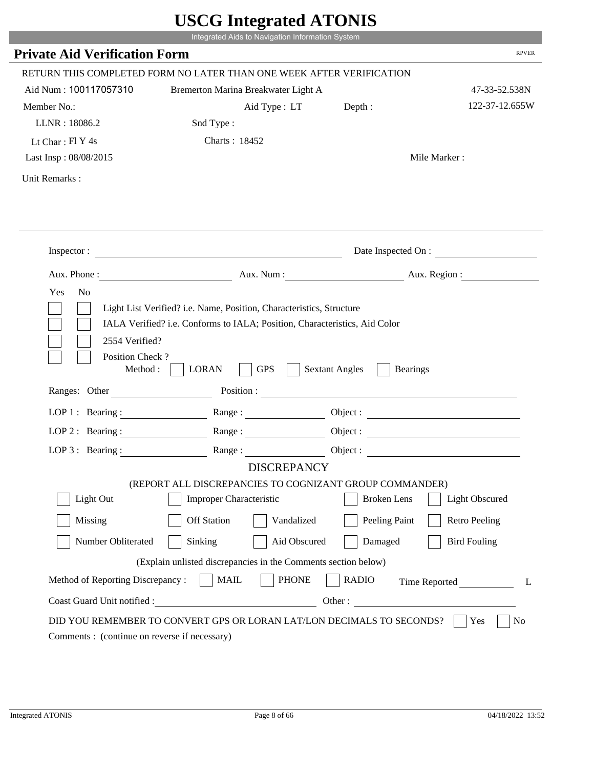# USCG Integrated ATONIS

Integrated Aids to Navigation Information System

## Private Aid Verification Form

RPVER

RETURN THIS COMPLETED FORM NO LATER THAN ONE WEEK AFTER VERIFICATION

Aid Num : 100117057310 Bremerton Marina Breakwater Light A 47-33-52.538N

Member No.: Aid Type : LT Depth : 122-37-12.655W

LLNR : 18086.2 Snd Type :

Lt Char : Fl Y 4s Charts : 18452

Last Insp : 08/08/2015 Mile Marker :

Unit Remarks :

---

Inspector : ____________________ Date Inspected On : ____________________

Aux. Phone : ____________________ Aux. Num : ____________________ Aux. Region : ____________________

Yes No

- [ ] [ ] Light List Verified? i.e. Name, Position, Characteristics, Structure
- [ ] [ ] IALA Verified? i.e. Conforms to IALA; Position, Characteristics, Aid Color
- [ ] [ ] 2554 Verified?
- [ ] [ ] Position Check ?

Method : [ ] LORAN [ ] GPS [ ] Sextant Angles [ ] Bearings

Ranges: Other ____________________ Position : ____________________

LOP 1 : Bearing : ____________ Range : ____________ Object : ____________

LOP 2 : Bearing : ____________ Range : ____________ Object : ____________

LOP 3 : Bearing : ____________ Range : ____________ Object : ____________

### DISCREPANCY

(REPORT ALL DISCREPANCIES TO COGNIZANT GROUP COMMANDER)

- [ ] Light Out
- [ ] Improper Characteristic
- [ ] Broken Lens
- [ ] Light Obscured
- [ ] Missing
- [ ] Off Station
- [ ] Vandalized
- [ ] Peeling Paint
- [ ] Retro Peeling
- [ ] Number Obliterated
- [ ] Sinking
- [ ] Aid Obscured
- [ ] Damaged
- [ ] Bird Fouling

(Explain unlisted discrepancies in the Comments section below)

Method of Reporting Discrepancy : [ ] MAIL [ ] PHONE [ ] RADIO Time Reported ____________ L

Coast Guard Unit notified : ____________________ Other : ____________________

DID YOU REMEMBER TO CONVERT GPS OR LORAN LAT/LON DECIMALS TO SECONDS? [ ] Yes [ ] No

Comments : (continue on reverse if necessary)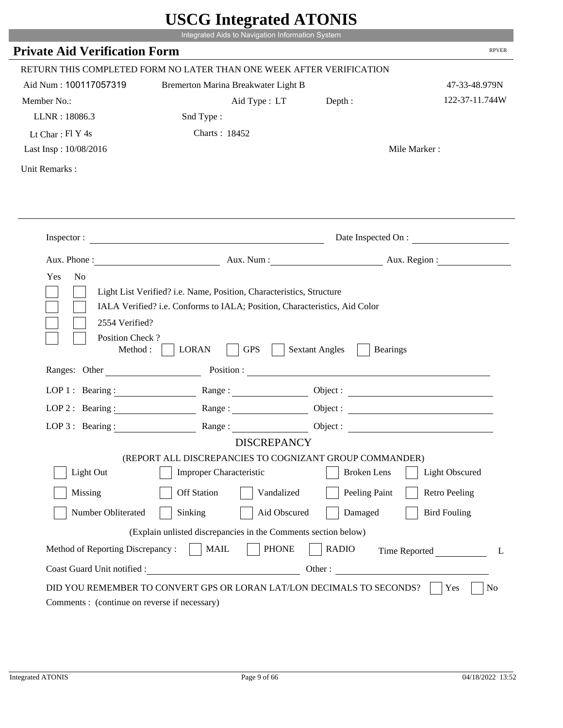# USCG Integrated ATONIS

Integrated Aids to Navigation Information System

## Private Aid Verification Form

RPVER

RETURN THIS COMPLETED FORM NO LATER THAN ONE WEEK AFTER VERIFICATION

Aid Num : 100117057319 Bremerton Marina Breakwater Light B 47-33-48.979N

Member No.: Aid Type : LT Depth : 122-37-11.744W

LLNR : 18086.3 Snd Type :

Lt Char : Fl Y 4s Charts : 18452

Last Insp : 10/08/2016 Mile Marker :

Unit Remarks :

Inspector : Date Inspected On :

Aux. Phone : Aux. Num : Aux. Region :

Yes No

- Light List Verified? i.e. Name, Position, Characteristics, Structure
- IALA Verified? i.e. Conforms to IALA; Position, Characteristics, Aid Color
- 2554 Verified?
- Position Check ?

Method : LORAN GPS Sextant Angles Bearings

Ranges: Other Position :

LOP 1 : Bearing : Range : Object :

LOP 2 : Bearing : Range : Object :

LOP 3 : Bearing : Range : Object :

DISCREPANCY

(REPORT ALL DISCREPANCIES TO COGNIZANT GROUP COMMANDER)

| | | | | |
|---|---|---|---|---|
| Light Out | Improper Characteristic | | Broken Lens | Light Obscured |
| Missing | Off Station | Vandalized | Peeling Paint | Retro Peeling |
| Number Obliterated | Sinking | Aid Obscured | Damaged | Bird Fouling |

(Explain unlisted discrepancies in the Comments section below)

Method of Reporting Discrepancy : MAIL PHONE RADIO Time Reported L

Coast Guard Unit notified : Other :

DID YOU REMEMBER TO CONVERT GPS OR LORAN LAT/LON DECIMALS TO SECONDS? Yes No

Comments : (continue on reverse if necessary)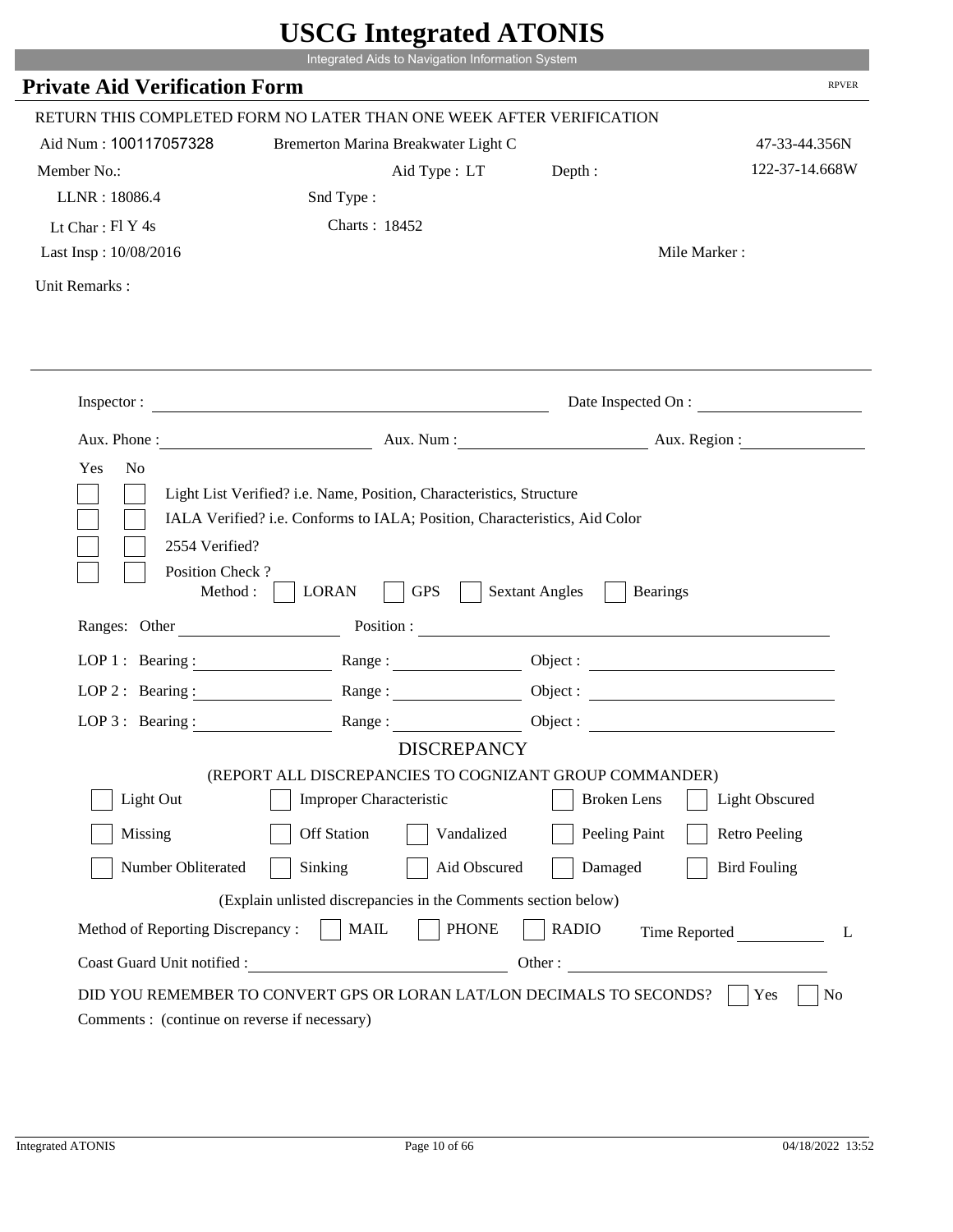# USCG Integrated ATONIS

Integrated Aids to Navigation Information System

## Private Aid Verification Form

RPVER

RETURN THIS COMPLETED FORM NO LATER THAN ONE WEEK AFTER VERIFICATION

Aid Num : 100117057328 | Bremerton Marina Breakwater Light C | 47-33-44.356N

Member No.: | Aid Type : LT | Depth : | 122-37-14.668W

LLNR : 18086.4 | Snd Type :

Lt Char : Fl Y 4s | Charts : 18452

Last Insp : 10/08/2016 | Mile Marker :

Unit Remarks :

Inspector : ______________________ Date Inspected On : ______________

Aux. Phone : ______________ Aux. Num : ______________ Aux. Region : ______________

Yes No

- [ ] [ ] Light List Verified? i.e. Name, Position, Characteristics, Structure
- [ ] [ ] IALA Verified? i.e. Conforms to IALA; Position, Characteristics, Aid Color
- [ ] [ ] 2554 Verified?
- [ ] [ ] Position Check ?

Method : [ ] LORAN [ ] GPS [ ] Sextant Angles [ ] Bearings

Ranges: Other ______________ Position : ______________________

LOP 1 : Bearing : ______________ Range : ______________ Object : ______________

LOP 2 : Bearing : ______________ Range : ______________ Object : ______________

LOP 3 : Bearing : ______________ Range : ______________ Object : ______________

### DISCREPANCY

(REPORT ALL DISCREPANCIES TO COGNIZANT GROUP COMMANDER)

- [ ] Light Out
- [ ] Improper Characteristic
- [ ] Broken Lens
- [ ] Light Obscured
- [ ] Missing
- [ ] Off Station
- [ ] Vandalized
- [ ] Peeling Paint
- [ ] Retro Peeling
- [ ] Number Obliterated
- [ ] Sinking
- [ ] Aid Obscured
- [ ] Damaged
- [ ] Bird Fouling

(Explain unlisted discrepancies in the Comments section below)

Method of Reporting Discrepancy : [ ] MAIL [ ] PHONE [ ] RADIO Time Reported ______ L

Coast Guard Unit notified : ______________________ Other : ______________________

DID YOU REMEMBER TO CONVERT GPS OR LORAN LAT/LON DECIMALS TO SECONDS? [ ] Yes [ ] No

Comments : (continue on reverse if necessary)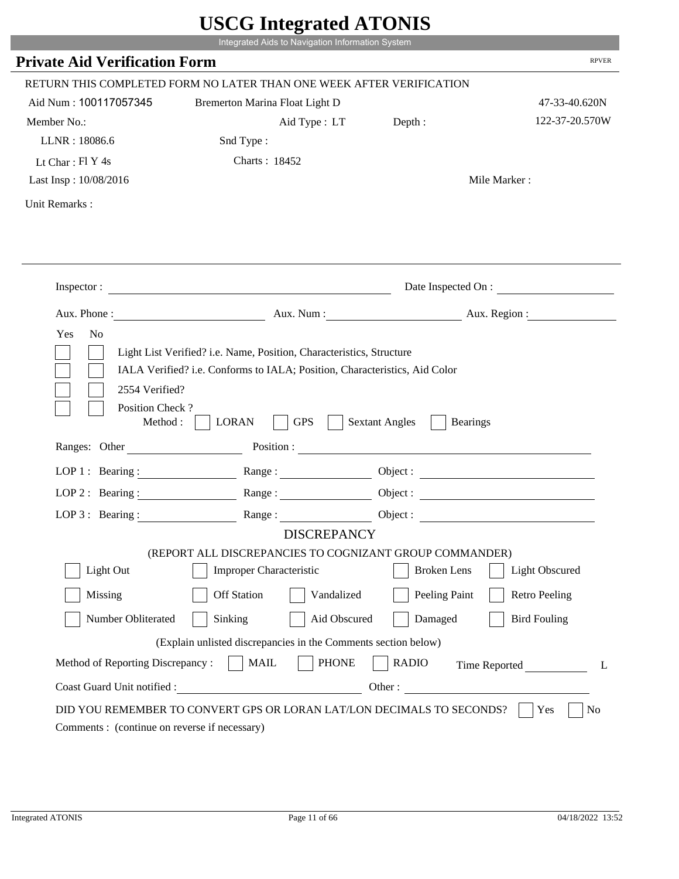# USCG Integrated ATONIS

Integrated Aids to Navigation Information System

## Private Aid Verification Form

RPVER

RETURN THIS COMPLETED FORM NO LATER THAN ONE WEEK AFTER VERIFICATION

Aid Num : 100117057345    Bremerton Marina Float Light D    47-33-40.620N

Member No.:    Aid Type : LT    Depth :    122-37-20.570W

LLNR : 18086.6    Snd Type :

Lt Char : Fl Y 4s    Charts : 18452

Last Insp : 10/08/2016    Mile Marker :

Unit Remarks :

---

Inspector : ____________________    Date Inspected On : ____________

Aux. Phone : ____________    Aux. Num : ____________    Aux. Region : ____________

Yes  No

- [ ] [ ] Light List Verified? i.e. Name, Position, Characteristics, Structure
- [ ] [ ] IALA Verified? i.e. Conforms to IALA; Position, Characteristics, Aid Color
- [ ] [ ] 2554 Verified?
- [ ] [ ] Position Check ?

Method : [ ] LORAN [ ] GPS [ ] Sextant Angles [ ] Bearings

Ranges: Other ____________    Position : ____________

LOP 1 : Bearing : ____________    Range : ____________    Object : ____________

LOP 2 : Bearing : ____________    Range : ____________    Object : ____________

LOP 3 : Bearing : ____________    Range : ____________    Object : ____________

### DISCREPANCY

(REPORT ALL DISCREPANCIES TO COGNIZANT GROUP COMMANDER)

- [ ] Light Out    [ ] Improper Characteristic    [ ] Broken Lens    [ ] Light Obscured
- [ ] Missing    [ ] Off Station    [ ] Vandalized    [ ] Peeling Paint    [ ] Retro Peeling
- [ ] Number Obliterated    [ ] Sinking    [ ] Aid Obscured    [ ] Damaged    [ ] Bird Fouling

(Explain unlisted discrepancies in the Comments section below)

Method of Reporting Discrepancy : [ ] MAIL [ ] PHONE [ ] RADIO    Time Reported ____________ L

Coast Guard Unit notified : ____________    Other : ____________

DID YOU REMEMBER TO CONVERT GPS OR LORAN LAT/LON DECIMALS TO SECONDS? [ ] Yes [ ] No

Comments : (continue on reverse if necessary)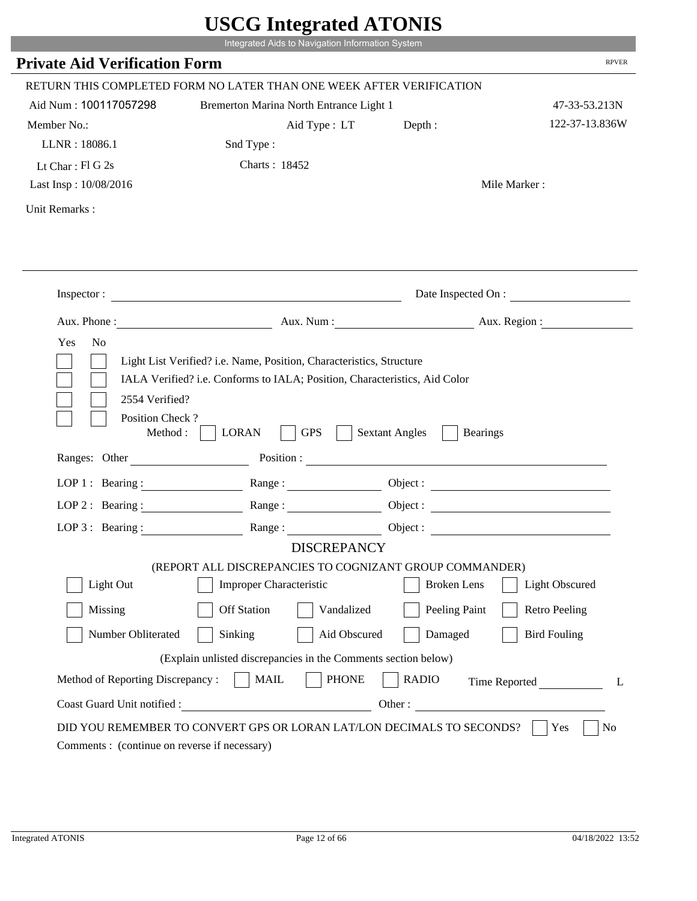# USCG Integrated ATONIS

Integrated Aids to Navigation Information System

## Private Aid Verification Form

RPVER

RETURN THIS COMPLETED FORM NO LATER THAN ONE WEEK AFTER VERIFICATION

Aid Num : 100117057298 Bremerton Marina North Entrance Light 1 47-33-53.213N

Member No.: Aid Type : LT Depth : 122-37-13.836W

LLNR : 18086.1 Snd Type :

Lt Char : Fl G 2s Charts : 18452

Last Insp : 10/08/2016 Mile Marker :

Unit Remarks :

Inspector : Date Inspected On :

Aux. Phone : Aux. Num : Aux. Region :

Yes No

- Light List Verified? i.e. Name, Position, Characteristics, Structure
- IALA Verified? i.e. Conforms to IALA; Position, Characteristics, Aid Color
- 2554 Verified?
- Position Check ?

Method : LORAN GPS Sextant Angles Bearings

Ranges: Other Position :

LOP 1 : Bearing : Range : Object :

LOP 2 : Bearing : Range : Object :

LOP 3 : Bearing : Range : Object :

### DISCREPANCY

(REPORT ALL DISCREPANCIES TO COGNIZANT GROUP COMMANDER)

- Light Out
- Improper Characteristic
- Broken Lens
- Light Obscured
- Missing
- Off Station
- Vandalized
- Peeling Paint
- Retro Peeling
- Number Obliterated
- Sinking
- Aid Obscured
- Damaged
- Bird Fouling

(Explain unlisted discrepancies in the Comments section below)

Method of Reporting Discrepancy : MAIL PHONE RADIO Time Reported L

Coast Guard Unit notified : Other :

DID YOU REMEMBER TO CONVERT GPS OR LORAN LAT/LON DECIMALS TO SECONDS? Yes No

Comments : (continue on reverse if necessary)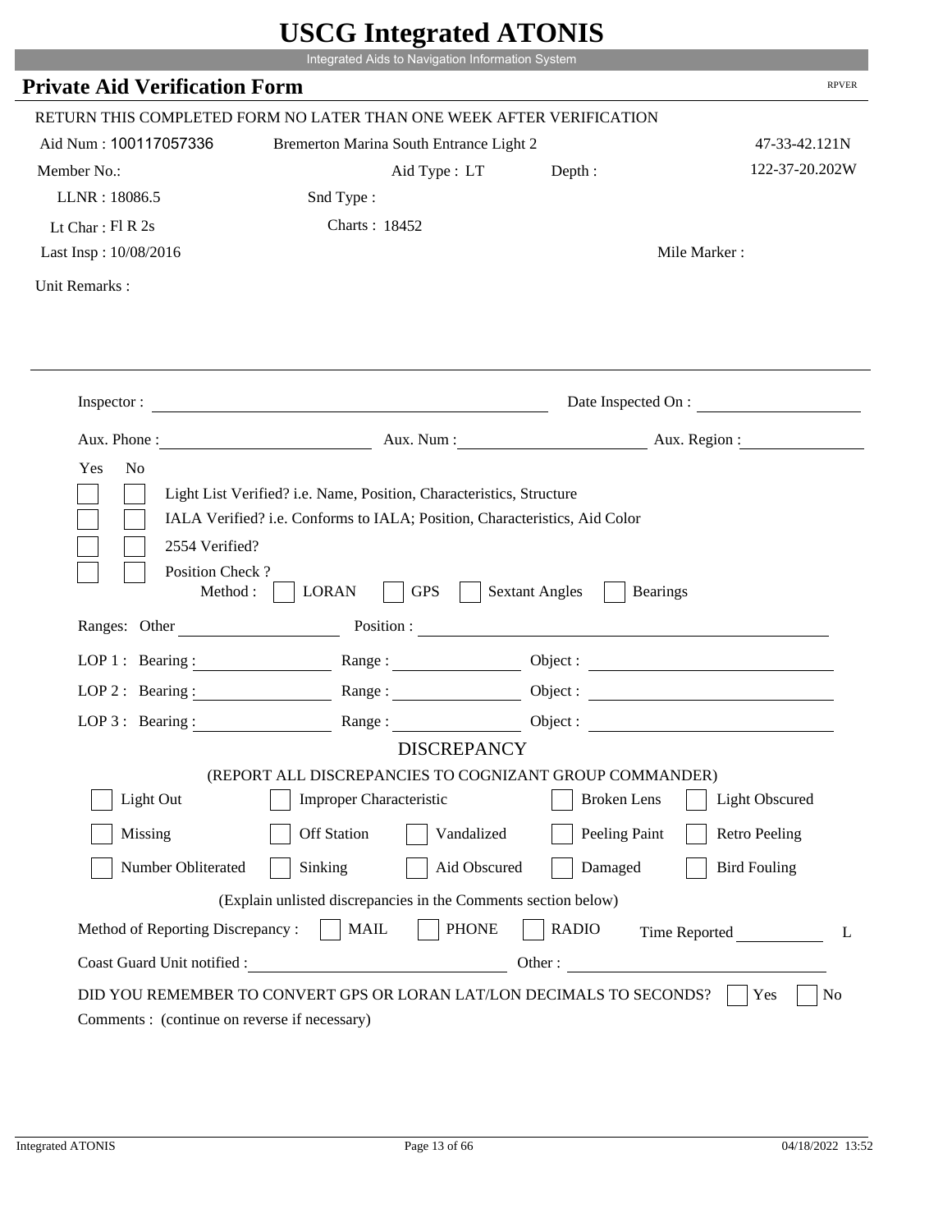# USCG Integrated ATONIS

Integrated Aids to Navigation Information System

## Private Aid Verification Form

RPVER

RETURN THIS COMPLETED FORM NO LATER THAN ONE WEEK AFTER VERIFICATION

Aid Num : 100117057336　　Bremerton Marina South Entrance Light 2　　47-33-42.121N

Member No.:　　Aid Type : LT　　Depth :　　122-37-20.202W

LLNR : 18086.5　　Snd Type :

Lt Char : Fl R 2s　　Charts : 18452

Last Insp : 10/08/2016　　Mile Marker :

Unit Remarks :

---

Inspector : ____________________　　Date Inspected On : ____________

Aux. Phone : ____________　　Aux. Num : ____________　　Aux. Region : ____________

| Yes | No | |
|---|---|---|
| [ ] | [ ] | Light List Verified? i.e. Name, Position, Characteristics, Structure |
| [ ] | [ ] | IALA Verified? i.e. Conforms to IALA; Position, Characteristics, Aid Color |
| [ ] | [ ] | 2554 Verified? |
| [ ] | [ ] | Position Check ? |

Method : [ ] LORAN [ ] GPS [ ] Sextant Angles [ ] Bearings

Ranges: Other ____________　　Position : ____________

LOP 1 : Bearing : ____________　　Range : ____________　　Object : ____________

LOP 2 : Bearing : ____________　　Range : ____________　　Object : ____________

LOP 3 : Bearing : ____________　　Range : ____________　　Object : ____________

### DISCREPANCY

(REPORT ALL DISCREPANCIES TO COGNIZANT GROUP COMMANDER)

[ ] Light Out　[ ] Improper Characteristic　[ ] Broken Lens　[ ] Light Obscured

[ ] Missing　[ ] Off Station　[ ] Vandalized　[ ] Peeling Paint　[ ] Retro Peeling

[ ] Number Obliterated　[ ] Sinking　[ ] Aid Obscured　[ ] Damaged　[ ] Bird Fouling

(Explain unlisted discrepancies in the Comments section below)

Method of Reporting Discrepancy : [ ] MAIL [ ] PHONE [ ] RADIO　　Time Reported ____________ L

Coast Guard Unit notified : ____________　　Other : ____________

DID YOU REMEMBER TO CONVERT GPS OR LORAN LAT/LON DECIMALS TO SECONDS? [ ] Yes [ ] No

Comments : (continue on reverse if necessary)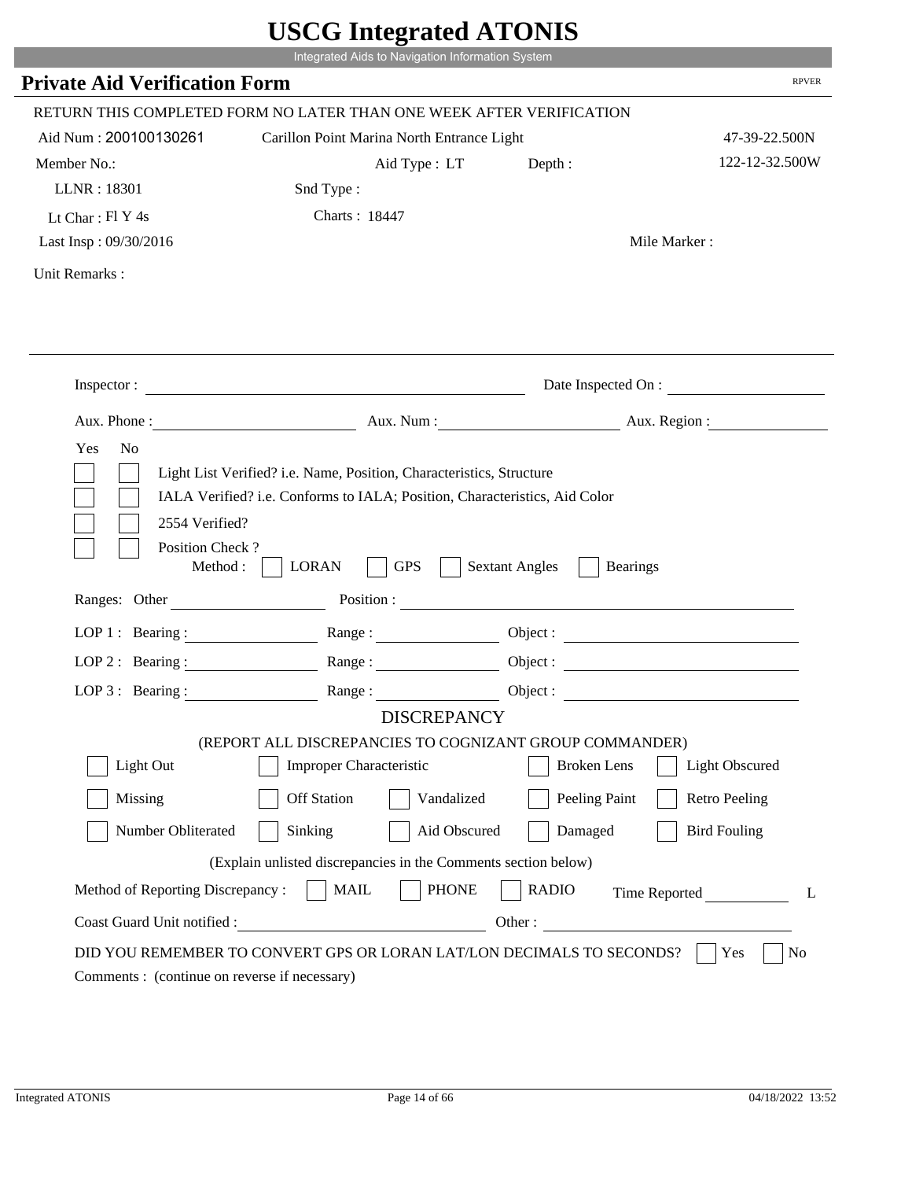# USCG Integrated ATONIS

Integrated Aids to Navigation Information System

## Private Aid Verification Form

RPVER

RETURN THIS COMPLETED FORM NO LATER THAN ONE WEEK AFTER VERIFICATION

Aid Num : 200100130261 Carillon Point Marina North Entrance Light 47-39-22.500N

Member No.: Aid Type : LT Depth : 122-12-32.500W

LLNR : 18301 Snd Type :

Lt Char : Fl Y 4s Charts : 18447

Last Insp : 09/30/2016 Mile Marker :

Unit Remarks :

Inspector : ______________________ Date Inspected On : ______________

Aux. Phone : ______________ Aux. Num : ______________ Aux. Region : ______________

Yes No

☐ ☐ Light List Verified? i.e. Name, Position, Characteristics, Structure

☐ ☐ IALA Verified? i.e. Conforms to IALA; Position, Characteristics, Aid Color

☐ ☐ 2554 Verified?

☐ ☐ Position Check ?

Method : ☐ LORAN ☐ GPS ☐ Sextant Angles ☐ Bearings

Ranges: Other ______________ Position : ______________________

LOP 1 : Bearing : ______________ Range : ______________ Object : ______________

LOP 2 : Bearing : ______________ Range : ______________ Object : ______________

LOP 3 : Bearing : ______________ Range : ______________ Object : ______________

### DISCREPANCY

(REPORT ALL DISCREPANCIES TO COGNIZANT GROUP COMMANDER)

☐ Light Out ☐ Improper Characteristic ☐ Broken Lens ☐ Light Obscured

☐ Missing ☐ Off Station ☐ Vandalized ☐ Peeling Paint ☐ Retro Peeling

☐ Number Obliterated ☐ Sinking ☐ Aid Obscured ☐ Damaged ☐ Bird Fouling

(Explain unlisted discrepancies in the Comments section below)

Method of Reporting Discrepancy : ☐ MAIL ☐ PHONE ☐ RADIO Time Reported ______________ L

Coast Guard Unit notified : ______________________ Other : ______________________

DID YOU REMEMBER TO CONVERT GPS OR LORAN LAT/LON DECIMALS TO SECONDS? ☐ Yes ☐ No

Comments : (continue on reverse if necessary)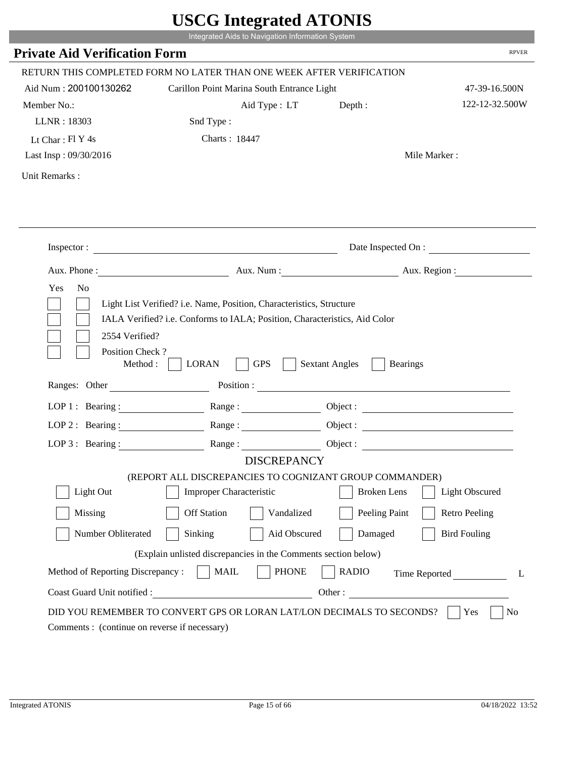# USCG Integrated ATONIS

Integrated Aids to Navigation Information System

## Private Aid Verification Form

RPVER

RETURN THIS COMPLETED FORM NO LATER THAN ONE WEEK AFTER VERIFICATION

Aid Num : 200100130262 | Carillon Point Marina South Entrance Light | 47-39-16.500N

Member No.: | Aid Type : LT | Depth : | 122-12-32.500W

LLNR : 18303 | Snd Type :

Lt Char : Fl Y 4s | Charts : 18447

Last Insp : 09/30/2016 | Mile Marker :

Unit Remarks :

Inspector : ______________________ Date Inspected On : ______________

Aux. Phone : ______________ Aux. Num : ______________ Aux. Region : ______________

Yes No

- [ ] [ ] Light List Verified? i.e. Name, Position, Characteristics, Structure
- [ ] [ ] IALA Verified? i.e. Conforms to IALA; Position, Characteristics, Aid Color
- [ ] [ ] 2554 Verified?
- [ ] [ ] Position Check ?

Method : [ ] LORAN [ ] GPS [ ] Sextant Angles [ ] Bearings

Ranges: Other ______________ Position : ______________________

LOP 1 : Bearing : ____________ Range : ____________ Object : ______________

LOP 2 : Bearing : ____________ Range : ____________ Object : ______________

LOP 3 : Bearing : ____________ Range : ____________ Object : ______________

### DISCREPANCY

(REPORT ALL DISCREPANCIES TO COGNIZANT GROUP COMMANDER)

- [ ] Light Out
- [ ] Improper Characteristic
- [ ] Broken Lens
- [ ] Light Obscured
- [ ] Missing
- [ ] Off Station
- [ ] Vandalized
- [ ] Peeling Paint
- [ ] Retro Peeling
- [ ] Number Obliterated
- [ ] Sinking
- [ ] Aid Obscured
- [ ] Damaged
- [ ] Bird Fouling

(Explain unlisted discrepancies in the Comments section below)

Method of Reporting Discrepancy : [ ] MAIL [ ] PHONE [ ] RADIO Time Reported __________ L

Coast Guard Unit notified : ______________________ Other : ______________________

DID YOU REMEMBER TO CONVERT GPS OR LORAN LAT/LON DECIMALS TO SECONDS? [ ] Yes [ ] No

Comments : (continue on reverse if necessary)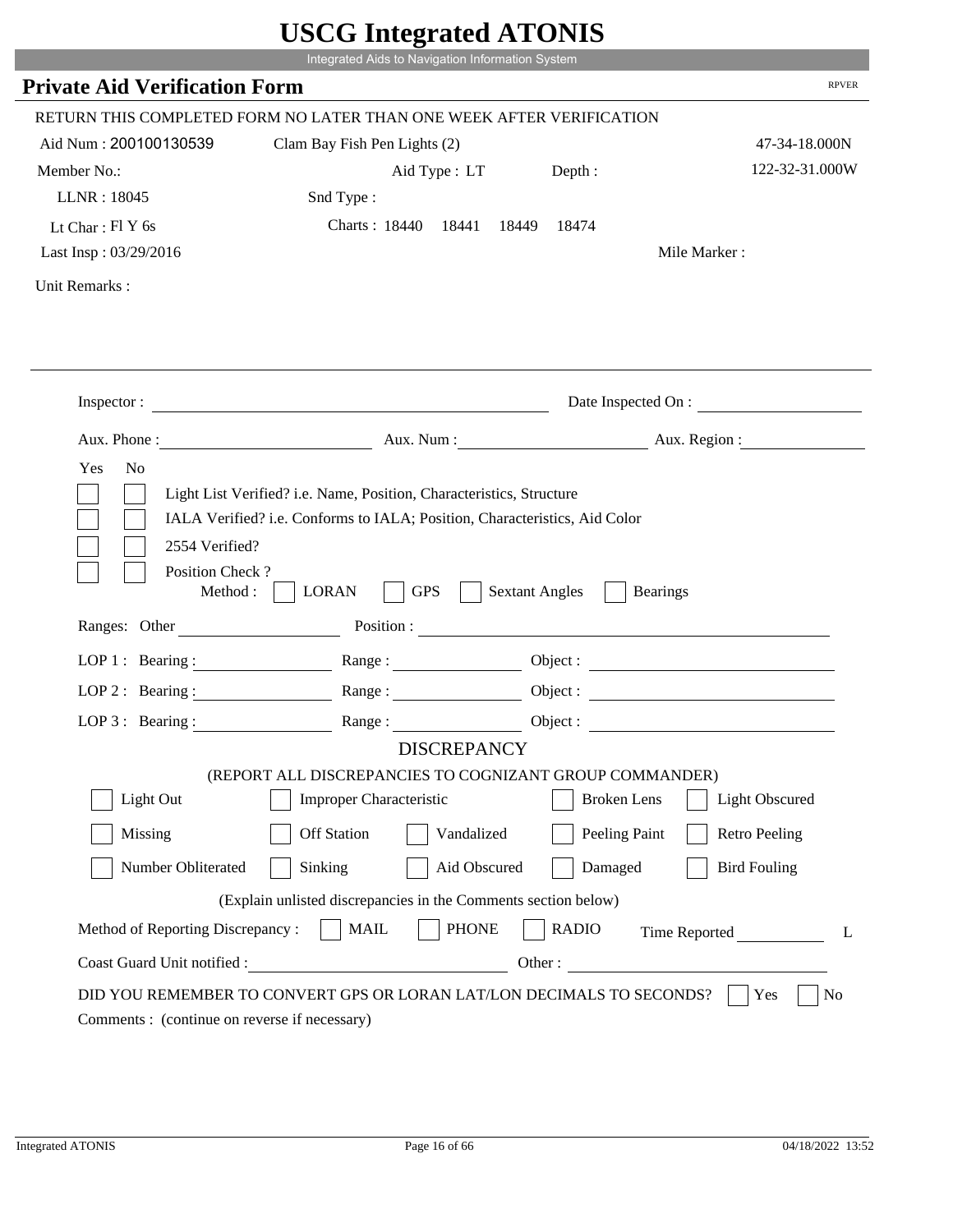# USCG Integrated ATONIS

Integrated Aids to Navigation Information System

## Private Aid Verification Form

RPVER

RETURN THIS COMPLETED FORM NO LATER THAN ONE WEEK AFTER VERIFICATION

Aid Num : 200100130539 Clam Bay Fish Pen Lights (2) 47-34-18.000N

Member No.: Aid Type : LT Depth : 122-32-31.000W

LLNR : 18045 Snd Type :

Lt Char : Fl Y 6s Charts : 18440 18441 18449 18474

Last Insp : 03/29/2016 Mile Marker :

Unit Remarks :

Inspector : Date Inspected On :

Aux. Phone : Aux. Num : Aux. Region :

Yes No

- [ ] [ ] Light List Verified? i.e. Name, Position, Characteristics, Structure
- [ ] [ ] IALA Verified? i.e. Conforms to IALA; Position, Characteristics, Aid Color
- [ ] [ ] 2554 Verified?
- [ ] [ ] Position Check ?

Method : [ ] LORAN [ ] GPS [ ] Sextant Angles [ ] Bearings

Ranges: Other Position :

LOP 1 : Bearing : Range : Object :

LOP 2 : Bearing : Range : Object :

LOP 3 : Bearing : Range : Object :

### DISCREPANCY

(REPORT ALL DISCREPANCIES TO COGNIZANT GROUP COMMANDER)

- [ ] Light Out
- [ ] Improper Characteristic
- [ ] Broken Lens
- [ ] Light Obscured
- [ ] Missing
- [ ] Off Station
- [ ] Vandalized
- [ ] Peeling Paint
- [ ] Retro Peeling
- [ ] Number Obliterated
- [ ] Sinking
- [ ] Aid Obscured
- [ ] Damaged
- [ ] Bird Fouling

(Explain unlisted discrepancies in the Comments section below)

Method of Reporting Discrepancy : [ ] MAIL [ ] PHONE [ ] RADIO Time Reported L

Coast Guard Unit notified : Other :

DID YOU REMEMBER TO CONVERT GPS OR LORAN LAT/LON DECIMALS TO SECONDS? [ ] Yes [ ] No

Comments : (continue on reverse if necessary)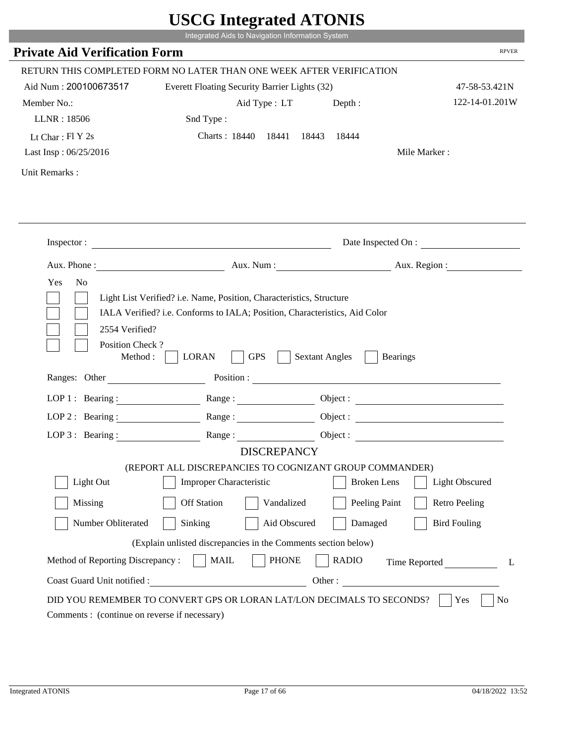# USCG Integrated ATONIS

Integrated Aids to Navigation Information System

## Private Aid Verification Form

RPVER

RETURN THIS COMPLETED FORM NO LATER THAN ONE WEEK AFTER VERIFICATION

Aid Num : 200100673517 &nbsp;&nbsp; Everett Floating Security Barrier Lights (32) &nbsp;&nbsp; 47-58-53.421N

Member No.: &nbsp;&nbsp; Aid Type : LT &nbsp;&nbsp; Depth : &nbsp;&nbsp; 122-14-01.201W

LLNR : 18506 &nbsp;&nbsp; Snd Type :

Lt Char : Fl Y 2s &nbsp;&nbsp; Charts : 18440 18441 18443 18444

Last Insp : 06/25/2016 &nbsp;&nbsp; Mile Marker :

Unit Remarks :

Inspector : ______________________ Date Inspected On : ______________

Aux. Phone : ______________ Aux. Num : ______________ Aux. Region : ______________

Yes No

- [ ] [ ] Light List Verified? i.e. Name, Position, Characteristics, Structure
- [ ] [ ] IALA Verified? i.e. Conforms to IALA; Position, Characteristics, Aid Color
- [ ] [ ] 2554 Verified?
- [ ] [ ] Position Check ?

Method : [ ] LORAN [ ] GPS [ ] Sextant Angles [ ] Bearings

Ranges: Other ______________ Position : ______________________

LOP 1 : Bearing : ______________ Range : ______________ Object : ______________

LOP 2 : Bearing : ______________ Range : ______________ Object : ______________

LOP 3 : Bearing : ______________ Range : ______________ Object : ______________

### DISCREPANCY

(REPORT ALL DISCREPANCIES TO COGNIZANT GROUP COMMANDER)

- [ ] Light Out
- [ ] Improper Characteristic
- [ ] Broken Lens
- [ ] Light Obscured
- [ ] Missing
- [ ] Off Station
- [ ] Vandalized
- [ ] Peeling Paint
- [ ] Retro Peeling
- [ ] Number Obliterated
- [ ] Sinking
- [ ] Aid Obscured
- [ ] Damaged
- [ ] Bird Fouling

(Explain unlisted discrepancies in the Comments section below)

Method of Reporting Discrepancy : [ ] MAIL [ ] PHONE [ ] RADIO &nbsp;&nbsp; Time Reported ______ L

Coast Guard Unit notified : ______________________ Other : ______________________

DID YOU REMEMBER TO CONVERT GPS OR LORAN LAT/LON DECIMALS TO SECONDS? [ ] Yes [ ] No

Comments : (continue on reverse if necessary)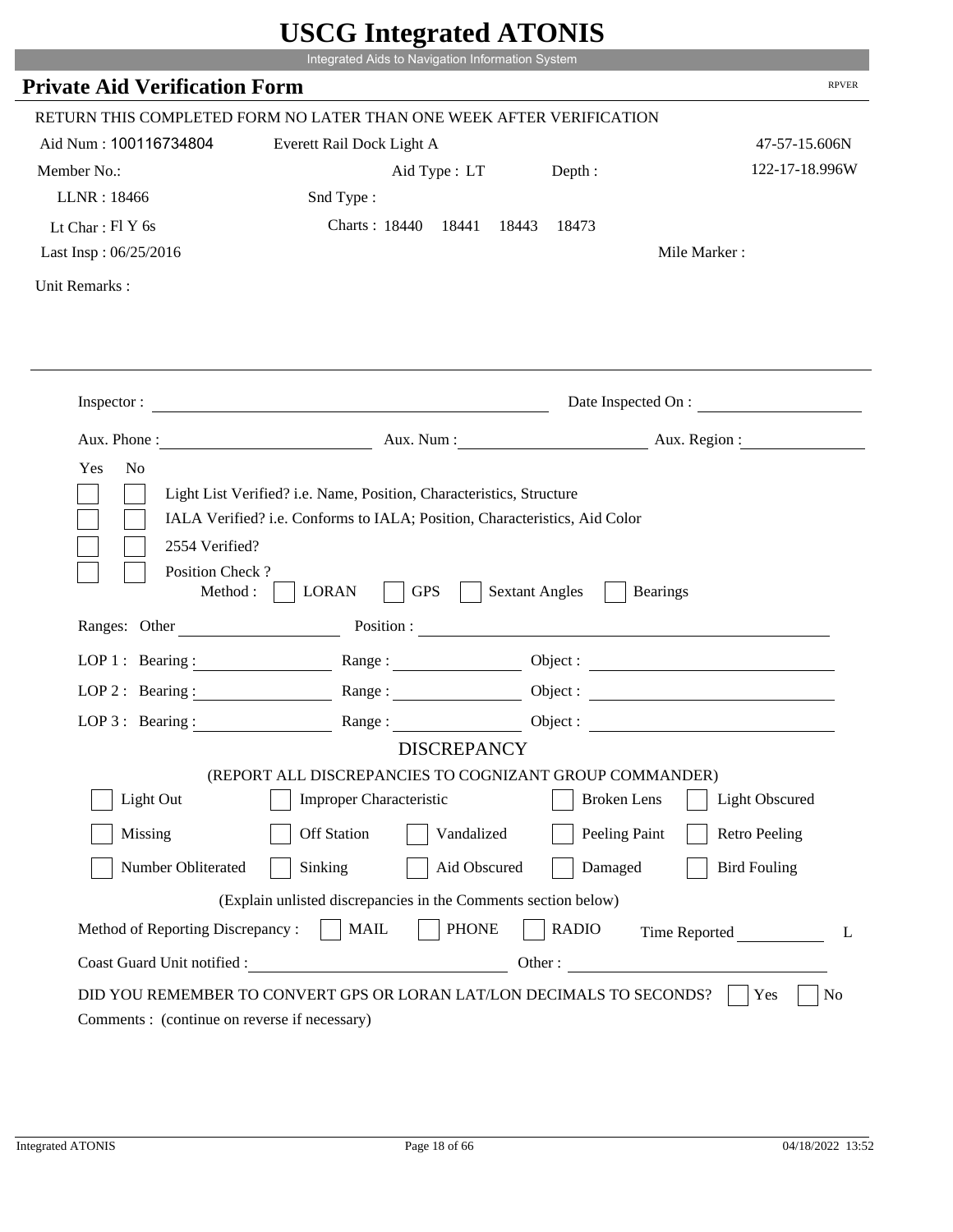# USCG Integrated ATONIS

Integrated Aids to Navigation Information System

## Private Aid Verification Form

RPVER

RETURN THIS COMPLETED FORM NO LATER THAN ONE WEEK AFTER VERIFICATION

Aid Num : 100116734804 Everett Rail Dock Light A 47-57-15.606N

Member No.: Aid Type : LT Depth : 122-17-18.996W

LLNR : 18466 Snd Type :

Lt Char : Fl Y 6s Charts : 18440 18441 18443 18473

Last Insp : 06/25/2016 Mile Marker :

Unit Remarks :

Inspector : Date Inspected On :

Aux. Phone : Aux. Num : Aux. Region :

Yes No

- Light List Verified? i.e. Name, Position, Characteristics, Structure
- IALA Verified? i.e. Conforms to IALA; Position, Characteristics, Aid Color
- 2554 Verified?
- Position Check ?

Method : LORAN GPS Sextant Angles Bearings

Ranges: Other Position :

LOP 1 : Bearing : Range : Object :

LOP 2 : Bearing : Range : Object :

LOP 3 : Bearing : Range : Object :

### DISCREPANCY

(REPORT ALL DISCREPANCIES TO COGNIZANT GROUP COMMANDER)

| | | | | |
|---|---|---|---|---|
| Light Out | Improper Characteristic | | Broken Lens | Light Obscured |
| Missing | Off Station | Vandalized | Peeling Paint | Retro Peeling |
| Number Obliterated | Sinking | Aid Obscured | Damaged | Bird Fouling |

(Explain unlisted discrepancies in the Comments section below)

Method of Reporting Discrepancy : MAIL PHONE RADIO Time Reported L

Coast Guard Unit notified : Other :

DID YOU REMEMBER TO CONVERT GPS OR LORAN LAT/LON DECIMALS TO SECONDS? Yes No

Comments : (continue on reverse if necessary)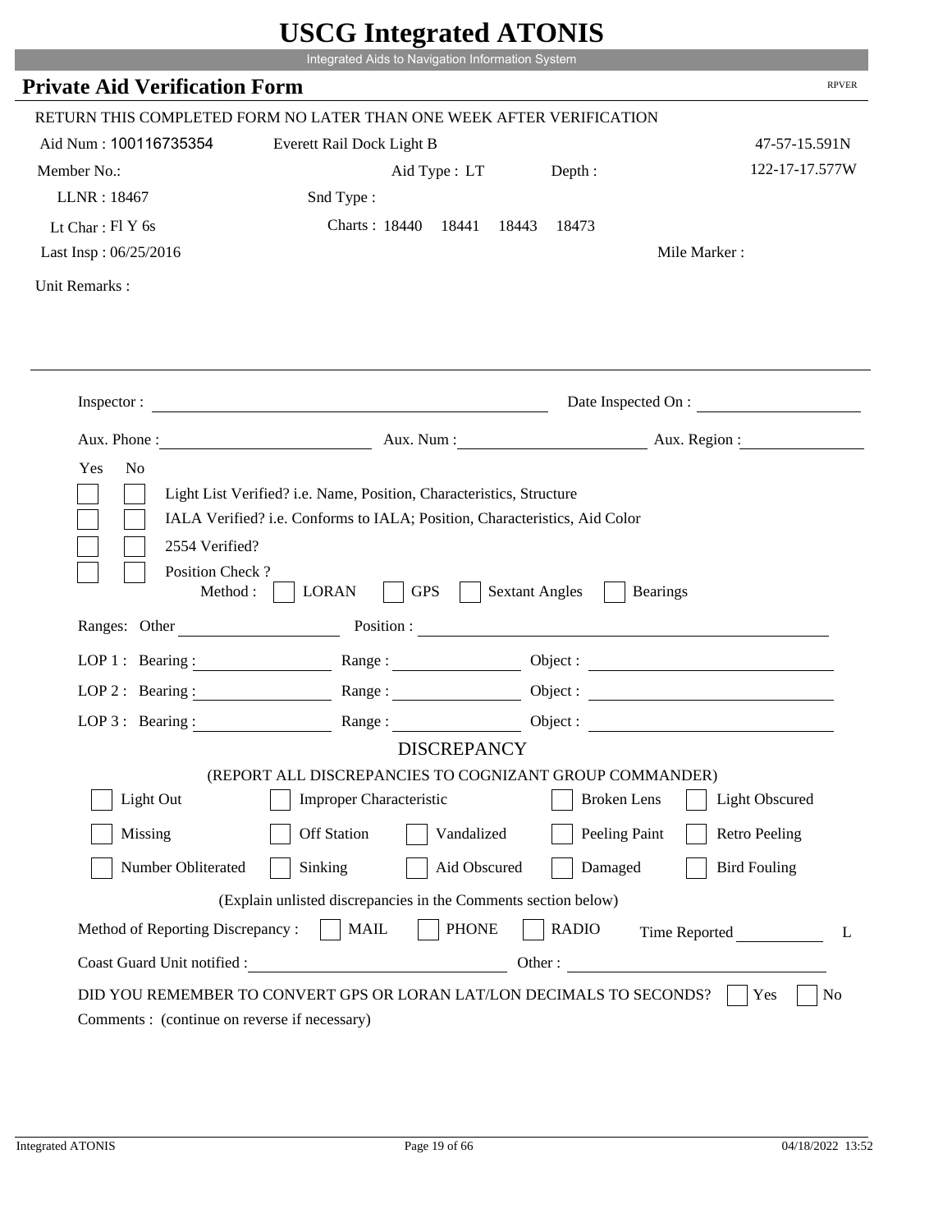# USCG Integrated ATONIS

Integrated Aids to Navigation Information System

## Private Aid Verification Form

RPVER

RETURN THIS COMPLETED FORM NO LATER THAN ONE WEEK AFTER VERIFICATION

Aid Num : 100116735354 &nbsp;&nbsp; Everett Rail Dock Light B &nbsp;&nbsp; 47-57-15.591N

Member No.: &nbsp;&nbsp; Aid Type : LT &nbsp;&nbsp; Depth : &nbsp;&nbsp; 122-17-17.577W

LLNR : 18467 &nbsp;&nbsp; Snd Type :

Lt Char : Fl Y 6s &nbsp;&nbsp; Charts : 18440 18441 18443 18473

Last Insp : 06/25/2016 &nbsp;&nbsp; Mile Marker :

Unit Remarks :

---

Inspector : ______________________ Date Inspected On : ______________

Aux. Phone : ______________ Aux. Num : ______________ Aux. Region : ______________

Yes No

- [ ] [ ] Light List Verified? i.e. Name, Position, Characteristics, Structure
- [ ] [ ] IALA Verified? i.e. Conforms to IALA; Position, Characteristics, Aid Color
- [ ] [ ] 2554 Verified?
- [ ] [ ] Position Check ?

Method : [ ] LORAN [ ] GPS [ ] Sextant Angles [ ] Bearings

Ranges: Other ______________ Position : ______________

LOP 1 : Bearing : ______________ Range : ______________ Object : ______________

LOP 2 : Bearing : ______________ Range : ______________ Object : ______________

LOP 3 : Bearing : ______________ Range : ______________ Object : ______________

### DISCREPANCY

(REPORT ALL DISCREPANCIES TO COGNIZANT GROUP COMMANDER)

| | | | | |
|---|---|---|---|---|
| [ ] Light Out | [ ] Improper Characteristic | | [ ] Broken Lens | [ ] Light Obscured |
| [ ] Missing | [ ] Off Station | [ ] Vandalized | [ ] Peeling Paint | [ ] Retro Peeling |
| [ ] Number Obliterated | [ ] Sinking | [ ] Aid Obscured | [ ] Damaged | [ ] Bird Fouling |

(Explain unlisted discrepancies in the Comments section below)

Method of Reporting Discrepancy : [ ] MAIL [ ] PHONE [ ] RADIO Time Reported ______ L

Coast Guard Unit notified : ______________ Other : ______________

DID YOU REMEMBER TO CONVERT GPS OR LORAN LAT/LON DECIMALS TO SECONDS? [ ] Yes [ ] No

Comments : (continue on reverse if necessary)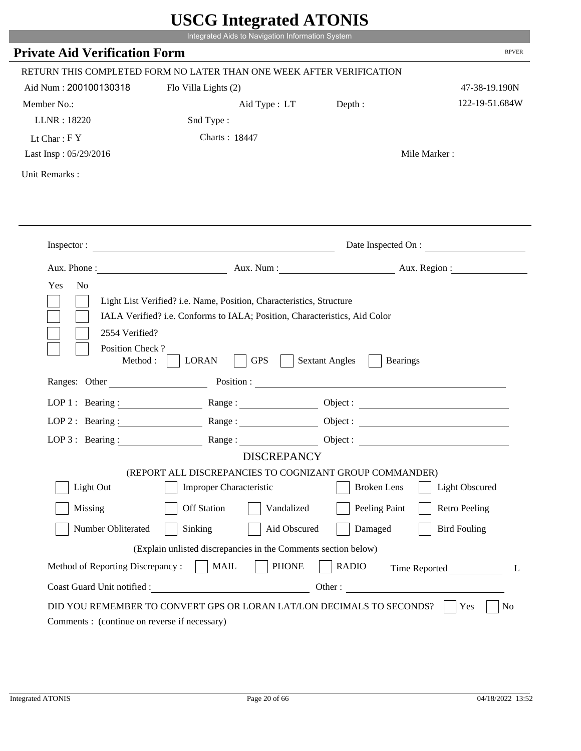# USCG Integrated ATONIS

Integrated Aids to Navigation Information System

## Private Aid Verification Form

RPVER

RETURN THIS COMPLETED FORM NO LATER THAN ONE WEEK AFTER VERIFICATION

Aid Num : 200100130318  Flo Villa Lights (2)  47-38-19.190N

Member No.:  Aid Type : LT  Depth :  122-19-51.684W

LLNR : 18220  Snd Type :

Lt Char : F Y  Charts : 18447

Last Insp : 05/29/2016  Mile Marker :

Unit Remarks :

Inspector : ______________________  Date Inspected On : ______________

Aux. Phone : ______________  Aux. Num : ______________  Aux. Region : ______________

Yes No

- [ ] [ ] Light List Verified? i.e. Name, Position, Characteristics, Structure
- [ ] [ ] IALA Verified? i.e. Conforms to IALA; Position, Characteristics, Aid Color
- [ ] [ ] 2554 Verified?
- [ ] [ ] Position Check ?

Method : [ ] LORAN [ ] GPS [ ] Sextant Angles [ ] Bearings

Ranges: Other ______________  Position : ______________________________

LOP 1 : Bearing : ______________  Range : ______________  Object : ______________

LOP 2 : Bearing : ______________  Range : ______________  Object : ______________

LOP 3 : Bearing : ______________  Range : ______________  Object : ______________

### DISCREPANCY

(REPORT ALL DISCREPANCIES TO COGNIZANT GROUP COMMANDER)

- [ ] Light Out
- [ ] Improper Characteristic
- [ ] Broken Lens
- [ ] Light Obscured
- [ ] Missing
- [ ] Off Station
- [ ] Vandalized
- [ ] Peeling Paint
- [ ] Retro Peeling
- [ ] Number Obliterated
- [ ] Sinking
- [ ] Aid Obscured
- [ ] Damaged
- [ ] Bird Fouling

(Explain unlisted discrepancies in the Comments section below)

Method of Reporting Discrepancy : [ ] MAIL [ ] PHONE [ ] RADIO  Time Reported ______________ L

Coast Guard Unit notified : ______________________  Other : ______________________

DID YOU REMEMBER TO CONVERT GPS OR LORAN LAT/LON DECIMALS TO SECONDS? [ ] Yes [ ] No

Comments : (continue on reverse if necessary)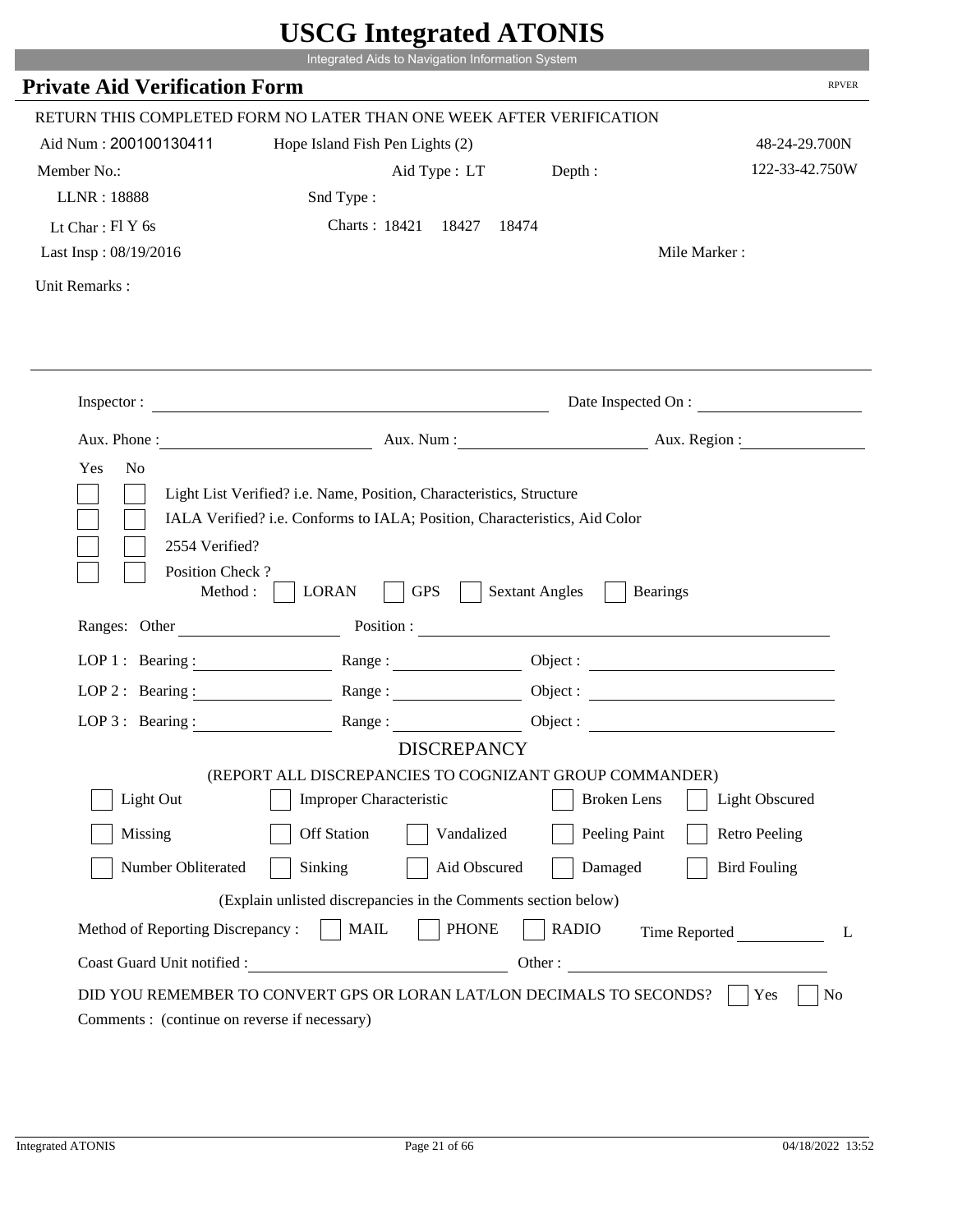# USCG Integrated ATONIS

Integrated Aids to Navigation Information System

## Private Aid Verification Form

RPVER

RETURN THIS COMPLETED FORM NO LATER THAN ONE WEEK AFTER VERIFICATION

Aid Num : 200100130411 Hope Island Fish Pen Lights (2) 48-24-29.700N

Member No.: Aid Type : LT Depth : 122-33-42.750W

LLNR : 18888 Snd Type :

Lt Char : Fl Y 6s Charts : 18421 18427 18474

Last Insp : 08/19/2016 Mile Marker :

Unit Remarks :

Inspector : Date Inspected On :

Aux. Phone : Aux. Num : Aux. Region :

Yes No

- [ ] [ ] Light List Verified? i.e. Name, Position, Characteristics, Structure
- [ ] [ ] IALA Verified? i.e. Conforms to IALA; Position, Characteristics, Aid Color
- [ ] [ ] 2554 Verified?
- [ ] [ ] Position Check ?

Method : [ ] LORAN [ ] GPS [ ] Sextant Angles [ ] Bearings

Ranges: Other Position :

LOP 1 : Bearing : Range : Object :

LOP 2 : Bearing : Range : Object :

LOP 3 : Bearing : Range : Object :

DISCREPANCY

(REPORT ALL DISCREPANCIES TO COGNIZANT GROUP COMMANDER)

- [ ] Light Out
- [ ] Improper Characteristic
- [ ] Broken Lens
- [ ] Light Obscured
- [ ] Missing
- [ ] Off Station
- [ ] Vandalized
- [ ] Peeling Paint
- [ ] Retro Peeling
- [ ] Number Obliterated
- [ ] Sinking
- [ ] Aid Obscured
- [ ] Damaged
- [ ] Bird Fouling

(Explain unlisted discrepancies in the Comments section below)

Method of Reporting Discrepancy : [ ] MAIL [ ] PHONE [ ] RADIO Time Reported L

Coast Guard Unit notified : Other :

DID YOU REMEMBER TO CONVERT GPS OR LORAN LAT/LON DECIMALS TO SECONDS? [ ] Yes [ ] No

Comments : (continue on reverse if necessary)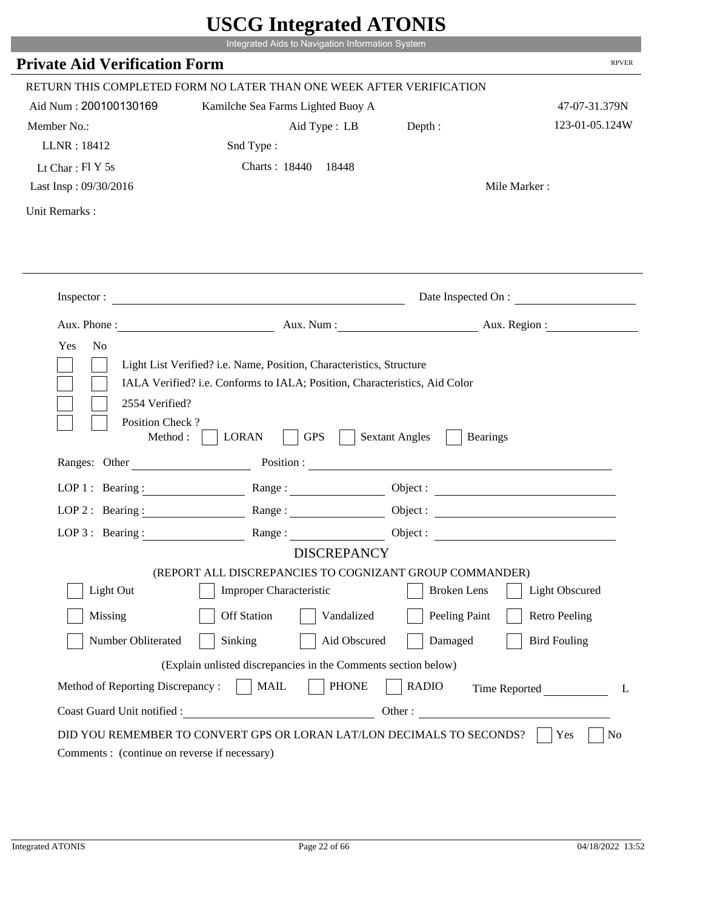# USCG Integrated ATONIS

Integrated Aids to Navigation Information System

## Private Aid Verification Form

RPVER

RETURN THIS COMPLETED FORM NO LATER THAN ONE WEEK AFTER VERIFICATION

Aid Num : 200100130169 &nbsp;&nbsp;&nbsp; Kamilche Sea Farms Lighted Buoy A &nbsp;&nbsp;&nbsp; 47-07-31.379N

Member No.: &nbsp;&nbsp;&nbsp; Aid Type : LB &nbsp;&nbsp;&nbsp; Depth : &nbsp;&nbsp;&nbsp; 123-01-05.124W

LLNR : 18412 &nbsp;&nbsp;&nbsp; Snd Type :

Lt Char : Fl Y 5s &nbsp;&nbsp;&nbsp; Charts : 18440 &nbsp; 18448

Last Insp : 09/30/2016 &nbsp;&nbsp;&nbsp; Mile Marker :

Unit Remarks :

---

Inspector : ______________________ Date Inspected On : ______________

Aux. Phone : ______________ Aux. Num : ______________ Aux. Region : ______________

Yes No

[ ] [ ] Light List Verified? i.e. Name, Position, Characteristics, Structure

[ ] [ ] IALA Verified? i.e. Conforms to IALA; Position, Characteristics, Aid Color

[ ] [ ] 2554 Verified?

[ ] [ ] Position Check ?

Method : [ ] LORAN [ ] GPS [ ] Sextant Angles [ ] Bearings

Ranges: Other ______________ Position : ______________________

LOP 1 : Bearing : ______________ Range : ______________ Object : ______________

LOP 2 : Bearing : ______________ Range : ______________ Object : ______________

LOP 3 : Bearing : ______________ Range : ______________ Object : ______________

### DISCREPANCY

(REPORT ALL DISCREPANCIES TO COGNIZANT GROUP COMMANDER)

[ ] Light Out [ ] Improper Characteristic [ ] Broken Lens [ ] Light Obscured

[ ] Missing [ ] Off Station [ ] Vandalized [ ] Peeling Paint [ ] Retro Peeling

[ ] Number Obliterated [ ] Sinking [ ] Aid Obscured [ ] Damaged [ ] Bird Fouling

(Explain unlisted discrepancies in the Comments section below)

Method of Reporting Discrepancy : [ ] MAIL [ ] PHONE [ ] RADIO Time Reported ______________ L

Coast Guard Unit notified : ______________ Other : ______________

DID YOU REMEMBER TO CONVERT GPS OR LORAN LAT/LON DECIMALS TO SECONDS? [ ] Yes [ ] No

Comments : (continue on reverse if necessary)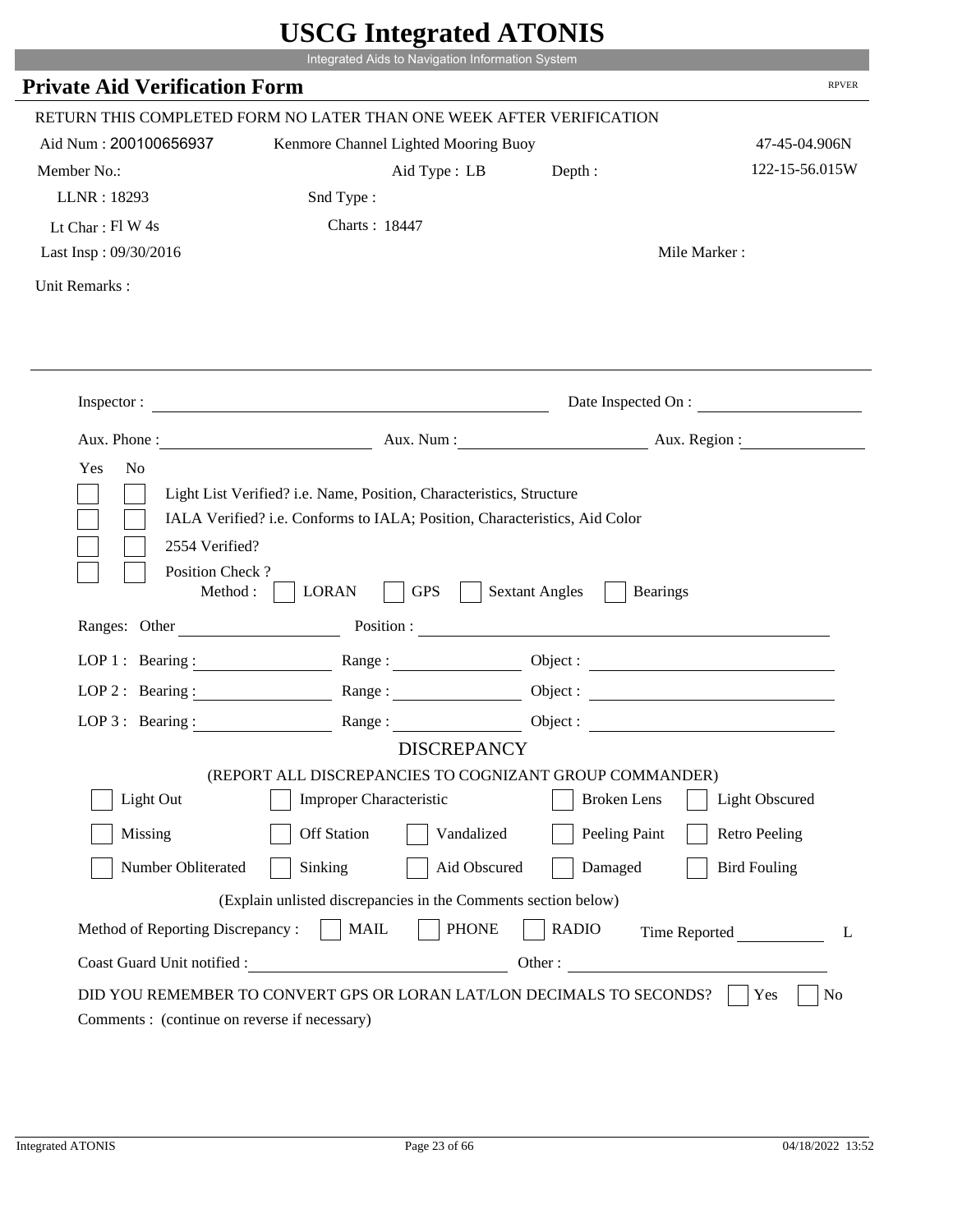# USCG Integrated ATONIS

Integrated Aids to Navigation Information System

## Private Aid Verification Form

RPVER

RETURN THIS COMPLETED FORM NO LATER THAN ONE WEEK AFTER VERIFICATION

Aid Num : 200100656937 &nbsp;&nbsp; Kenmore Channel Lighted Mooring Buoy &nbsp;&nbsp; 47-45-04.906N

Member No.: &nbsp;&nbsp; Aid Type : LB &nbsp;&nbsp; Depth : &nbsp;&nbsp; 122-15-56.015W

LLNR : 18293 &nbsp;&nbsp; Snd Type :

Lt Char : Fl W 4s &nbsp;&nbsp; Charts : 18447

Last Insp : 09/30/2016 &nbsp;&nbsp; Mile Marker :

Unit Remarks :

---

Inspector : &nbsp;&nbsp; Date Inspected On :

Aux. Phone : &nbsp;&nbsp; Aux. Num : &nbsp;&nbsp; Aux. Region :

Yes No

- [ ] [ ] Light List Verified? i.e. Name, Position, Characteristics, Structure
- [ ] [ ] IALA Verified? i.e. Conforms to IALA; Position, Characteristics, Aid Color
- [ ] [ ] 2554 Verified?
- [ ] [ ] Position Check ?

Method : [ ] LORAN [ ] GPS [ ] Sextant Angles [ ] Bearings

Ranges: Other &nbsp;&nbsp; Position :

LOP 1 : Bearing : &nbsp;&nbsp; Range : &nbsp;&nbsp; Object :

LOP 2 : Bearing : &nbsp;&nbsp; Range : &nbsp;&nbsp; Object :

LOP 3 : Bearing : &nbsp;&nbsp; Range : &nbsp;&nbsp; Object :

### DISCREPANCY

(REPORT ALL DISCREPANCIES TO COGNIZANT GROUP COMMANDER)

- [ ] Light Out [ ] Improper Characteristic [ ] Broken Lens [ ] Light Obscured
- [ ] Missing [ ] Off Station [ ] Vandalized [ ] Peeling Paint [ ] Retro Peeling
- [ ] Number Obliterated [ ] Sinking [ ] Aid Obscured [ ] Damaged [ ] Bird Fouling

(Explain unlisted discrepancies in the Comments section below)

Method of Reporting Discrepancy : [ ] MAIL [ ] PHONE [ ] RADIO &nbsp;&nbsp; Time Reported &nbsp;&nbsp; L

Coast Guard Unit notified : &nbsp;&nbsp; Other :

DID YOU REMEMBER TO CONVERT GPS OR LORAN LAT/LON DECIMALS TO SECONDS? [ ] Yes [ ] No

Comments : (continue on reverse if necessary)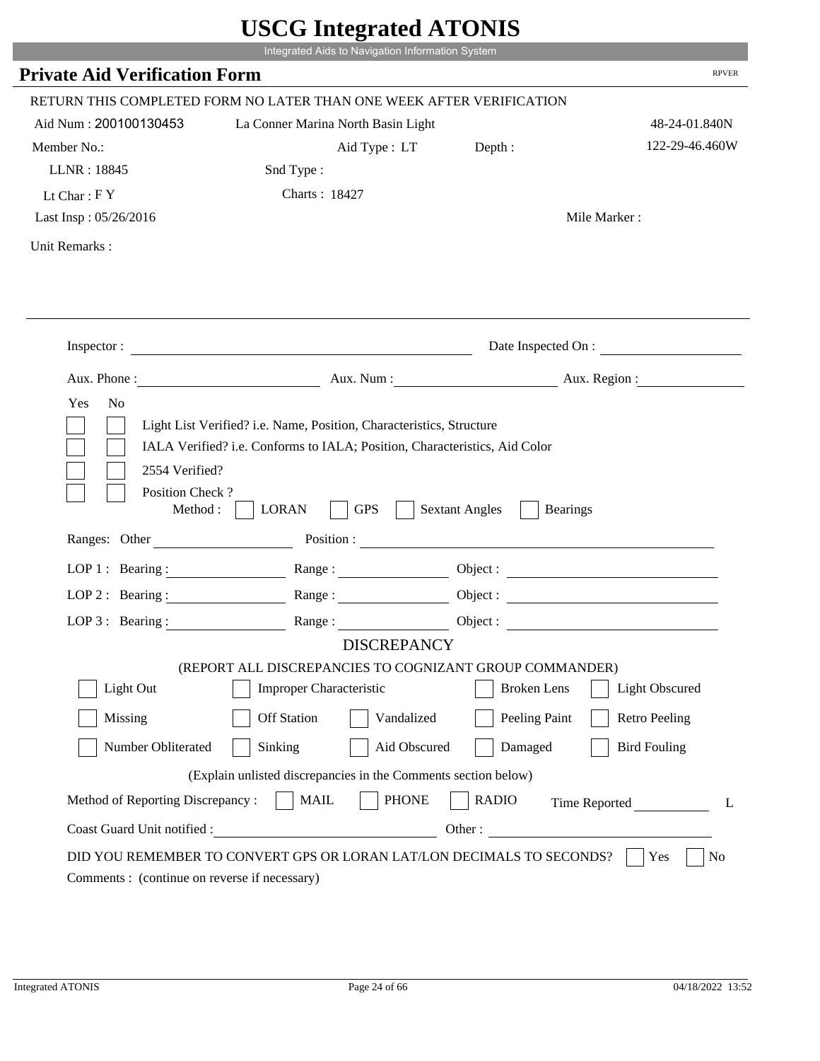# USCG Integrated ATONIS

Integrated Aids to Navigation Information System

## Private Aid Verification Form

RPVER

RETURN THIS COMPLETED FORM NO LATER THAN ONE WEEK AFTER VERIFICATION

Aid Num : 200100130453 La Conner Marina North Basin Light 48-24-01.840N

Member No.: Aid Type : LT Depth : 122-29-46.460W

LLNR : 18845 Snd Type :

Lt Char : F Y Charts : 18427

Last Insp : 05/26/2016 Mile Marker :

Unit Remarks :

Inspector : Date Inspected On :

Aux. Phone : Aux. Num : Aux. Region :

Yes No

- Light List Verified? i.e. Name, Position, Characteristics, Structure
- IALA Verified? i.e. Conforms to IALA; Position, Characteristics, Aid Color
- 2554 Verified?
- Position Check ?
  Method : LORAN GPS Sextant Angles Bearings

Ranges: Other Position :

LOP 1 : Bearing : Range : Object :

LOP 2 : Bearing : Range : Object :

LOP 3 : Bearing : Range : Object :

### DISCREPANCY

(REPORT ALL DISCREPANCIES TO COGNIZANT GROUP COMMANDER)

| | | | | |
|---|---|---|---|---|
| Light Out | Improper Characteristic | | Broken Lens | Light Obscured |
| Missing | Off Station | Vandalized | Peeling Paint | Retro Peeling |
| Number Obliterated | Sinking | Aid Obscured | Damaged | Bird Fouling |

(Explain unlisted discrepancies in the Comments section below)

Method of Reporting Discrepancy : MAIL PHONE RADIO Time Reported L

Coast Guard Unit notified : Other :

DID YOU REMEMBER TO CONVERT GPS OR LORAN LAT/LON DECIMALS TO SECONDS? Yes No

Comments : (continue on reverse if necessary)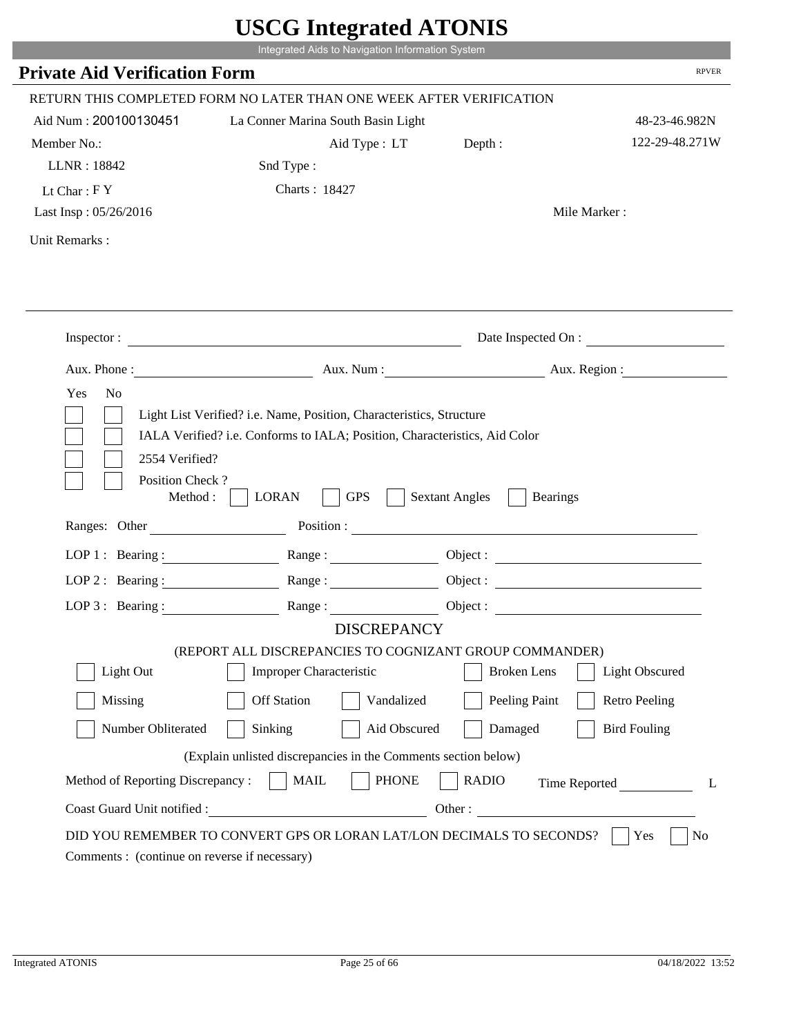# USCG Integrated ATONIS

Integrated Aids to Navigation Information System

## Private Aid Verification Form

RPVER

RETURN THIS COMPLETED FORM NO LATER THAN ONE WEEK AFTER VERIFICATION

Aid Num : 200100130451 &nbsp;&nbsp; La Conner Marina South Basin Light &nbsp;&nbsp; 48-23-46.982N

Member No.: &nbsp;&nbsp; Aid Type : LT &nbsp;&nbsp; Depth : &nbsp;&nbsp; 122-29-48.271W

LLNR : 18842 &nbsp;&nbsp; Snd Type :

Lt Char : F Y &nbsp;&nbsp; Charts : 18427

Last Insp : 05/26/2016 &nbsp;&nbsp; Mile Marker :

Unit Remarks :

---

Inspector : ______________________ Date Inspected On : ______________________

Aux. Phone : ______________________ Aux. Num : ______________________ Aux. Region : ______________________

Yes No

- [ ] [ ] Light List Verified? i.e. Name, Position, Characteristics, Structure
- [ ] [ ] IALA Verified? i.e. Conforms to IALA; Position, Characteristics, Aid Color
- [ ] [ ] 2554 Verified?
- [ ] [ ] Position Check ?

Method : [ ] LORAN [ ] GPS [ ] Sextant Angles [ ] Bearings

Ranges: Other ______________ Position : ______________________

LOP 1 : Bearing : ______________ Range : ______________ Object : ______________

LOP 2 : Bearing : ______________ Range : ______________ Object : ______________

LOP 3 : Bearing : ______________ Range : ______________ Object : ______________

### DISCREPANCY

(REPORT ALL DISCREPANCIES TO COGNIZANT GROUP COMMANDER)

- [ ] Light Out
- [ ] Improper Characteristic
- [ ] Broken Lens
- [ ] Light Obscured
- [ ] Missing
- [ ] Off Station
- [ ] Vandalized
- [ ] Peeling Paint
- [ ] Retro Peeling
- [ ] Number Obliterated
- [ ] Sinking
- [ ] Aid Obscured
- [ ] Damaged
- [ ] Bird Fouling

(Explain unlisted discrepancies in the Comments section below)

Method of Reporting Discrepancy : [ ] MAIL [ ] PHONE [ ] RADIO Time Reported ______________ L

Coast Guard Unit notified : ______________________ Other : ______________________

DID YOU REMEMBER TO CONVERT GPS OR LORAN LAT/LON DECIMALS TO SECONDS? [ ] Yes [ ] No

Comments : (continue on reverse if necessary)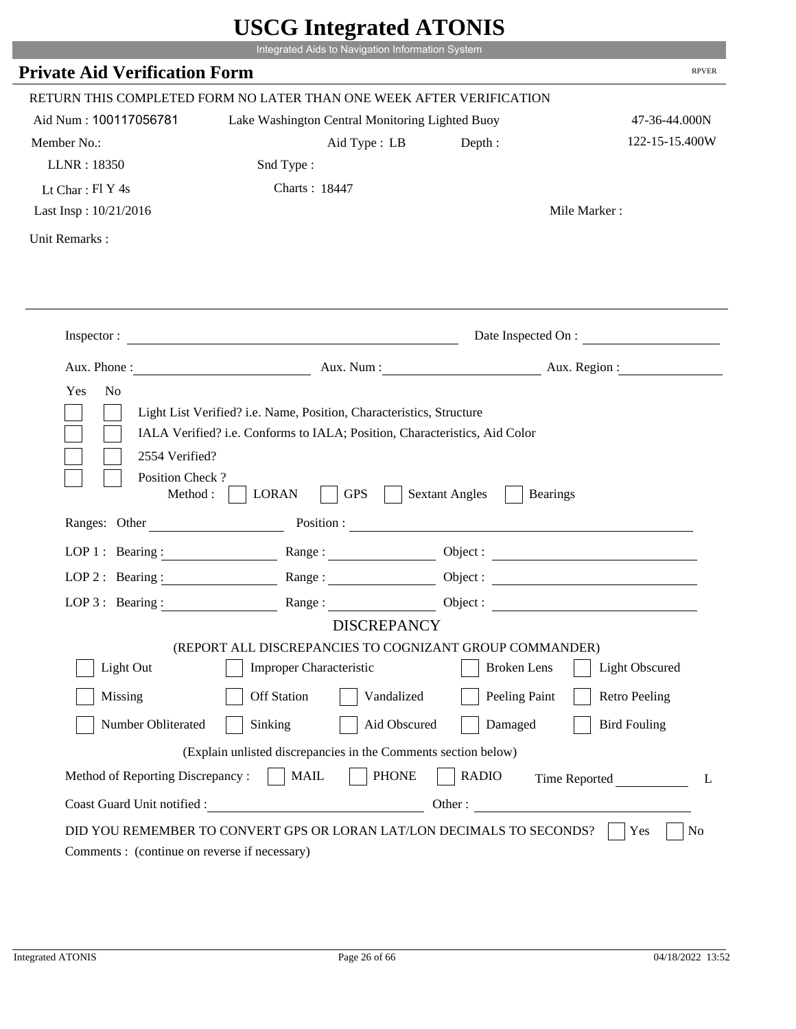# USCG Integrated ATONIS

Integrated Aids to Navigation Information System

## Private Aid Verification Form

RPVER

RETURN THIS COMPLETED FORM NO LATER THAN ONE WEEK AFTER VERIFICATION

Aid Num : 100117056781 Lake Washington Central Monitoring Lighted Buoy 47-36-44.000N

Member No.: Aid Type : LB Depth : 122-15-15.400W

LLNR : 18350 Snd Type :

Lt Char : Fl Y 4s Charts : 18447

Last Insp : 10/21/2016 Mile Marker :

Unit Remarks :

Inspector : Date Inspected On :

Aux. Phone : Aux. Num : Aux. Region :

Yes No

- [ ] [ ] Light List Verified? i.e. Name, Position, Characteristics, Structure
- [ ] [ ] IALA Verified? i.e. Conforms to IALA; Position, Characteristics, Aid Color
- [ ] [ ] 2554 Verified?
- [ ] [ ] Position Check ?

Method : [ ] LORAN [ ] GPS [ ] Sextant Angles [ ] Bearings

Ranges: Other Position :

LOP 1 : Bearing : Range : Object :

LOP 2 : Bearing : Range : Object :

LOP 3 : Bearing : Range : Object :

### DISCREPANCY

(REPORT ALL DISCREPANCIES TO COGNIZANT GROUP COMMANDER)

- [ ] Light Out
- [ ] Improper Characteristic
- [ ] Broken Lens
- [ ] Light Obscured
- [ ] Missing
- [ ] Off Station
- [ ] Vandalized
- [ ] Peeling Paint
- [ ] Retro Peeling
- [ ] Number Obliterated
- [ ] Sinking
- [ ] Aid Obscured
- [ ] Damaged
- [ ] Bird Fouling

(Explain unlisted discrepancies in the Comments section below)

Method of Reporting Discrepancy : [ ] MAIL [ ] PHONE [ ] RADIO Time Reported L

Coast Guard Unit notified : Other :

DID YOU REMEMBER TO CONVERT GPS OR LORAN LAT/LON DECIMALS TO SECONDS? [ ] Yes [ ] No

Comments : (continue on reverse if necessary)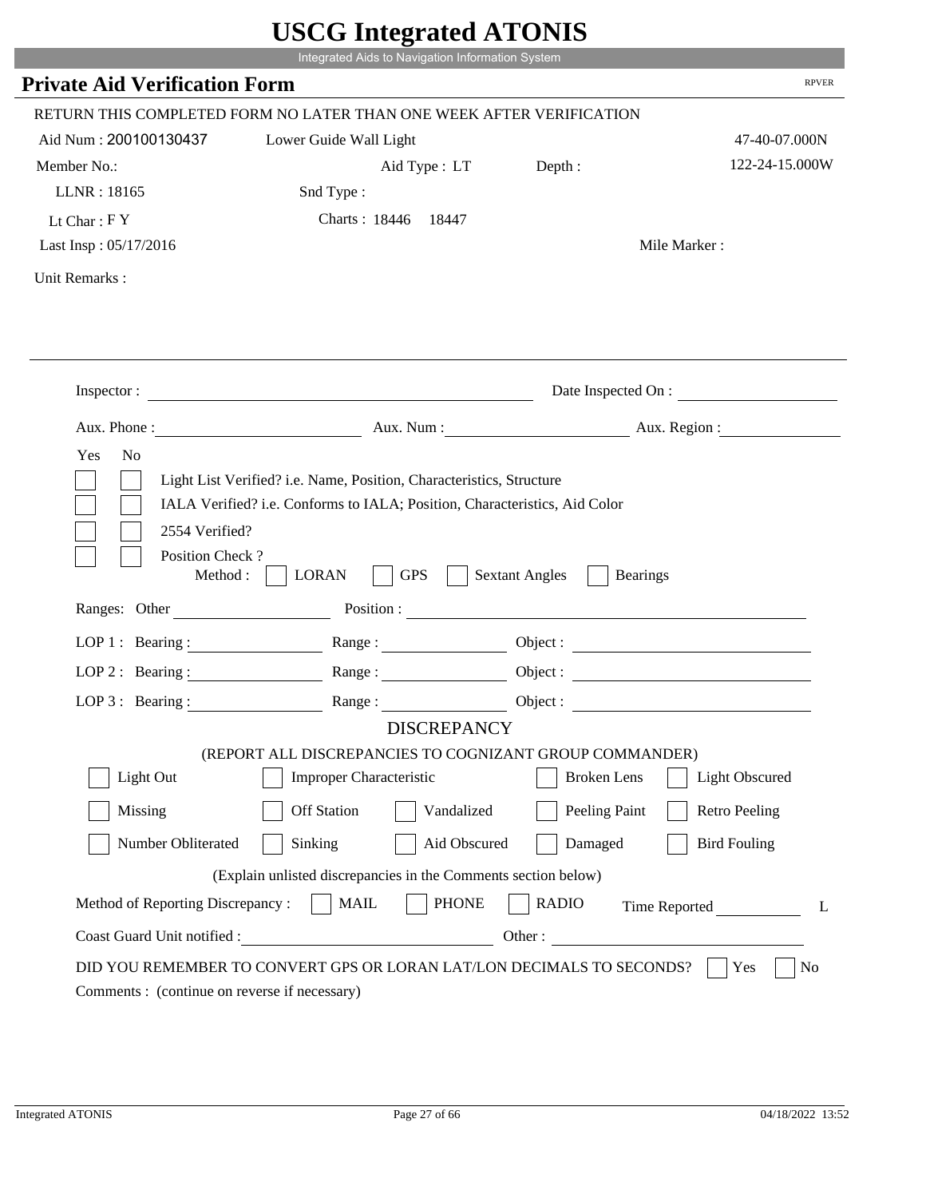# USCG Integrated ATONIS

Integrated Aids to Navigation Information System

## Private Aid Verification Form

RPVER

RETURN THIS COMPLETED FORM NO LATER THAN ONE WEEK AFTER VERIFICATION

Aid Num : 200100130437    Lower Guide Wall Light    47-40-07.000N

Member No.:    Aid Type : LT    Depth :    122-24-15.000W

LLNR : 18165    Snd Type :

Lt Char : F Y    Charts : 18446  18447

Last Insp : 05/17/2016    Mile Marker :

Unit Remarks :

Inspector : ______________________    Date Inspected On : ______________

Aux. Phone : ______________    Aux. Num : ______________    Aux. Region : ______________

Yes  No

[ ] [ ] Light List Verified? i.e. Name, Position, Characteristics, Structure

[ ] [ ] IALA Verified? i.e. Conforms to IALA; Position, Characteristics, Aid Color

[ ] [ ] 2554 Verified?

[ ] [ ] Position Check ?

Method : [ ] LORAN  [ ] GPS  [ ] Sextant Angles  [ ] Bearings

Ranges: Other ______________    Position : ______________________________

LOP 1 : Bearing : ______________    Range : ______________    Object : ______________

LOP 2 : Bearing : ______________    Range : ______________    Object : ______________

LOP 3 : Bearing : ______________    Range : ______________    Object : ______________

### DISCREPANCY

(REPORT ALL DISCREPANCIES TO COGNIZANT GROUP COMMANDER)

[ ] Light Out  [ ] Improper Characteristic  [ ] Broken Lens  [ ] Light Obscured

[ ] Missing  [ ] Off Station  [ ] Vandalized  [ ] Peeling Paint  [ ] Retro Peeling

[ ] Number Obliterated  [ ] Sinking  [ ] Aid Obscured  [ ] Damaged  [ ] Bird Fouling

(Explain unlisted discrepancies in the Comments section below)

Method of Reporting Discrepancy : [ ] MAIL  [ ] PHONE  [ ] RADIO    Time Reported ______________ L

Coast Guard Unit notified : ______________________    Other : ______________________

DID YOU REMEMBER TO CONVERT GPS OR LORAN LAT/LON DECIMALS TO SECONDS? [ ] Yes  [ ] No

Comments : (continue on reverse if necessary)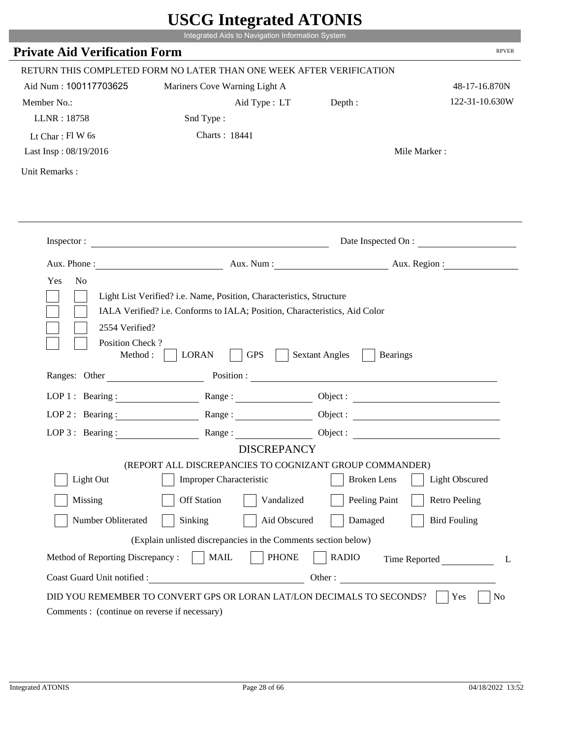# USCG Integrated ATONIS

Integrated Aids to Navigation Information System

## Private Aid Verification Form

RPVER

RETURN THIS COMPLETED FORM NO LATER THAN ONE WEEK AFTER VERIFICATION

Aid Num : 100117703625 &nbsp;&nbsp;&nbsp; Mariners Cove Warning Light A &nbsp;&nbsp;&nbsp; 48-17-16.870N

Member No.: &nbsp;&nbsp;&nbsp; Aid Type : LT &nbsp;&nbsp;&nbsp; Depth : &nbsp;&nbsp;&nbsp; 122-31-10.630W

LLNR : 18758 &nbsp;&nbsp;&nbsp; Snd Type :

Lt Char : Fl W 6s &nbsp;&nbsp;&nbsp; Charts : 18441

Last Insp : 08/19/2016 &nbsp;&nbsp;&nbsp; Mile Marker :

Unit Remarks :

Inspector : ______________________ &nbsp;&nbsp;&nbsp; Date Inspected On : ______________

Aux. Phone : ______________ &nbsp;&nbsp;&nbsp; Aux. Num : ______________ &nbsp;&nbsp;&nbsp; Aux. Region : ______________

| Yes | No | |
|---|---|---|
| ☐ | ☐ | Light List Verified? i.e. Name, Position, Characteristics, Structure |
| ☐ | ☐ | IALA Verified? i.e. Conforms to IALA; Position, Characteristics, Aid Color |
| ☐ | ☐ | 2554 Verified? |
| ☐ | ☐ | Position Check ? |

Method : ☐ LORAN ☐ GPS ☐ Sextant Angles ☐ Bearings

Ranges: Other ______________ Position : ______________________

LOP 1 : Bearing : ______________ Range : ______________ Object : ______________

LOP 2 : Bearing : ______________ Range : ______________ Object : ______________

LOP 3 : Bearing : ______________ Range : ______________ Object : ______________

### DISCREPANCY

(REPORT ALL DISCREPANCIES TO COGNIZANT GROUP COMMANDER)

| | | | | |
|---|---|---|---|---|
| ☐ Light Out | ☐ Improper Characteristic | | ☐ Broken Lens | ☐ Light Obscured |
| ☐ Missing | ☐ Off Station | ☐ Vandalized | ☐ Peeling Paint | ☐ Retro Peeling |
| ☐ Number Obliterated | ☐ Sinking | ☐ Aid Obscured | ☐ Damaged | ☐ Bird Fouling |

(Explain unlisted discrepancies in the Comments section below)

Method of Reporting Discrepancy : ☐ MAIL ☐ PHONE ☐ RADIO &nbsp;&nbsp;&nbsp; Time Reported __________ L

Coast Guard Unit notified : ______________________ Other : ______________________

DID YOU REMEMBER TO CONVERT GPS OR LORAN LAT/LON DECIMALS TO SECONDS? ☐ Yes ☐ No

Comments : (continue on reverse if necessary)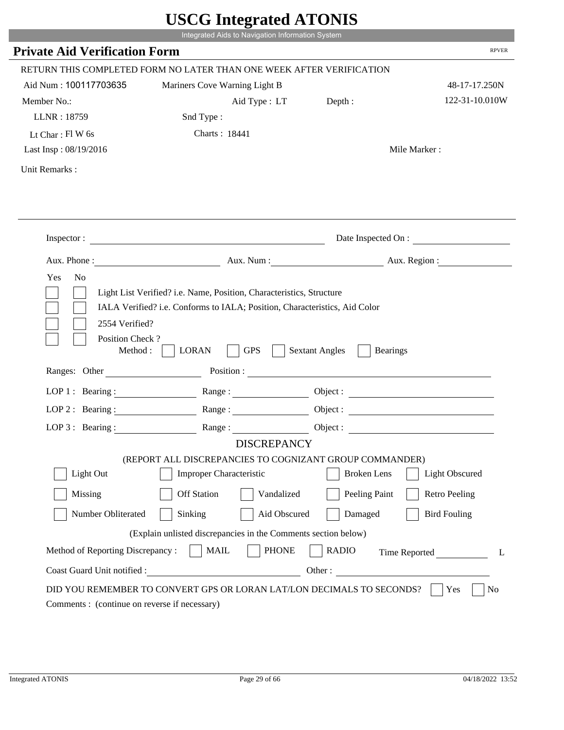# USCG Integrated ATONIS

Integrated Aids to Navigation Information System

## Private Aid Verification Form

RPVER

RETURN THIS COMPLETED FORM NO LATER THAN ONE WEEK AFTER VERIFICATION

Aid Num : 100117703635 Mariners Cove Warning Light B 48-17-17.250N

Member No.: Aid Type : LT Depth : 122-31-10.010W

LLNR : 18759 Snd Type :

Lt Char : Fl W 6s Charts : 18441

Last Insp : 08/19/2016 Mile Marker :

Unit Remarks :

Inspector : Date Inspected On :

Aux. Phone : Aux. Num : Aux. Region :

Yes No

- [ ] [ ] Light List Verified? i.e. Name, Position, Characteristics, Structure
- [ ] [ ] IALA Verified? i.e. Conforms to IALA; Position, Characteristics, Aid Color
- [ ] [ ] 2554 Verified?
- [ ] [ ] Position Check ?

Method : [ ] LORAN [ ] GPS [ ] Sextant Angles [ ] Bearings

Ranges: Other Position :

LOP 1 : Bearing : Range : Object :

LOP 2 : Bearing : Range : Object :

LOP 3 : Bearing : Range : Object :

### DISCREPANCY

(REPORT ALL DISCREPANCIES TO COGNIZANT GROUP COMMANDER)

- [ ] Light Out
- [ ] Improper Characteristic
- [ ] Broken Lens
- [ ] Light Obscured
- [ ] Missing
- [ ] Off Station
- [ ] Vandalized
- [ ] Peeling Paint
- [ ] Retro Peeling
- [ ] Number Obliterated
- [ ] Sinking
- [ ] Aid Obscured
- [ ] Damaged
- [ ] Bird Fouling

(Explain unlisted discrepancies in the Comments section below)

Method of Reporting Discrepancy : [ ] MAIL [ ] PHONE [ ] RADIO Time Reported L

Coast Guard Unit notified : Other :

DID YOU REMEMBER TO CONVERT GPS OR LORAN LAT/LON DECIMALS TO SECONDS? [ ] Yes [ ] No

Comments : (continue on reverse if necessary)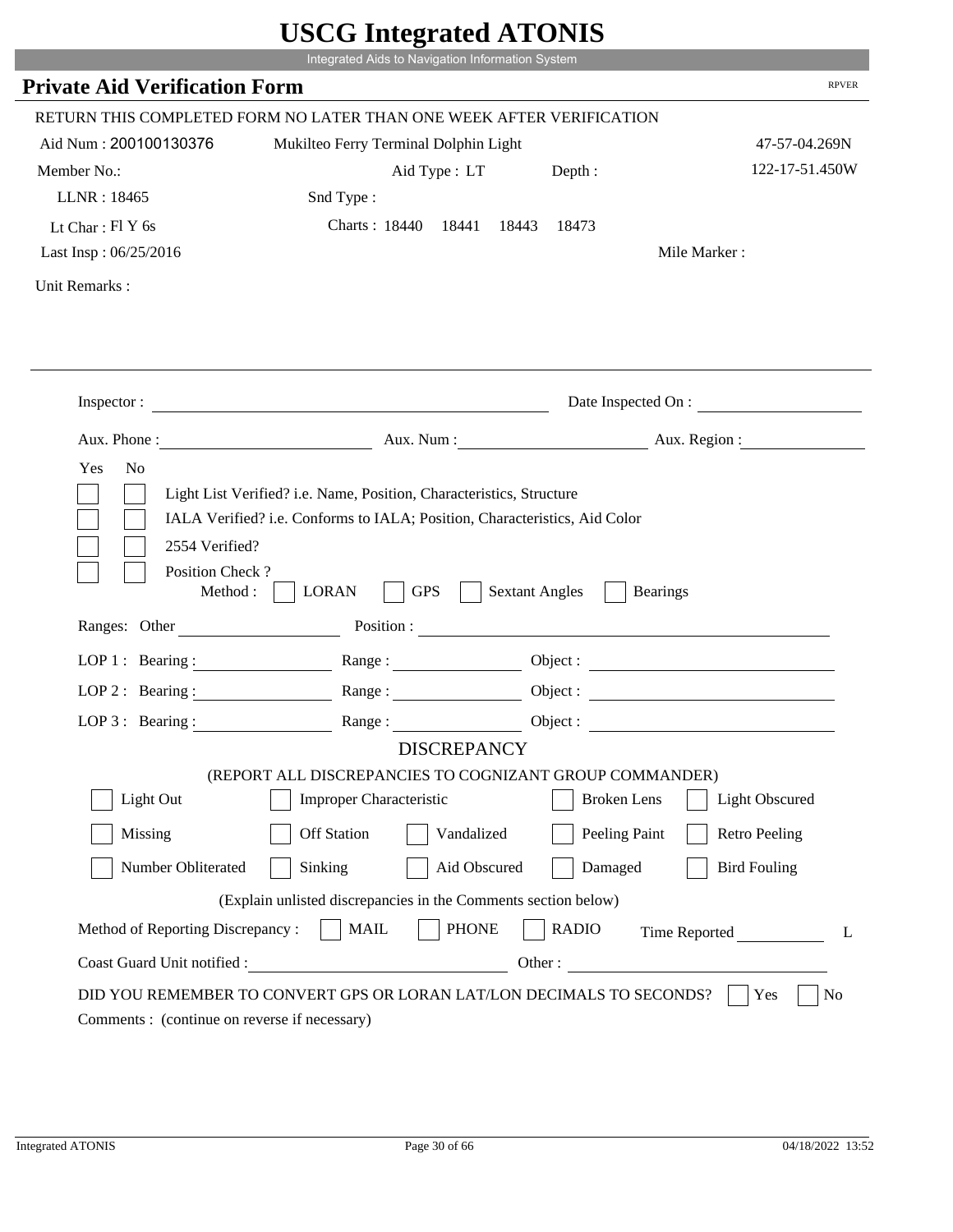# USCG Integrated ATONIS

Integrated Aids to Navigation Information System

## Private Aid Verification Form

RPVER

RETURN THIS COMPLETED FORM NO LATER THAN ONE WEEK AFTER VERIFICATION

Aid Num : 200100130376 Mukilteo Ferry Terminal Dolphin Light 47-57-04.269N

Member No.: Aid Type : LT Depth : 122-17-51.450W

LLNR : 18465 Snd Type :

Lt Char : Fl Y 6s Charts : 18440 18441 18443 18473

Last Insp : 06/25/2016 Mile Marker :

Unit Remarks :

Inspector : Date Inspected On :

Aux. Phone : Aux. Num : Aux. Region :

Yes No

- [ ] [ ] Light List Verified? i.e. Name, Position, Characteristics, Structure
- [ ] [ ] IALA Verified? i.e. Conforms to IALA; Position, Characteristics, Aid Color
- [ ] [ ] 2554 Verified?
- [ ] [ ] Position Check ?

Method : [ ] LORAN [ ] GPS [ ] Sextant Angles [ ] Bearings

Ranges: Other Position :

LOP 1 : Bearing : Range : Object :

LOP 2 : Bearing : Range : Object :

LOP 3 : Bearing : Range : Object :

### DISCREPANCY

(REPORT ALL DISCREPANCIES TO COGNIZANT GROUP COMMANDER)

- [ ] Light Out
- [ ] Improper Characteristic
- [ ] Broken Lens
- [ ] Light Obscured
- [ ] Missing
- [ ] Off Station
- [ ] Vandalized
- [ ] Peeling Paint
- [ ] Retro Peeling
- [ ] Number Obliterated
- [ ] Sinking
- [ ] Aid Obscured
- [ ] Damaged
- [ ] Bird Fouling

(Explain unlisted discrepancies in the Comments section below)

Method of Reporting Discrepancy : [ ] MAIL [ ] PHONE [ ] RADIO Time Reported L

Coast Guard Unit notified : Other :

DID YOU REMEMBER TO CONVERT GPS OR LORAN LAT/LON DECIMALS TO SECONDS? [ ] Yes [ ] No

Comments : (continue on reverse if necessary)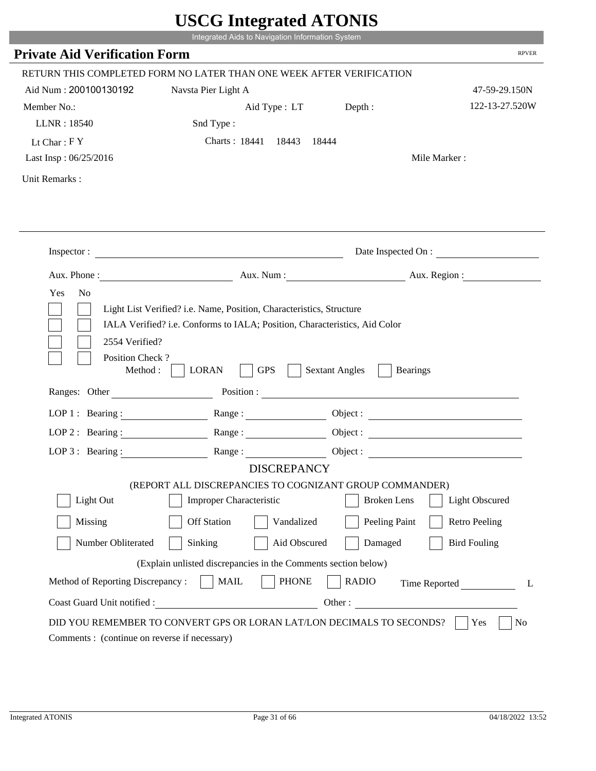# USCG Integrated ATONIS

Integrated Aids to Navigation Information System

## Private Aid Verification Form

RPVER

RETURN THIS COMPLETED FORM NO LATER THAN ONE WEEK AFTER VERIFICATION

Aid Num : 200100130192 Navsta Pier Light A 47-59-29.150N

Member No.: Aid Type : LT Depth : 122-13-27.520W

LLNR : 18540 Snd Type :

Lt Char : F Y Charts : 18441 18443 18444

Last Insp : 06/25/2016 Mile Marker :

Unit Remarks :

Inspector : Date Inspected On :

Aux. Phone : Aux. Num : Aux. Region :

Yes No

Light List Verified? i.e. Name, Position, Characteristics, Structure

IALA Verified? i.e. Conforms to IALA; Position, Characteristics, Aid Color

2554 Verified?

Position Check ?

Method : LORAN GPS Sextant Angles Bearings

Ranges: Other Position :

LOP 1 : Bearing : Range : Object :

LOP 2 : Bearing : Range : Object :

LOP 3 : Bearing : Range : Object :

DISCREPANCY

(REPORT ALL DISCREPANCIES TO COGNIZANT GROUP COMMANDER)

Light Out | Improper Characteristic | Broken Lens | Light Obscured

Missing | Off Station | Vandalized | Peeling Paint | Retro Peeling

Number Obliterated | Sinking | Aid Obscured | Damaged | Bird Fouling

(Explain unlisted discrepancies in the Comments section below)

Method of Reporting Discrepancy : MAIL PHONE RADIO Time Reported L

Coast Guard Unit notified : Other :

DID YOU REMEMBER TO CONVERT GPS OR LORAN LAT/LON DECIMALS TO SECONDS? Yes No

Comments : (continue on reverse if necessary)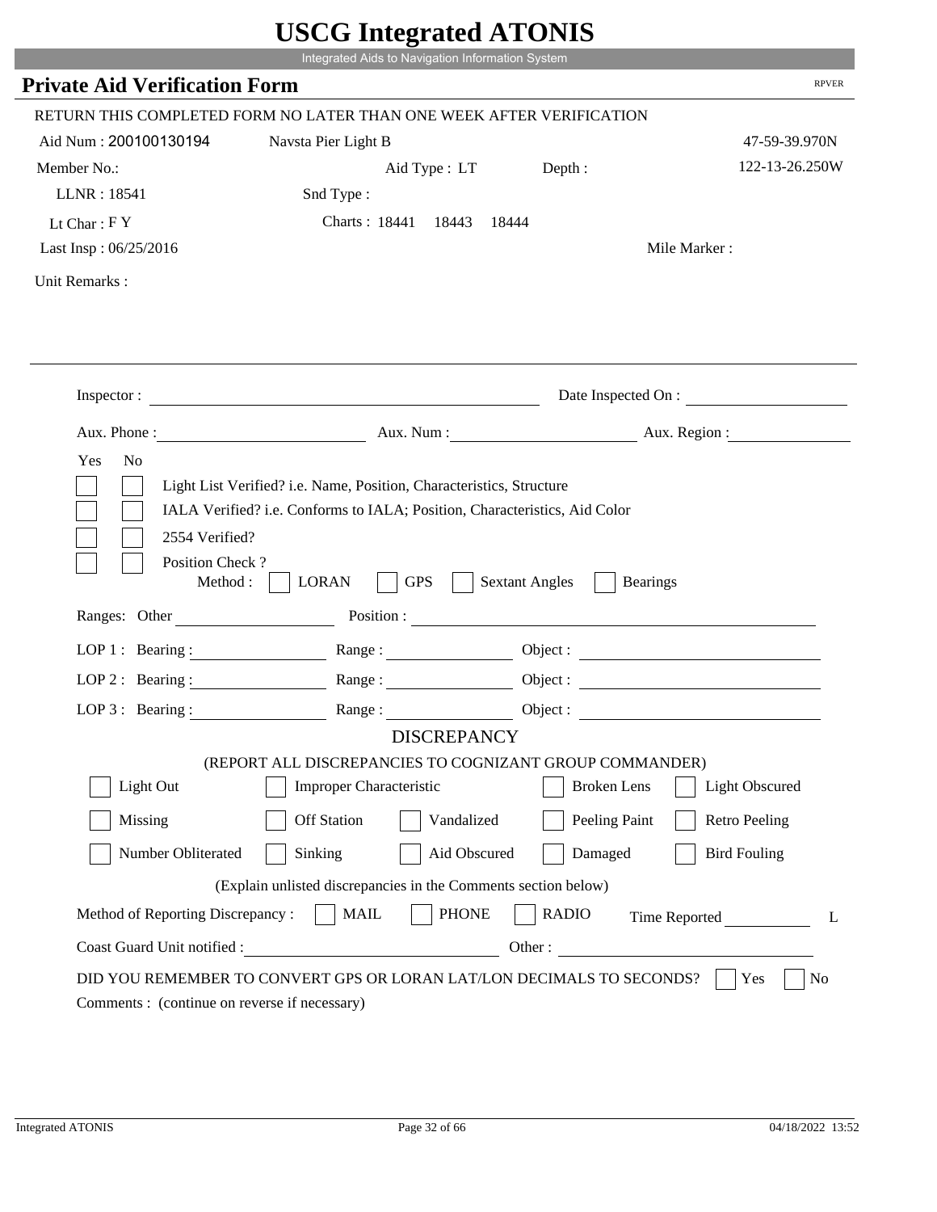# USCG Integrated ATONIS

Integrated Aids to Navigation Information System

## Private Aid Verification Form

RPVER

RETURN THIS COMPLETED FORM NO LATER THAN ONE WEEK AFTER VERIFICATION

Aid Num : 200100130194 Navsta Pier Light B 47-59-39.970N

Member No.: Aid Type : LT Depth : 122-13-26.250W

LLNR : 18541 Snd Type :

Lt Char : F Y Charts : 18441 18443 18444

Last Insp : 06/25/2016 Mile Marker :

Unit Remarks :

Inspector : Date Inspected On :

Aux. Phone : Aux. Num : Aux. Region :

Yes No

- [ ] [ ] Light List Verified? i.e. Name, Position, Characteristics, Structure
- [ ] [ ] IALA Verified? i.e. Conforms to IALA; Position, Characteristics, Aid Color
- [ ] [ ] 2554 Verified?
- [ ] [ ] Position Check ?

Method : [ ] LORAN [ ] GPS [ ] Sextant Angles [ ] Bearings

Ranges: Other Position :

LOP 1 : Bearing : Range : Object :

LOP 2 : Bearing : Range : Object :

LOP 3 : Bearing : Range : Object :

### DISCREPANCY

(REPORT ALL DISCREPANCIES TO COGNIZANT GROUP COMMANDER)

- [ ] Light Out
- [ ] Improper Characteristic
- [ ] Broken Lens
- [ ] Light Obscured
- [ ] Missing
- [ ] Off Station
- [ ] Vandalized
- [ ] Peeling Paint
- [ ] Retro Peeling
- [ ] Number Obliterated
- [ ] Sinking
- [ ] Aid Obscured
- [ ] Damaged
- [ ] Bird Fouling

(Explain unlisted discrepancies in the Comments section below)

Method of Reporting Discrepancy : [ ] MAIL [ ] PHONE [ ] RADIO Time Reported L

Coast Guard Unit notified : Other :

DID YOU REMEMBER TO CONVERT GPS OR LORAN LAT/LON DECIMALS TO SECONDS? [ ] Yes [ ] No

Comments : (continue on reverse if necessary)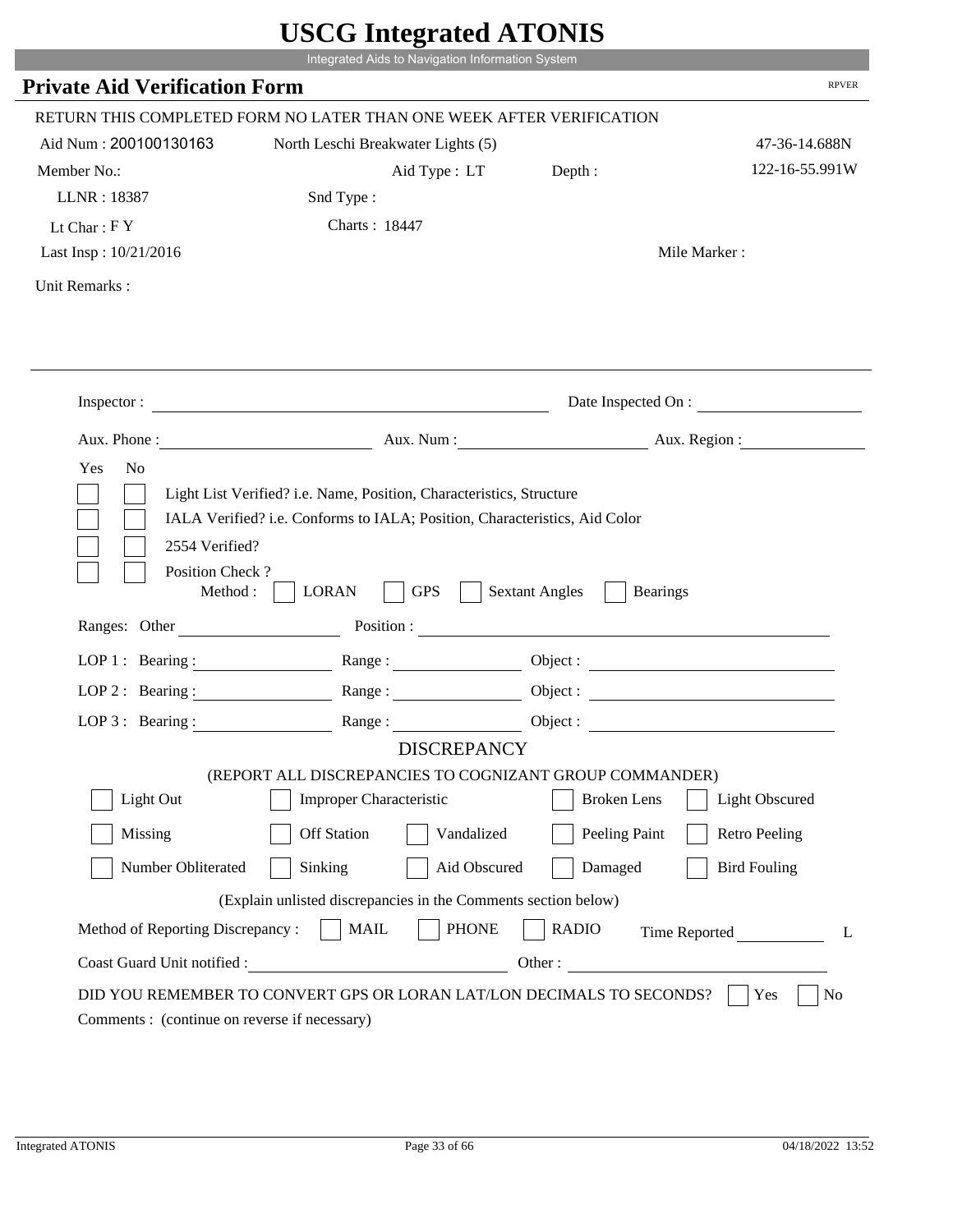# USCG Integrated ATONIS

Integrated Aids to Navigation Information System

## Private Aid Verification Form

RPVER

RETURN THIS COMPLETED FORM NO LATER THAN ONE WEEK AFTER VERIFICATION

Aid Num : 200100130163    North Leschi Breakwater Lights (5)    47-36-14.688N

Member No.:    Aid Type : LT    Depth :    122-16-55.991W

LLNR : 18387    Snd Type :

Lt Char : F Y    Charts : 18447

Last Insp : 10/21/2016    Mile Marker :

Unit Remarks :

---

Inspector : ______________________    Date Inspected On : ______________

Aux. Phone : ______________    Aux. Num : ______________    Aux. Region : ______________

Yes No

- [ ] [ ] Light List Verified? i.e. Name, Position, Characteristics, Structure
- [ ] [ ] IALA Verified? i.e. Conforms to IALA; Position, Characteristics, Aid Color
- [ ] [ ] 2554 Verified?
- [ ] [ ] Position Check ?

Method : [ ] LORAN [ ] GPS [ ] Sextant Angles [ ] Bearings

Ranges: Other ______________    Position : ______________________

LOP 1 : Bearing : ______________    Range : ______________    Object : ______________

LOP 2 : Bearing : ______________    Range : ______________    Object : ______________

LOP 3 : Bearing : ______________    Range : ______________    Object : ______________

### DISCREPANCY

(REPORT ALL DISCREPANCIES TO COGNIZANT GROUP COMMANDER)

- [ ] Light Out
- [ ] Improper Characteristic
- [ ] Broken Lens
- [ ] Light Obscured
- [ ] Missing
- [ ] Off Station
- [ ] Vandalized
- [ ] Peeling Paint
- [ ] Retro Peeling
- [ ] Number Obliterated
- [ ] Sinking
- [ ] Aid Obscured
- [ ] Damaged
- [ ] Bird Fouling

(Explain unlisted discrepancies in the Comments section below)

Method of Reporting Discrepancy : [ ] MAIL [ ] PHONE [ ] RADIO    Time Reported ______________ L

Coast Guard Unit notified : ______________________    Other : ______________________

DID YOU REMEMBER TO CONVERT GPS OR LORAN LAT/LON DECIMALS TO SECONDS? [ ] Yes [ ] No

Comments : (continue on reverse if necessary)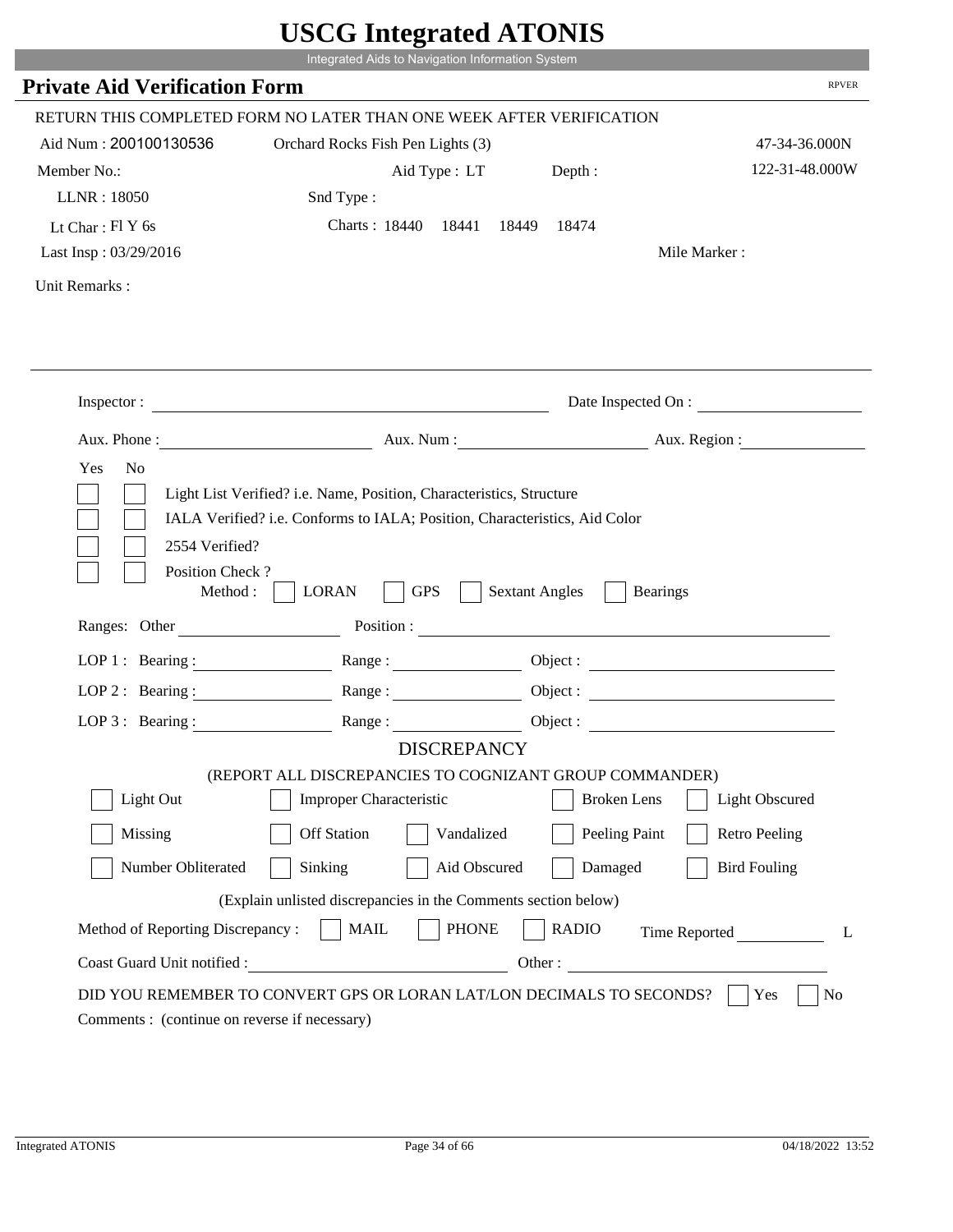# USCG Integrated ATONIS

Integrated Aids to Navigation Information System

## Private Aid Verification Form

RPVER

RETURN THIS COMPLETED FORM NO LATER THAN ONE WEEK AFTER VERIFICATION

Aid Num : 200100130536 — Orchard Rocks Fish Pen Lights (3) — 47-34-36.000N

Member No.: — Aid Type : LT — Depth : — 122-31-48.000W

LLNR : 18050 — Snd Type :

Lt Char : Fl Y 6s — Charts : 18440 18441 18449 18474

Last Insp : 03/29/2016 — Mile Marker :

Unit Remarks :

---

Inspector : ______________________ Date Inspected On : ______________

Aux. Phone : ______________ Aux. Num : ______________ Aux. Region : ______________

Yes No

- [ ] [ ] Light List Verified? i.e. Name, Position, Characteristics, Structure
- [ ] [ ] IALA Verified? i.e. Conforms to IALA; Position, Characteristics, Aid Color
- [ ] [ ] 2554 Verified?
- [ ] [ ] Position Check ?

Method : [ ] LORAN [ ] GPS [ ] Sextant Angles [ ] Bearings

Ranges: Other ______________ Position : ______________________

LOP 1 : Bearing : ______________ Range : ______________ Object : ______________

LOP 2 : Bearing : ______________ Range : ______________ Object : ______________

LOP 3 : Bearing : ______________ Range : ______________ Object : ______________

### DISCREPANCY

(REPORT ALL DISCREPANCIES TO COGNIZANT GROUP COMMANDER)

- [ ] Light Out
- [ ] Improper Characteristic
- [ ] Broken Lens
- [ ] Light Obscured
- [ ] Missing
- [ ] Off Station
- [ ] Vandalized
- [ ] Peeling Paint
- [ ] Retro Peeling
- [ ] Number Obliterated
- [ ] Sinking
- [ ] Aid Obscured
- [ ] Damaged
- [ ] Bird Fouling

(Explain unlisted discrepancies in the Comments section below)

Method of Reporting Discrepancy : [ ] MAIL [ ] PHONE [ ] RADIO Time Reported ______________ L

Coast Guard Unit notified : ______________________ Other : ______________________

DID YOU REMEMBER TO CONVERT GPS OR LORAN LAT/LON DECIMALS TO SECONDS? [ ] Yes [ ] No

Comments : (continue on reverse if necessary)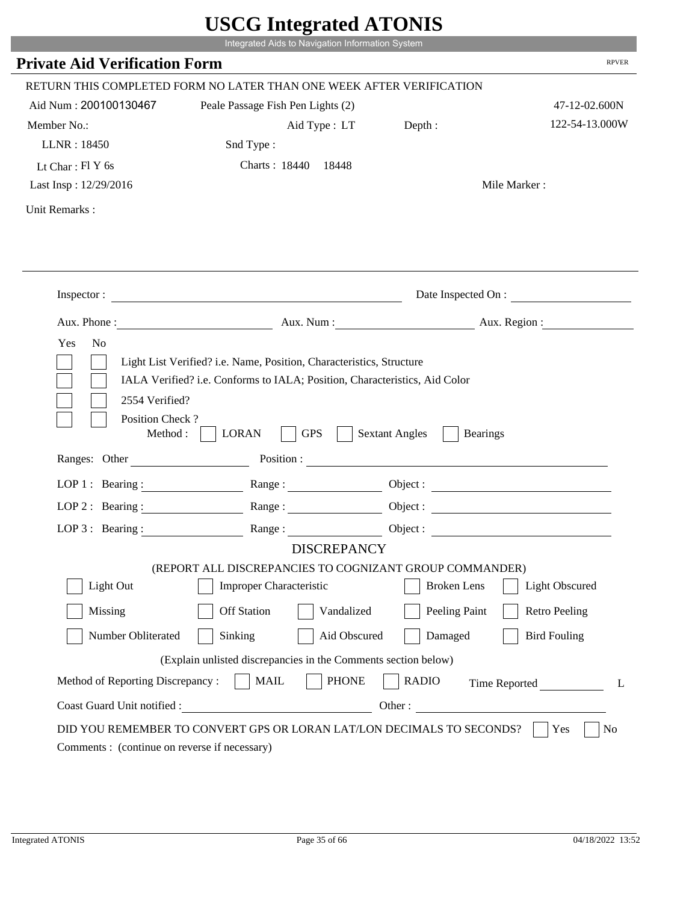# USCG Integrated ATONIS

Integrated Aids to Navigation Information System

## Private Aid Verification Form

RPVER

RETURN THIS COMPLETED FORM NO LATER THAN ONE WEEK AFTER VERIFICATION

Aid Num : 200100130467 Peale Passage Fish Pen Lights (2) 47-12-02.600N

Member No.: Aid Type : LT Depth : 122-54-13.000W

LLNR : 18450 Snd Type :

Lt Char : Fl Y 6s Charts : 18440 18448

Last Insp : 12/29/2016 Mile Marker :

Unit Remarks :

---

Inspector : Date Inspected On :

Aux. Phone : Aux. Num : Aux. Region :

Yes No

- [ ] [ ] Light List Verified? i.e. Name, Position, Characteristics, Structure
- [ ] [ ] IALA Verified? i.e. Conforms to IALA; Position, Characteristics, Aid Color
- [ ] [ ] 2554 Verified?
- [ ] [ ] Position Check ?

Method : [ ] LORAN [ ] GPS [ ] Sextant Angles [ ] Bearings

Ranges: Other Position :

LOP 1 : Bearing : Range : Object :

LOP 2 : Bearing : Range : Object :

LOP 3 : Bearing : Range : Object :

### DISCREPANCY

(REPORT ALL DISCREPANCIES TO COGNIZANT GROUP COMMANDER)

- [ ] Light Out
- [ ] Improper Characteristic
- [ ] Broken Lens
- [ ] Light Obscured
- [ ] Missing
- [ ] Off Station
- [ ] Vandalized
- [ ] Peeling Paint
- [ ] Retro Peeling
- [ ] Number Obliterated
- [ ] Sinking
- [ ] Aid Obscured
- [ ] Damaged
- [ ] Bird Fouling

(Explain unlisted discrepancies in the Comments section below)

Method of Reporting Discrepancy : [ ] MAIL [ ] PHONE [ ] RADIO Time Reported L

Coast Guard Unit notified : Other :

DID YOU REMEMBER TO CONVERT GPS OR LORAN LAT/LON DECIMALS TO SECONDS? [ ] Yes [ ] No

Comments : (continue on reverse if necessary)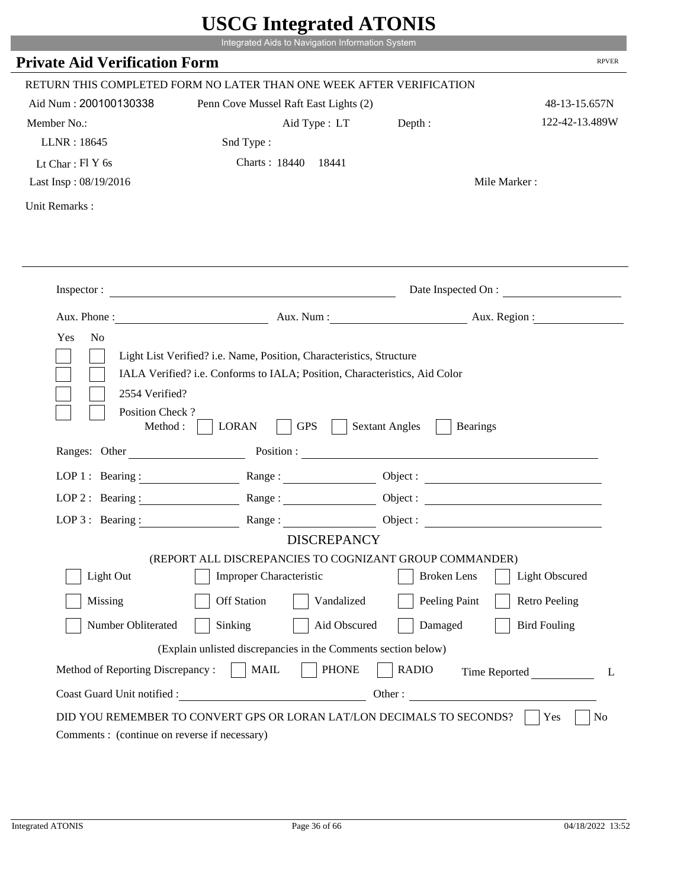# USCG Integrated ATONIS

Integrated Aids to Navigation Information System

## Private Aid Verification Form

RPVER

RETURN THIS COMPLETED FORM NO LATER THAN ONE WEEK AFTER VERIFICATION

Aid Num : 200100130338 &nbsp;&nbsp; Penn Cove Mussel Raft East Lights (2) &nbsp;&nbsp; 48-13-15.657N

Member No.: &nbsp;&nbsp; Aid Type : LT &nbsp;&nbsp; Depth : &nbsp;&nbsp; 122-42-13.489W

LLNR : 18645 &nbsp;&nbsp; Snd Type :

Lt Char : Fl Y 6s &nbsp;&nbsp; Charts : 18440 &nbsp; 18441

Last Insp : 08/19/2016 &nbsp;&nbsp; Mile Marker :

Unit Remarks :

---

Inspector : ______________________ &nbsp;&nbsp; Date Inspected On : ______________

Aux. Phone : ______________ &nbsp;&nbsp; Aux. Num : ______________ &nbsp;&nbsp; Aux. Region : ______________

Yes &nbsp; No

- [ ] [ ] Light List Verified? i.e. Name, Position, Characteristics, Structure
- [ ] [ ] IALA Verified? i.e. Conforms to IALA; Position, Characteristics, Aid Color
- [ ] [ ] 2554 Verified?
- [ ] [ ] Position Check ?

Method : [ ] LORAN [ ] GPS [ ] Sextant Angles [ ] Bearings

Ranges: Other ______________ Position : ______________________

LOP 1 : Bearing : ______________ Range : ______________ Object : ______________

LOP 2 : Bearing : ______________ Range : ______________ Object : ______________

LOP 3 : Bearing : ______________ Range : ______________ Object : ______________

### DISCREPANCY

(REPORT ALL DISCREPANCIES TO COGNIZANT GROUP COMMANDER)

| | | | | |
|---|---|---|---|---|
| [ ] Light Out | [ ] Improper Characteristic | | [ ] Broken Lens | [ ] Light Obscured |
| [ ] Missing | [ ] Off Station | [ ] Vandalized | [ ] Peeling Paint | [ ] Retro Peeling |
| [ ] Number Obliterated | [ ] Sinking | [ ] Aid Obscured | [ ] Damaged | [ ] Bird Fouling |

(Explain unlisted discrepancies in the Comments section below)

Method of Reporting Discrepancy : [ ] MAIL [ ] PHONE [ ] RADIO &nbsp;&nbsp; Time Reported ________ L

Coast Guard Unit notified : ______________________ Other : ______________________

DID YOU REMEMBER TO CONVERT GPS OR LORAN LAT/LON DECIMALS TO SECONDS? [ ] Yes [ ] No

Comments : (continue on reverse if necessary)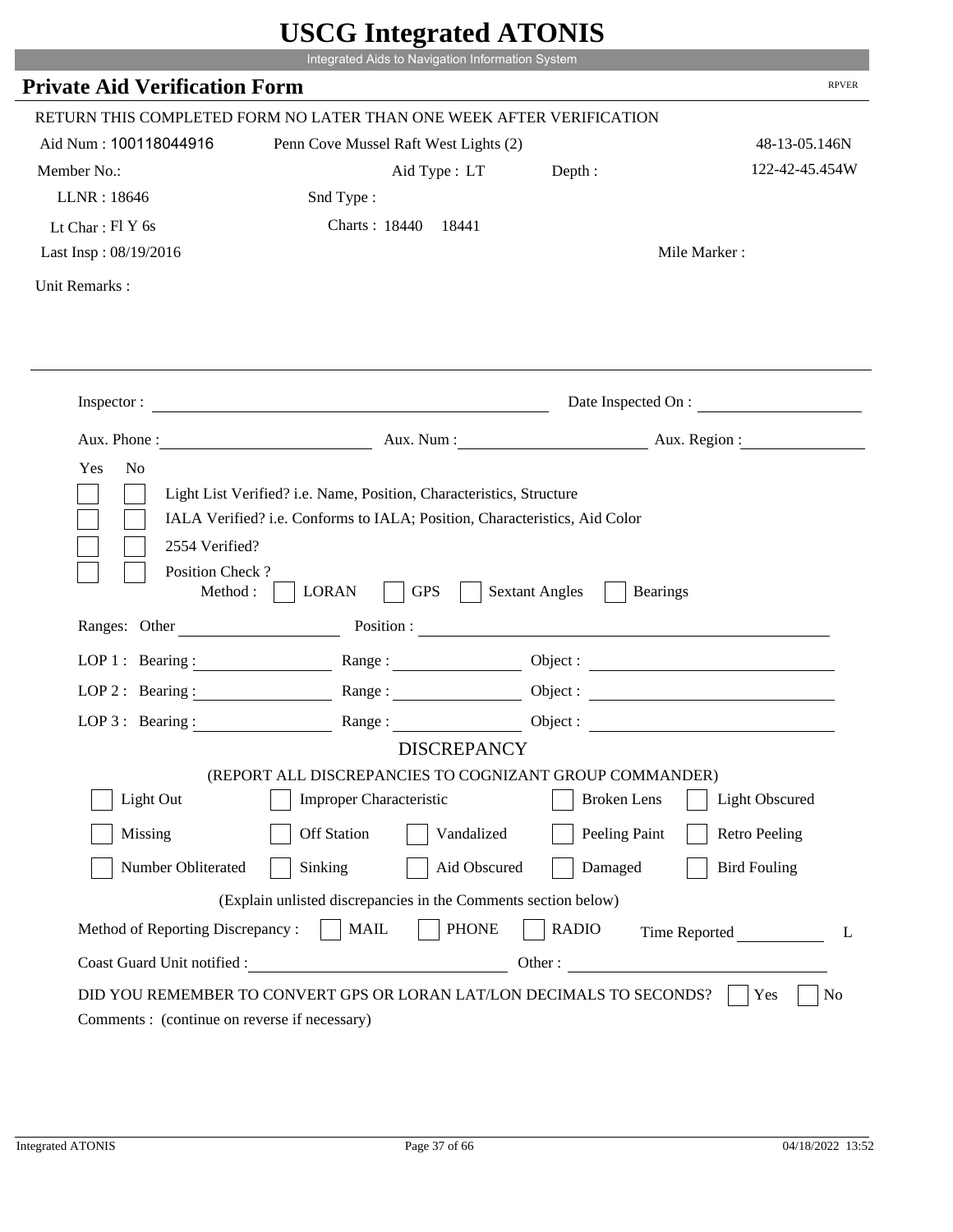# USCG Integrated ATONIS

Integrated Aids to Navigation Information System

## Private Aid Verification Form

RPVER

RETURN THIS COMPLETED FORM NO LATER THAN ONE WEEK AFTER VERIFICATION

Aid Num : 100118044916 | Penn Cove Mussel Raft West Lights (2) | 48-13-05.146N

Member No.: | Aid Type : LT | Depth : | 122-42-45.454W

LLNR : 18646 | Snd Type :

Lt Char : Fl Y 6s | Charts : 18440 18441

Last Insp : 08/19/2016 | Mile Marker :

Unit Remarks :

---

Inspector : ______________________ Date Inspected On : ______________

Aux. Phone : ______________ Aux. Num : ______________ Aux. Region : ______________

Yes No

- [ ] [ ] Light List Verified? i.e. Name, Position, Characteristics, Structure
- [ ] [ ] IALA Verified? i.e. Conforms to IALA; Position, Characteristics, Aid Color
- [ ] [ ] 2554 Verified?
- [ ] [ ] Position Check ?

Method : [ ] LORAN [ ] GPS [ ] Sextant Angles [ ] Bearings

Ranges: Other ______________ Position : ______________________

LOP 1 : Bearing : ______________ Range : ______________ Object : ______________

LOP 2 : Bearing : ______________ Range : ______________ Object : ______________

LOP 3 : Bearing : ______________ Range : ______________ Object : ______________

### DISCREPANCY

(REPORT ALL DISCREPANCIES TO COGNIZANT GROUP COMMANDER)

- [ ] Light Out
- [ ] Improper Characteristic
- [ ] Broken Lens
- [ ] Light Obscured
- [ ] Missing
- [ ] Off Station
- [ ] Vandalized
- [ ] Peeling Paint
- [ ] Retro Peeling
- [ ] Number Obliterated
- [ ] Sinking
- [ ] Aid Obscured
- [ ] Damaged
- [ ] Bird Fouling

(Explain unlisted discrepancies in the Comments section below)

Method of Reporting Discrepancy : [ ] MAIL [ ] PHONE [ ] RADIO Time Reported ______ L

Coast Guard Unit notified : ______________________ Other : ______________________

DID YOU REMEMBER TO CONVERT GPS OR LORAN LAT/LON DECIMALS TO SECONDS? [ ] Yes [ ] No

Comments : (continue on reverse if necessary)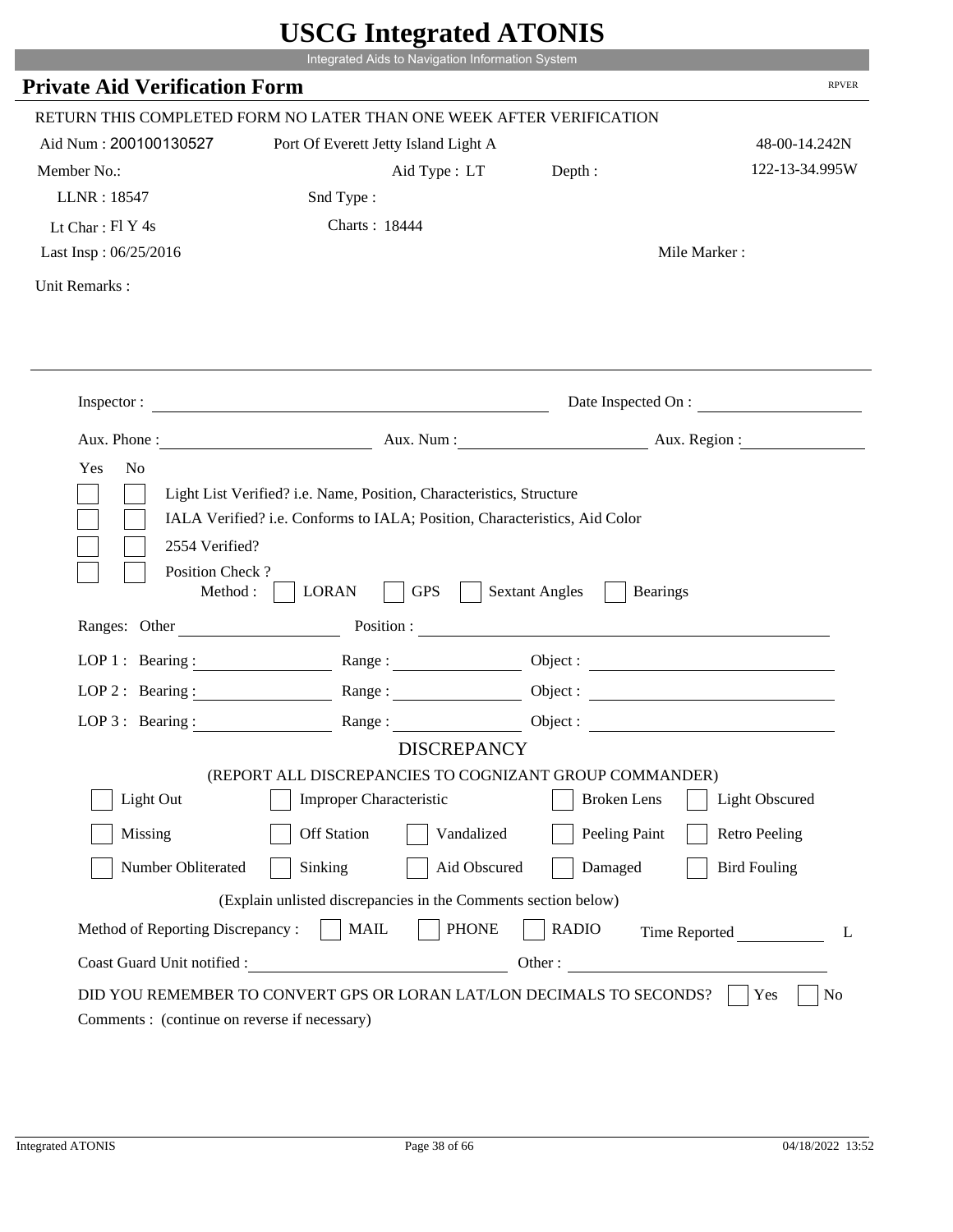# USCG Integrated ATONIS

Integrated Aids to Navigation Information System

## Private Aid Verification Form

RPVER

RETURN THIS COMPLETED FORM NO LATER THAN ONE WEEK AFTER VERIFICATION

Aid Num : 200100130527 &nbsp;&nbsp; Port Of Everett Jetty Island Light A &nbsp;&nbsp; 48-00-14.242N

Member No.: &nbsp;&nbsp; Aid Type : LT &nbsp;&nbsp; Depth : &nbsp;&nbsp; 122-13-34.995W

LLNR : 18547 &nbsp;&nbsp; Snd Type :

Lt Char : Fl Y 4s &nbsp;&nbsp; Charts : 18444

Last Insp : 06/25/2016 &nbsp;&nbsp; Mile Marker :

Unit Remarks :

Inspector : &nbsp;&nbsp; Date Inspected On :

Aux. Phone : &nbsp;&nbsp; Aux. Num : &nbsp;&nbsp; Aux. Region :

Yes No

- [ ] [ ] Light List Verified? i.e. Name, Position, Characteristics, Structure
- [ ] [ ] IALA Verified? i.e. Conforms to IALA; Position, Characteristics, Aid Color
- [ ] [ ] 2554 Verified?
- [ ] [ ] Position Check ?

Method : [ ] LORAN [ ] GPS [ ] Sextant Angles [ ] Bearings

Ranges: Other &nbsp;&nbsp; Position :

LOP 1 : Bearing : &nbsp;&nbsp; Range : &nbsp;&nbsp; Object :

LOP 2 : Bearing : &nbsp;&nbsp; Range : &nbsp;&nbsp; Object :

LOP 3 : Bearing : &nbsp;&nbsp; Range : &nbsp;&nbsp; Object :

### DISCREPANCY

(REPORT ALL DISCREPANCIES TO COGNIZANT GROUP COMMANDER)

- [ ] Light Out &nbsp; [ ] Improper Characteristic &nbsp; [ ] Broken Lens &nbsp; [ ] Light Obscured
- [ ] Missing &nbsp; [ ] Off Station &nbsp; [ ] Vandalized &nbsp; [ ] Peeling Paint &nbsp; [ ] Retro Peeling
- [ ] Number Obliterated &nbsp; [ ] Sinking &nbsp; [ ] Aid Obscured &nbsp; [ ] Damaged &nbsp; [ ] Bird Fouling

(Explain unlisted discrepancies in the Comments section below)

Method of Reporting Discrepancy : [ ] MAIL [ ] PHONE [ ] RADIO &nbsp;&nbsp; Time Reported &nbsp;&nbsp; L

Coast Guard Unit notified : &nbsp;&nbsp; Other :

DID YOU REMEMBER TO CONVERT GPS OR LORAN LAT/LON DECIMALS TO SECONDS? [ ] Yes [ ] No

Comments : (continue on reverse if necessary)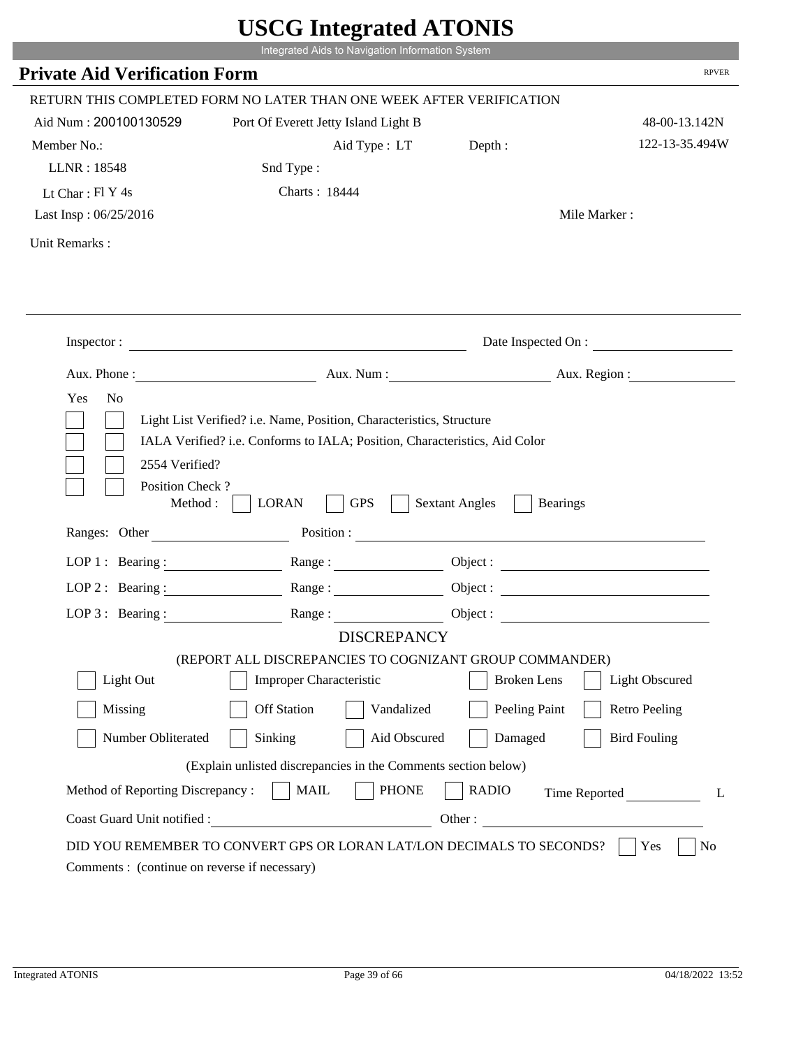# USCG Integrated ATONIS

Integrated Aids to Navigation Information System

## Private Aid Verification Form

RPVER

RETURN THIS COMPLETED FORM NO LATER THAN ONE WEEK AFTER VERIFICATION

Aid Num : 200100130529 &nbsp;&nbsp; Port Of Everett Jetty Island Light B &nbsp;&nbsp; 48-00-13.142N

Member No.: &nbsp;&nbsp; Aid Type : LT &nbsp;&nbsp; Depth : &nbsp;&nbsp; 122-13-35.494W

LLNR : 18548 &nbsp;&nbsp; Snd Type :

Lt Char : Fl Y 4s &nbsp;&nbsp; Charts : 18444

Last Insp : 06/25/2016 &nbsp;&nbsp; Mile Marker :

Unit Remarks :

Inspector : &nbsp;&nbsp; Date Inspected On :

Aux. Phone : &nbsp;&nbsp; Aux. Num : &nbsp;&nbsp; Aux. Region :

Yes No

- [ ] [ ] Light List Verified? i.e. Name, Position, Characteristics, Structure
- [ ] [ ] IALA Verified? i.e. Conforms to IALA; Position, Characteristics, Aid Color
- [ ] [ ] 2554 Verified?
- [ ] [ ] Position Check ?

Method : [ ] LORAN [ ] GPS [ ] Sextant Angles [ ] Bearings

Ranges: Other &nbsp;&nbsp; Position :

LOP 1 : Bearing : &nbsp;&nbsp; Range : &nbsp;&nbsp; Object :

LOP 2 : Bearing : &nbsp;&nbsp; Range : &nbsp;&nbsp; Object :

LOP 3 : Bearing : &nbsp;&nbsp; Range : &nbsp;&nbsp; Object :

### DISCREPANCY

(REPORT ALL DISCREPANCIES TO COGNIZANT GROUP COMMANDER)

| | | | | |
|---|---|---|---|---|
| [ ] Light Out | [ ] Improper Characteristic | | [ ] Broken Lens | [ ] Light Obscured |
| [ ] Missing | [ ] Off Station | [ ] Vandalized | [ ] Peeling Paint | [ ] Retro Peeling |
| [ ] Number Obliterated | [ ] Sinking | [ ] Aid Obscured | [ ] Damaged | [ ] Bird Fouling |

(Explain unlisted discrepancies in the Comments section below)

Method of Reporting Discrepancy : [ ] MAIL [ ] PHONE [ ] RADIO &nbsp;&nbsp; Time Reported &nbsp;&nbsp; L

Coast Guard Unit notified : &nbsp;&nbsp; Other :

DID YOU REMEMBER TO CONVERT GPS OR LORAN LAT/LON DECIMALS TO SECONDS? [ ] Yes [ ] No

Comments : (continue on reverse if necessary)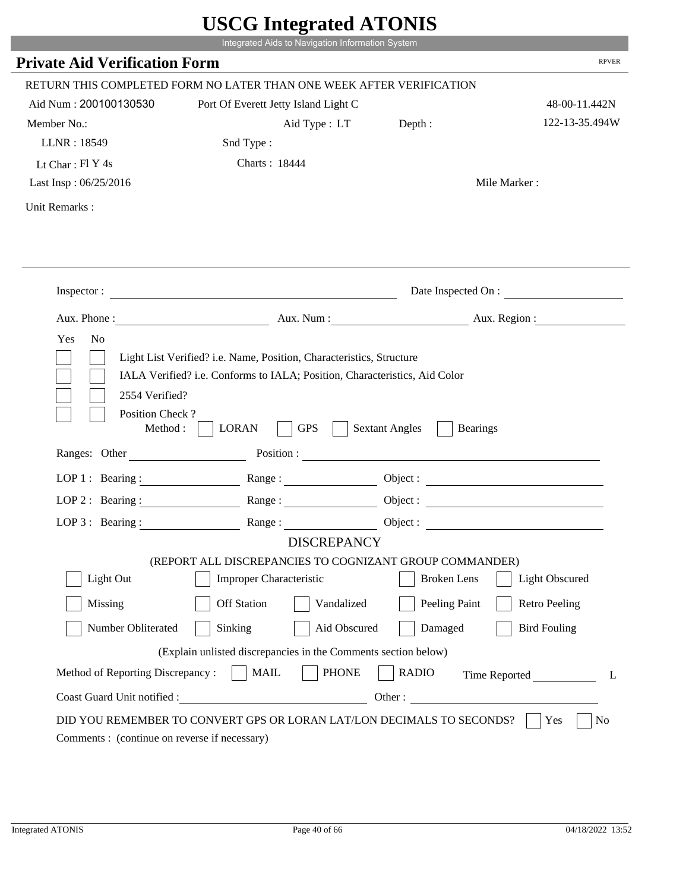# USCG Integrated ATONIS

Integrated Aids to Navigation Information System

## Private Aid Verification Form

RPVER

RETURN THIS COMPLETED FORM NO LATER THAN ONE WEEK AFTER VERIFICATION

Aid Num : 200100130530    Port Of Everett Jetty Island Light C    48-00-11.442N

Member No.:    Aid Type : LT    Depth :    122-13-35.494W

LLNR : 18549    Snd Type :

Lt Char : Fl Y 4s    Charts : 18444

Last Insp : 06/25/2016    Mile Marker :

Unit Remarks :

Inspector : ______________________    Date Inspected On : ______________

Aux. Phone : ______________    Aux. Num : ______________    Aux. Region : ______________

Yes No

- [ ] [ ] Light List Verified? i.e. Name, Position, Characteristics, Structure
- [ ] [ ] IALA Verified? i.e. Conforms to IALA; Position, Characteristics, Aid Color
- [ ] [ ] 2554 Verified?
- [ ] [ ] Position Check ?

Method : [ ] LORAN [ ] GPS [ ] Sextant Angles [ ] Bearings

Ranges: Other ______________    Position : ______________________

LOP 1 : Bearing : ______________    Range : ______________    Object : ______________

LOP 2 : Bearing : ______________    Range : ______________    Object : ______________

LOP 3 : Bearing : ______________    Range : ______________    Object : ______________

### DISCREPANCY

(REPORT ALL DISCREPANCIES TO COGNIZANT GROUP COMMANDER)

- [ ] Light Out
- [ ] Improper Characteristic
- [ ] Broken Lens
- [ ] Light Obscured
- [ ] Missing
- [ ] Off Station
- [ ] Vandalized
- [ ] Peeling Paint
- [ ] Retro Peeling
- [ ] Number Obliterated
- [ ] Sinking
- [ ] Aid Obscured
- [ ] Damaged
- [ ] Bird Fouling

(Explain unlisted discrepancies in the Comments section below)

Method of Reporting Discrepancy : [ ] MAIL [ ] PHONE [ ] RADIO    Time Reported ______________ L

Coast Guard Unit notified : ______________________    Other : ______________________

DID YOU REMEMBER TO CONVERT GPS OR LORAN LAT/LON DECIMALS TO SECONDS? [ ] Yes [ ] No

Comments : (continue on reverse if necessary)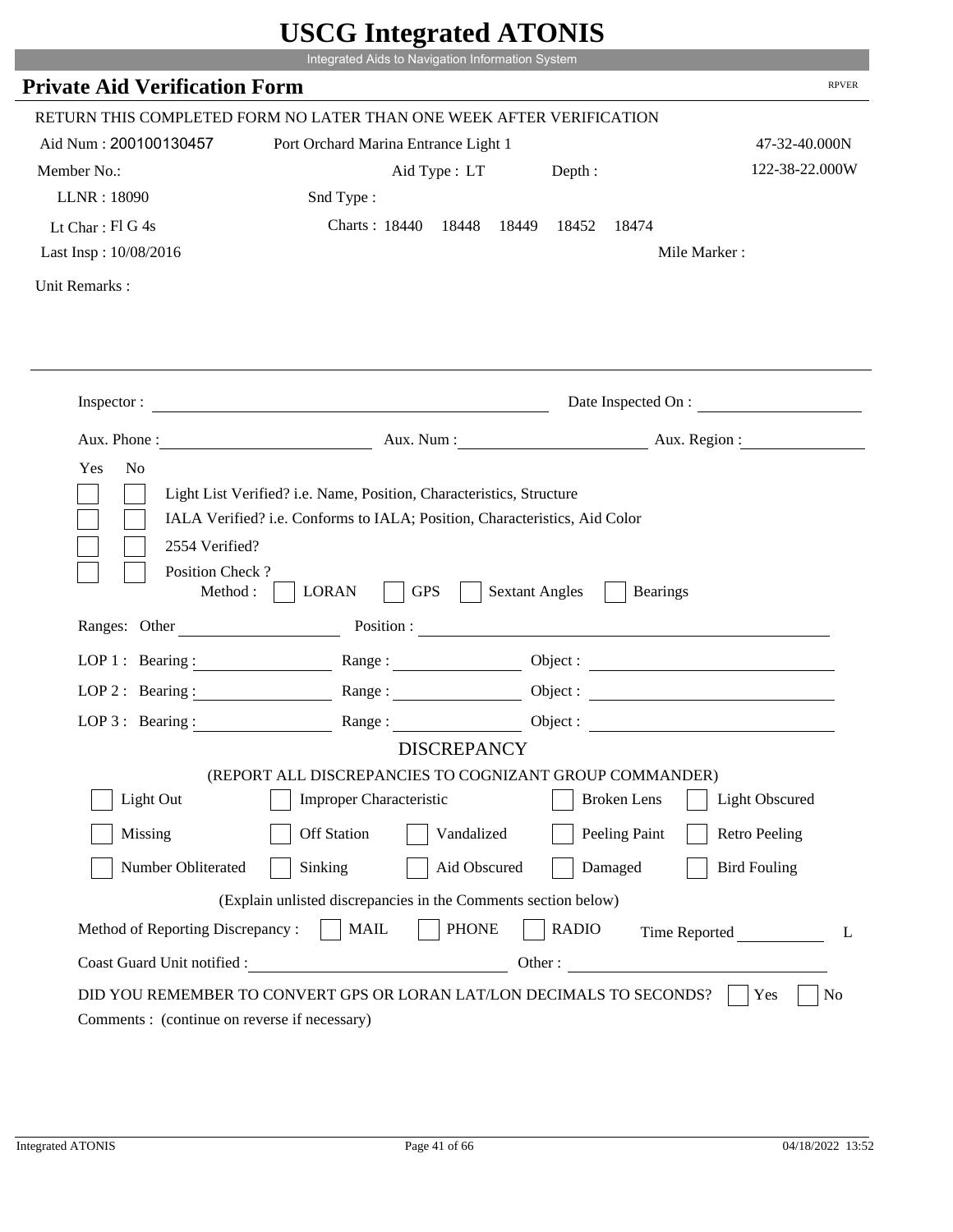# USCG Integrated ATONIS

Integrated Aids to Navigation Information System

## Private Aid Verification Form

RPVER

RETURN THIS COMPLETED FORM NO LATER THAN ONE WEEK AFTER VERIFICATION

Aid Num : 200100130457 — Port Orchard Marina Entrance Light 1 — 47-32-40.000N

Member No.: — Aid Type : LT — Depth : — 122-38-22.000W

LLNR : 18090 — Snd Type :

Lt Char : Fl G 4s — Charts : 18440 18448 18449 18452 18474

Last Insp : 10/08/2016 — Mile Marker :

Unit Remarks :

Inspector : ______________________ Date Inspected On : ______________

Aux. Phone : ______________ Aux. Num : ______________ Aux. Region : ______________

Yes No

- [ ] [ ] Light List Verified? i.e. Name, Position, Characteristics, Structure
- [ ] [ ] IALA Verified? i.e. Conforms to IALA; Position, Characteristics, Aid Color
- [ ] [ ] 2554 Verified?
- [ ] [ ] Position Check ?

Method : [ ] LORAN [ ] GPS [ ] Sextant Angles [ ] Bearings

Ranges: Other ______________ Position : ______________

LOP 1 : Bearing : ______________ Range : ______________ Object : ______________

LOP 2 : Bearing : ______________ Range : ______________ Object : ______________

LOP 3 : Bearing : ______________ Range : ______________ Object : ______________

### DISCREPANCY

(REPORT ALL DISCREPANCIES TO COGNIZANT GROUP COMMANDER)

- [ ] Light Out
- [ ] Improper Characteristic
- [ ] Broken Lens
- [ ] Light Obscured
- [ ] Missing
- [ ] Off Station
- [ ] Vandalized
- [ ] Peeling Paint
- [ ] Retro Peeling
- [ ] Number Obliterated
- [ ] Sinking
- [ ] Aid Obscured
- [ ] Damaged
- [ ] Bird Fouling

(Explain unlisted discrepancies in the Comments section below)

Method of Reporting Discrepancy : [ ] MAIL [ ] PHONE [ ] RADIO Time Reported ______________ L

Coast Guard Unit notified : ______________ Other : ______________

DID YOU REMEMBER TO CONVERT GPS OR LORAN LAT/LON DECIMALS TO SECONDS? [ ] Yes [ ] No

Comments : (continue on reverse if necessary)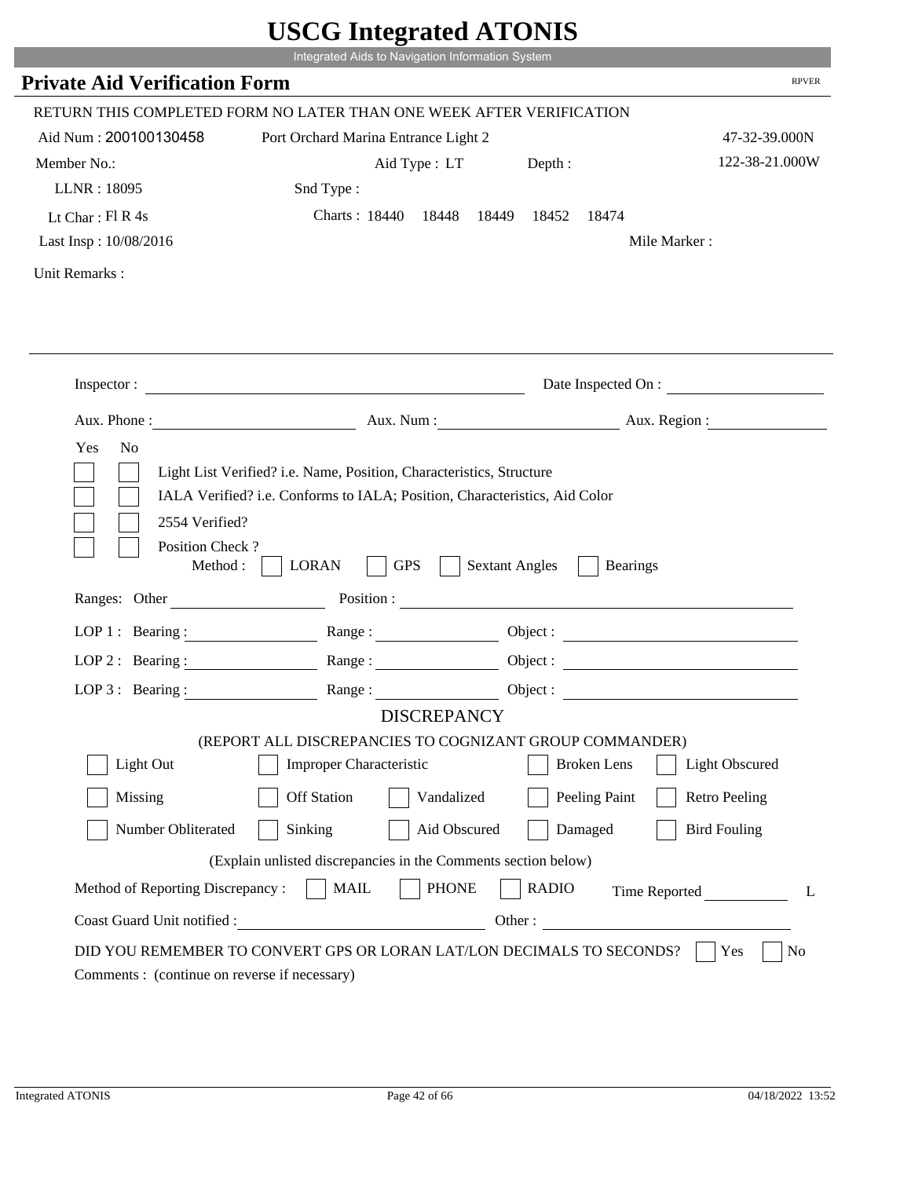# USCG Integrated ATONIS

Integrated Aids to Navigation Information System

## Private Aid Verification Form

RPVER

RETURN THIS COMPLETED FORM NO LATER THAN ONE WEEK AFTER VERIFICATION

Aid Num : 200100130458 — Port Orchard Marina Entrance Light 2 — 47-32-39.000N

Member No.: — Aid Type : LT — Depth : — 122-38-21.000W

LLNR : 18095 — Snd Type :

Lt Char : Fl R 4s — Charts : 18440 18448 18449 18452 18474

Last Insp : 10/08/2016 — Mile Marker :

Unit Remarks :

Inspector : ______________________ Date Inspected On : ______________

Aux. Phone : ______________ Aux. Num : ______________ Aux. Region : ______________

Yes No

- [ ] [ ] Light List Verified? i.e. Name, Position, Characteristics, Structure
- [ ] [ ] IALA Verified? i.e. Conforms to IALA; Position, Characteristics, Aid Color
- [ ] [ ] 2554 Verified?
- [ ] [ ] Position Check ?

Method : [ ] LORAN [ ] GPS [ ] Sextant Angles [ ] Bearings

Ranges: Other ______________ Position : ______________________

LOP 1 : Bearing : ______________ Range : ______________ Object : ______________

LOP 2 : Bearing : ______________ Range : ______________ Object : ______________

LOP 3 : Bearing : ______________ Range : ______________ Object : ______________

### DISCREPANCY

(REPORT ALL DISCREPANCIES TO COGNIZANT GROUP COMMANDER)

- [ ] Light Out
- [ ] Improper Characteristic
- [ ] Broken Lens
- [ ] Light Obscured
- [ ] Missing
- [ ] Off Station
- [ ] Vandalized
- [ ] Peeling Paint
- [ ] Retro Peeling
- [ ] Number Obliterated
- [ ] Sinking
- [ ] Aid Obscured
- [ ] Damaged
- [ ] Bird Fouling

(Explain unlisted discrepancies in the Comments section below)

Method of Reporting Discrepancy : [ ] MAIL [ ] PHONE [ ] RADIO Time Reported ______________ L

Coast Guard Unit notified : ______________ Other : ______________

DID YOU REMEMBER TO CONVERT GPS OR LORAN LAT/LON DECIMALS TO SECONDS? [ ] Yes [ ] No

Comments : (continue on reverse if necessary)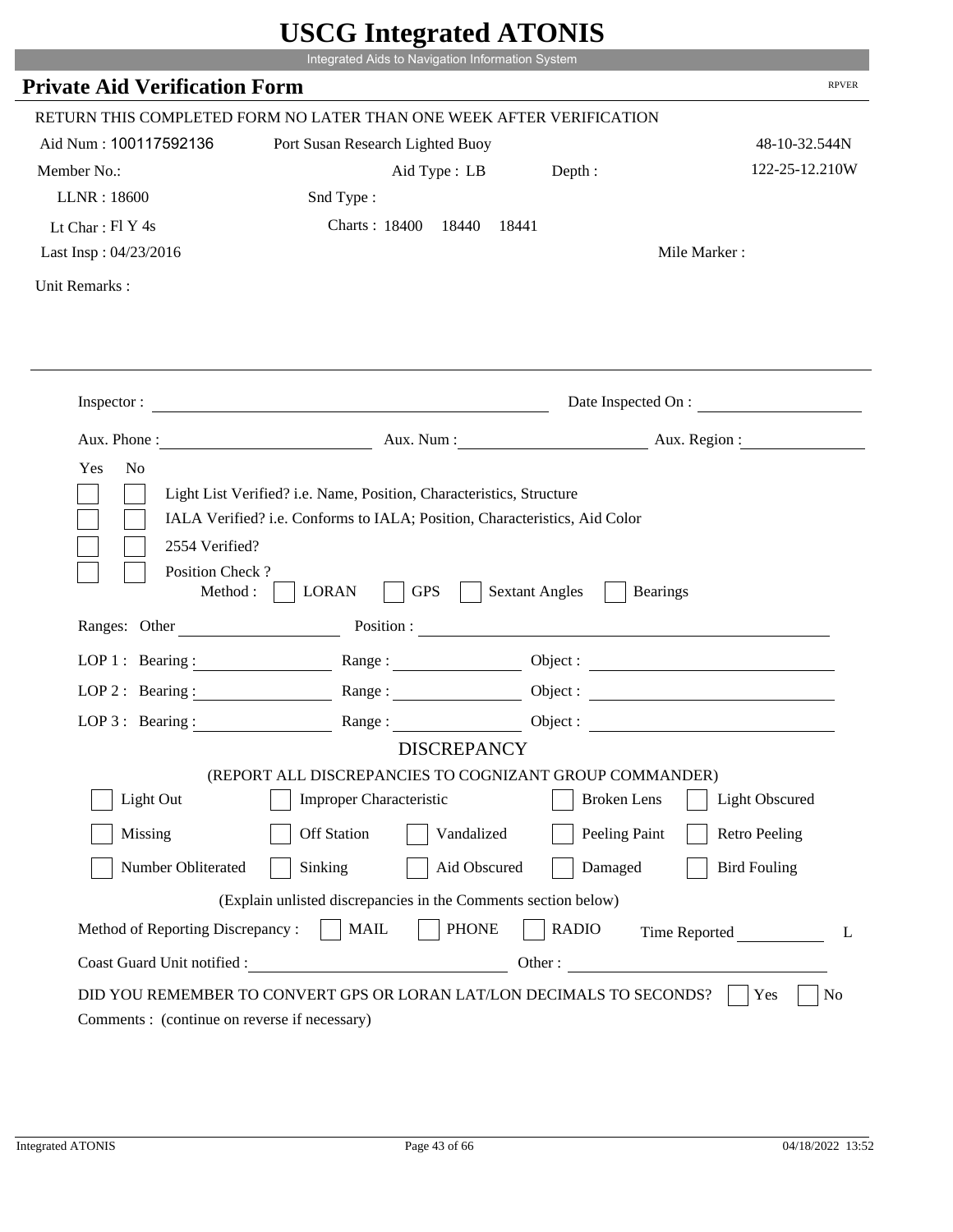# USCG Integrated ATONIS

Integrated Aids to Navigation Information System

## Private Aid Verification Form

RPVER

RETURN THIS COMPLETED FORM NO LATER THAN ONE WEEK AFTER VERIFICATION

Aid Num : 100117592136 &nbsp;&nbsp; Port Susan Research Lighted Buoy &nbsp;&nbsp; 48-10-32.544N

Member No.: &nbsp;&nbsp; Aid Type : LB &nbsp;&nbsp; Depth : &nbsp;&nbsp; 122-25-12.210W

LLNR : 18600 &nbsp;&nbsp; Snd Type :

Lt Char : Fl Y 4s &nbsp;&nbsp; Charts : 18400 18440 18441

Last Insp : 04/23/2016 &nbsp;&nbsp; Mile Marker :

Unit Remarks :

---

Inspector : ______________________ Date Inspected On : ______________

Aux. Phone : ______________ Aux. Num : ______________ Aux. Region : ______________

Yes No

- [ ] [ ] Light List Verified? i.e. Name, Position, Characteristics, Structure
- [ ] [ ] IALA Verified? i.e. Conforms to IALA; Position, Characteristics, Aid Color
- [ ] [ ] 2554 Verified?
- [ ] [ ] Position Check ?

Method : [ ] LORAN [ ] GPS [ ] Sextant Angles [ ] Bearings

Ranges: Other ______________ Position : ______________________

LOP 1 : Bearing : ______________ Range : ______________ Object : ______________

LOP 2 : Bearing : ______________ Range : ______________ Object : ______________

LOP 3 : Bearing : ______________ Range : ______________ Object : ______________

### DISCREPANCY

(REPORT ALL DISCREPANCIES TO COGNIZANT GROUP COMMANDER)

- [ ] Light Out
- [ ] Improper Characteristic
- [ ] Broken Lens
- [ ] Light Obscured
- [ ] Missing
- [ ] Off Station
- [ ] Vandalized
- [ ] Peeling Paint
- [ ] Retro Peeling
- [ ] Number Obliterated
- [ ] Sinking
- [ ] Aid Obscured
- [ ] Damaged
- [ ] Bird Fouling

(Explain unlisted discrepancies in the Comments section below)

Method of Reporting Discrepancy : [ ] MAIL [ ] PHONE [ ] RADIO &nbsp;&nbsp; Time Reported ______ L

Coast Guard Unit notified : ______________ Other : ______________

DID YOU REMEMBER TO CONVERT GPS OR LORAN LAT/LON DECIMALS TO SECONDS? [ ] Yes [ ] No

Comments : (continue on reverse if necessary)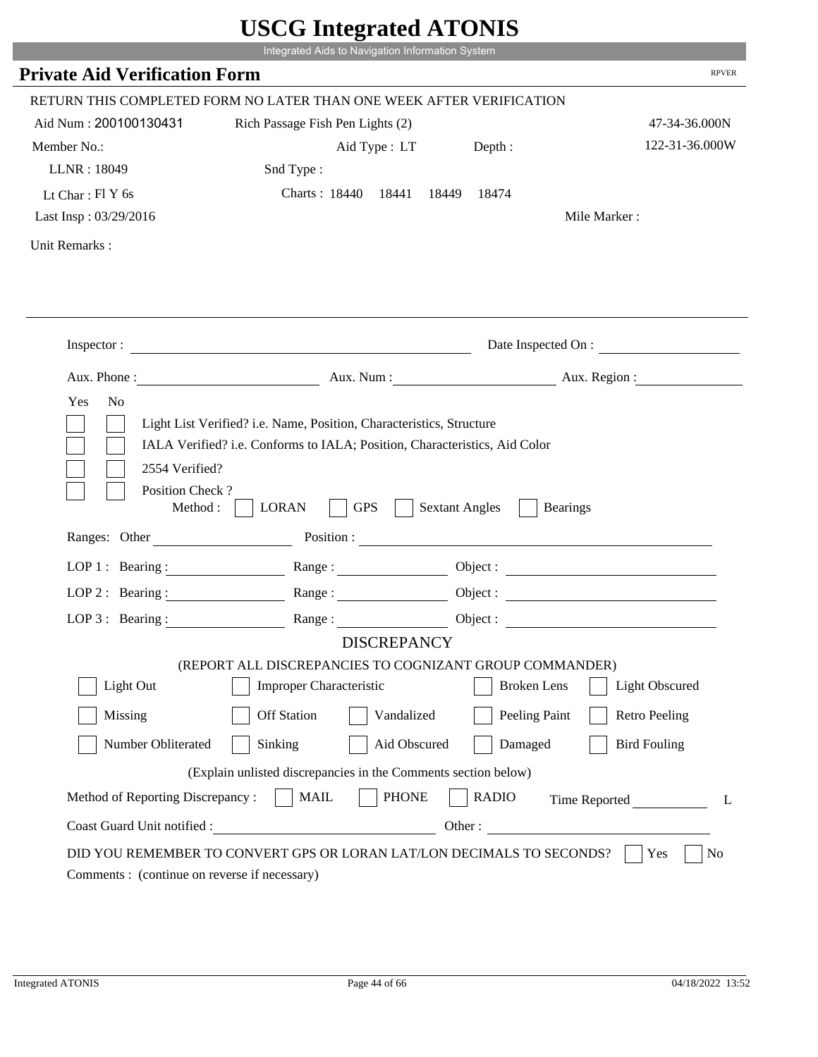# USCG Integrated ATONIS

Integrated Aids to Navigation Information System

## Private Aid Verification Form

RPVER

RETURN THIS COMPLETED FORM NO LATER THAN ONE WEEK AFTER VERIFICATION

Aid Num : 200100130431    Rich Passage Fish Pen Lights (2)    47-34-36.000N

Member No.:    Aid Type : LT    Depth :    122-31-36.000W

LLNR : 18049    Snd Type :

Lt Char : Fl Y 6s    Charts : 18440  18441  18449  18474

Last Insp : 03/29/2016    Mile Marker :

Unit Remarks :

---

Inspector : ____________________    Date Inspected On : ____________

Aux. Phone : ____________    Aux. Num : ____________    Aux. Region : ____________

Yes  No

☐ ☐ Light List Verified? i.e. Name, Position, Characteristics, Structure

☐ ☐ IALA Verified? i.e. Conforms to IALA; Position, Characteristics, Aid Color

☐ ☐ 2554 Verified?

☐ ☐ Position Check ?

Method : ☐ LORAN ☐ GPS ☐ Sextant Angles ☐ Bearings

Ranges: Other ____________    Position : ____________

LOP 1 : Bearing : ____________ Range : ____________ Object : ____________

LOP 2 : Bearing : ____________ Range : ____________ Object : ____________

LOP 3 : Bearing : ____________ Range : ____________ Object : ____________

### DISCREPANCY

(REPORT ALL DISCREPANCIES TO COGNIZANT GROUP COMMANDER)

☐ Light Out ☐ Improper Characteristic ☐ Broken Lens ☐ Light Obscured

☐ Missing ☐ Off Station ☐ Vandalized ☐ Peeling Paint ☐ Retro Peeling

☐ Number Obliterated ☐ Sinking ☐ Aid Obscured ☐ Damaged ☐ Bird Fouling

(Explain unlisted discrepancies in the Comments section below)

Method of Reporting Discrepancy : ☐ MAIL ☐ PHONE ☐ RADIO    Time Reported ____________ L

Coast Guard Unit notified : ____________    Other : ____________

DID YOU REMEMBER TO CONVERT GPS OR LORAN LAT/LON DECIMALS TO SECONDS? ☐ Yes ☐ No

Comments : (continue on reverse if necessary)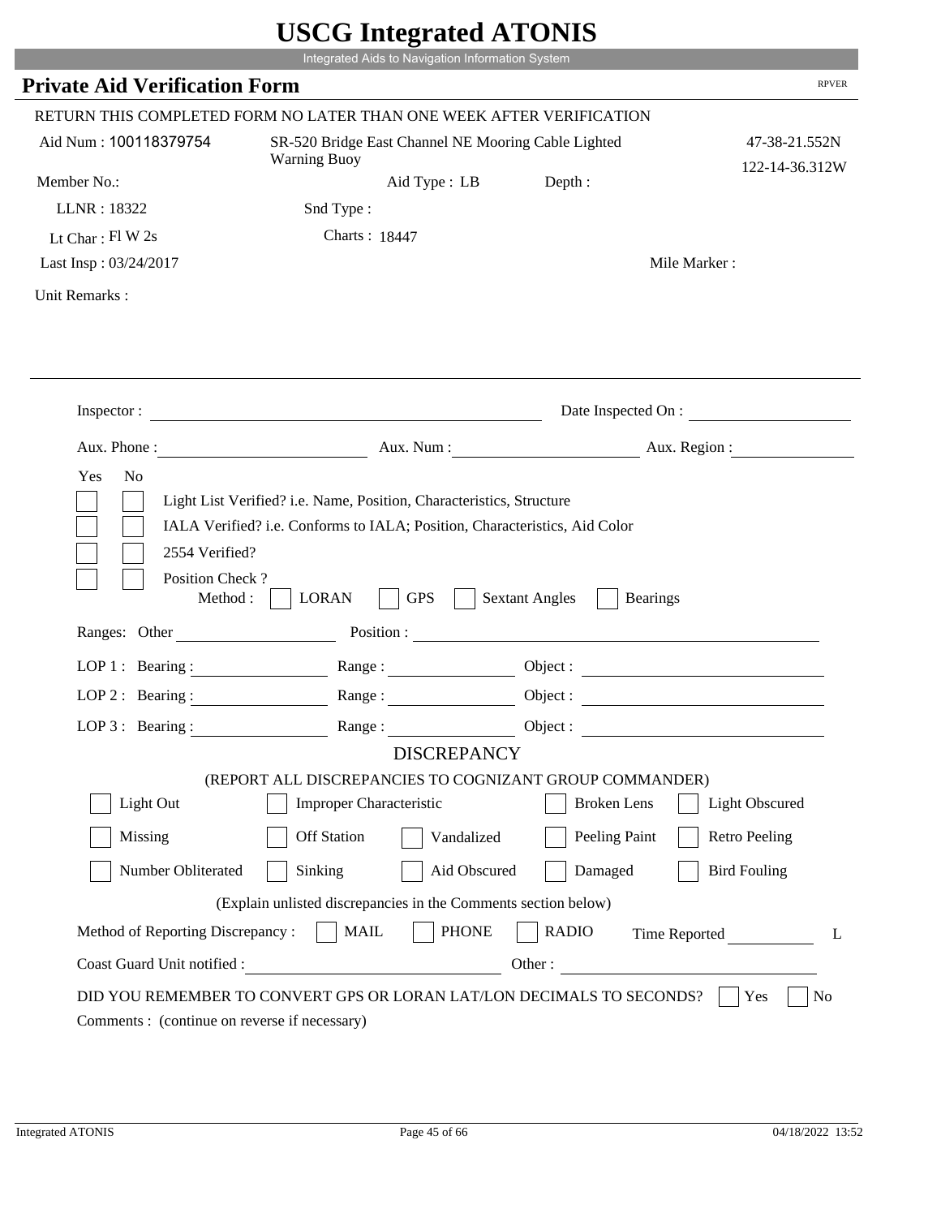# USCG Integrated ATONIS

Integrated Aids to Navigation Information System

## Private Aid Verification Form

RPVER

RETURN THIS COMPLETED FORM NO LATER THAN ONE WEEK AFTER VERIFICATION

Aid Num : 100118379754

SR-520 Bridge East Channel NE Mooring Cable Lighted Warning Buoy

47-38-21.552N
122-14-36.312W

Member No.:

Aid Type : LB

Depth :

LLNR : 18322

Snd Type :

Lt Char : Fl W 2s

Charts : 18447

Last Insp : 03/24/2017

Mile Marker :

Unit Remarks :

Inspector :

Date Inspected On :

Aux. Phone :

Aux. Num :

Aux. Region :

Yes No

☐ ☐ Light List Verified? i.e. Name, Position, Characteristics, Structure

☐ ☐ IALA Verified? i.e. Conforms to IALA; Position, Characteristics, Aid Color

☐ ☐ 2554 Verified?

☐ ☐ Position Check ?

Method : ☐ LORAN ☐ GPS ☐ Sextant Angles ☐ Bearings

Ranges: Other

Position :

LOP 1 : Bearing : Range : Object :

LOP 2 : Bearing : Range : Object :

LOP 3 : Bearing : Range : Object :

### DISCREPANCY

(REPORT ALL DISCREPANCIES TO COGNIZANT GROUP COMMANDER)

☐ Light Out ☐ Improper Characteristic ☐ Broken Lens ☐ Light Obscured

☐ Missing ☐ Off Station ☐ Vandalized ☐ Peeling Paint ☐ Retro Peeling

☐ Number Obliterated ☐ Sinking ☐ Aid Obscured ☐ Damaged ☐ Bird Fouling

(Explain unlisted discrepancies in the Comments section below)

Method of Reporting Discrepancy : ☐ MAIL ☐ PHONE ☐ RADIO Time Reported L

Coast Guard Unit notified : Other :

DID YOU REMEMBER TO CONVERT GPS OR LORAN LAT/LON DECIMALS TO SECONDS? ☐ Yes ☐ No

Comments : (continue on reverse if necessary)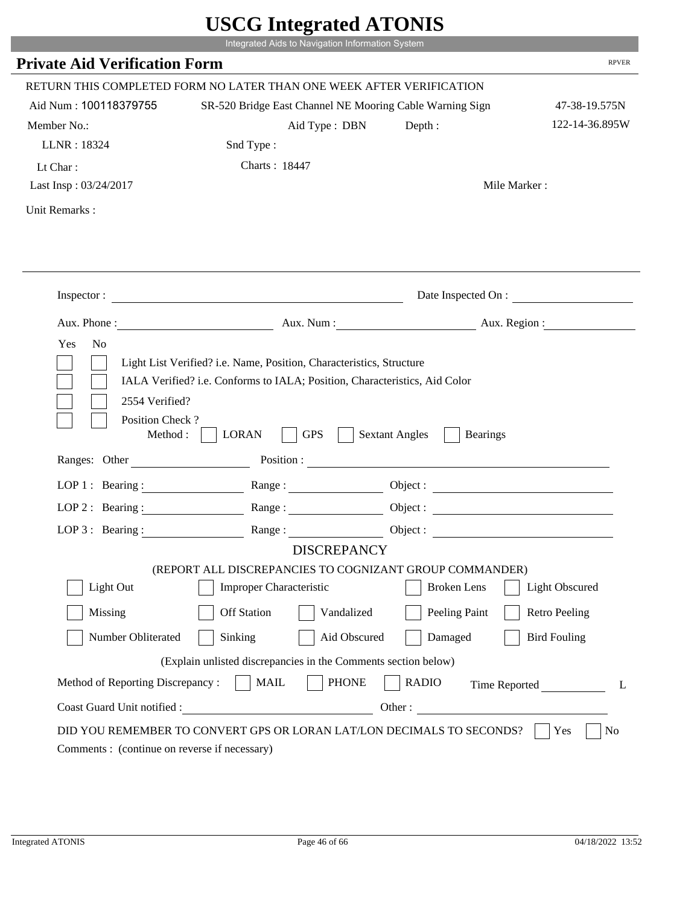# USCG Integrated ATONIS

Integrated Aids to Navigation Information System

## Private Aid Verification Form

RPVER

RETURN THIS COMPLETED FORM NO LATER THAN ONE WEEK AFTER VERIFICATION

Aid Num : 100118379755 SR-520 Bridge East Channel NE Mooring Cable Warning Sign 47-38-19.575N

Member No.: Aid Type : DBN Depth : 122-14-36.895W

LLNR : 18324 Snd Type :

Lt Char : Charts : 18447

Last Insp : 03/24/2017 Mile Marker :

Unit Remarks :

Inspector : Date Inspected On :

Aux. Phone : Aux. Num : Aux. Region :

Yes No

- Light List Verified? i.e. Name, Position, Characteristics, Structure
- IALA Verified? i.e. Conforms to IALA; Position, Characteristics, Aid Color
- 2554 Verified?
- Position Check ?
  Method : LORAN GPS Sextant Angles Bearings

Ranges: Other Position :

LOP 1 : Bearing : Range : Object :

LOP 2 : Bearing : Range : Object :

LOP 3 : Bearing : Range : Object :

DISCREPANCY

(REPORT ALL DISCREPANCIES TO COGNIZANT GROUP COMMANDER)

Light Out | Improper Characteristic | Broken Lens | Light Obscured

Missing | Off Station | Vandalized | Peeling Paint | Retro Peeling

Number Obliterated | Sinking | Aid Obscured | Damaged | Bird Fouling

(Explain unlisted discrepancies in the Comments section below)

Method of Reporting Discrepancy : MAIL PHONE RADIO Time Reported L

Coast Guard Unit notified : Other :

DID YOU REMEMBER TO CONVERT GPS OR LORAN LAT/LON DECIMALS TO SECONDS? Yes No

Comments : (continue on reverse if necessary)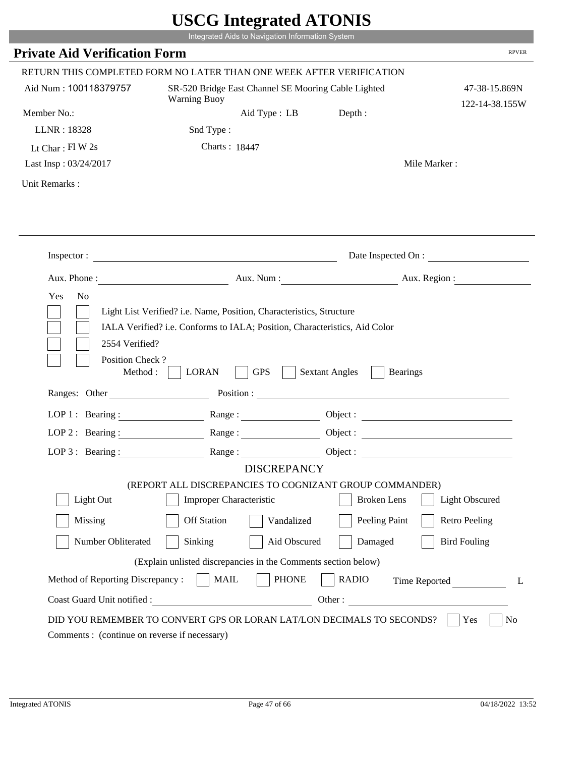# USCG Integrated ATONIS

Integrated Aids to Navigation Information System

## Private Aid Verification Form

RPVER

RETURN THIS COMPLETED FORM NO LATER THAN ONE WEEK AFTER VERIFICATION

Aid Num : 100118379757 — SR-520 Bridge East Channel SE Mooring Cable Lighted Warning Buoy — 47-38-15.869N 122-14-38.155W

Member No.: Aid Type : LB Depth :

LLNR : 18328 Snd Type :

Lt Char : Fl W 2s Charts : 18447

Last Insp : 03/24/2017 Mile Marker :

Unit Remarks :

Inspector : Date Inspected On :

Aux. Phone : Aux. Num : Aux. Region :

Yes No

- [ ] [ ] Light List Verified? i.e. Name, Position, Characteristics, Structure
- [ ] [ ] IALA Verified? i.e. Conforms to IALA; Position, Characteristics, Aid Color
- [ ] [ ] 2554 Verified?
- [ ] [ ] Position Check ?

Method : [ ] LORAN [ ] GPS [ ] Sextant Angles [ ] Bearings

Ranges: Other Position :

LOP 1 : Bearing : Range : Object :

LOP 2 : Bearing : Range : Object :

LOP 3 : Bearing : Range : Object :

### DISCREPANCY

(REPORT ALL DISCREPANCIES TO COGNIZANT GROUP COMMANDER)

- [ ] Light Out
- [ ] Improper Characteristic
- [ ] Broken Lens
- [ ] Light Obscured
- [ ] Missing
- [ ] Off Station
- [ ] Vandalized
- [ ] Peeling Paint
- [ ] Retro Peeling
- [ ] Number Obliterated
- [ ] Sinking
- [ ] Aid Obscured
- [ ] Damaged
- [ ] Bird Fouling

(Explain unlisted discrepancies in the Comments section below)

Method of Reporting Discrepancy : [ ] MAIL [ ] PHONE [ ] RADIO Time Reported L

Coast Guard Unit notified : Other :

DID YOU REMEMBER TO CONVERT GPS OR LORAN LAT/LON DECIMALS TO SECONDS? [ ] Yes [ ] No

Comments : (continue on reverse if necessary)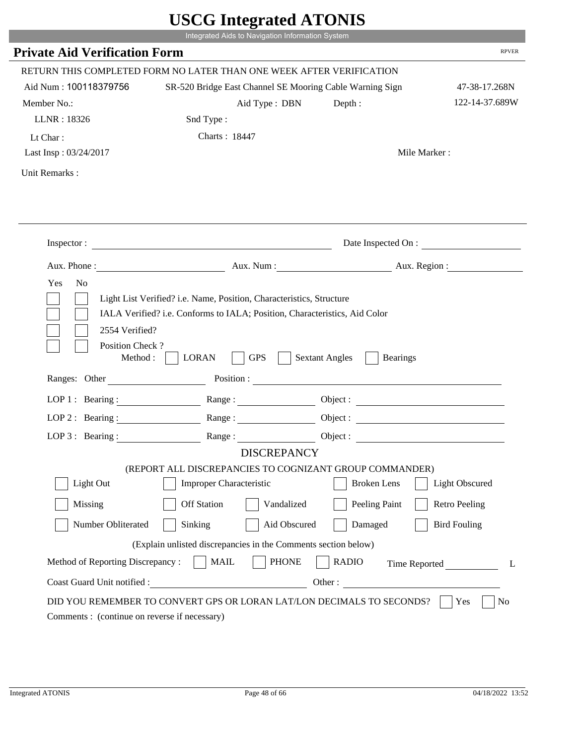# USCG Integrated ATONIS

Integrated Aids to Navigation Information System

## Private Aid Verification Form

RPVER

RETURN THIS COMPLETED FORM NO LATER THAN ONE WEEK AFTER VERIFICATION

Aid Num : 100118379756 SR-520 Bridge East Channel SE Mooring Cable Warning Sign 47-38-17.268N

Member No.: Aid Type : DBN Depth : 122-14-37.689W

LLNR : 18326 Snd Type :

Lt Char : Charts : 18447

Last Insp : 03/24/2017 Mile Marker :

Unit Remarks :

Inspector : Date Inspected On :

Aux. Phone : Aux. Num : Aux. Region :

Yes No

- [ ] [ ] Light List Verified? i.e. Name, Position, Characteristics, Structure
- [ ] [ ] IALA Verified? i.e. Conforms to IALA; Position, Characteristics, Aid Color
- [ ] [ ] 2554 Verified?
- [ ] [ ] Position Check ?

Method : [ ] LORAN [ ] GPS [ ] Sextant Angles [ ] Bearings

Ranges: Other Position :

LOP 1 : Bearing : Range : Object :

LOP 2 : Bearing : Range : Object :

LOP 3 : Bearing : Range : Object :

### DISCREPANCY

(REPORT ALL DISCREPANCIES TO COGNIZANT GROUP COMMANDER)

- [ ] Light Out [ ] Improper Characteristic [ ] Broken Lens [ ] Light Obscured
- [ ] Missing [ ] Off Station [ ] Vandalized [ ] Peeling Paint [ ] Retro Peeling
- [ ] Number Obliterated [ ] Sinking [ ] Aid Obscured [ ] Damaged [ ] Bird Fouling

(Explain unlisted discrepancies in the Comments section below)

Method of Reporting Discrepancy : [ ] MAIL [ ] PHONE [ ] RADIO Time Reported L

Coast Guard Unit notified : Other :

DID YOU REMEMBER TO CONVERT GPS OR LORAN LAT/LON DECIMALS TO SECONDS? [ ] Yes [ ] No

Comments : (continue on reverse if necessary)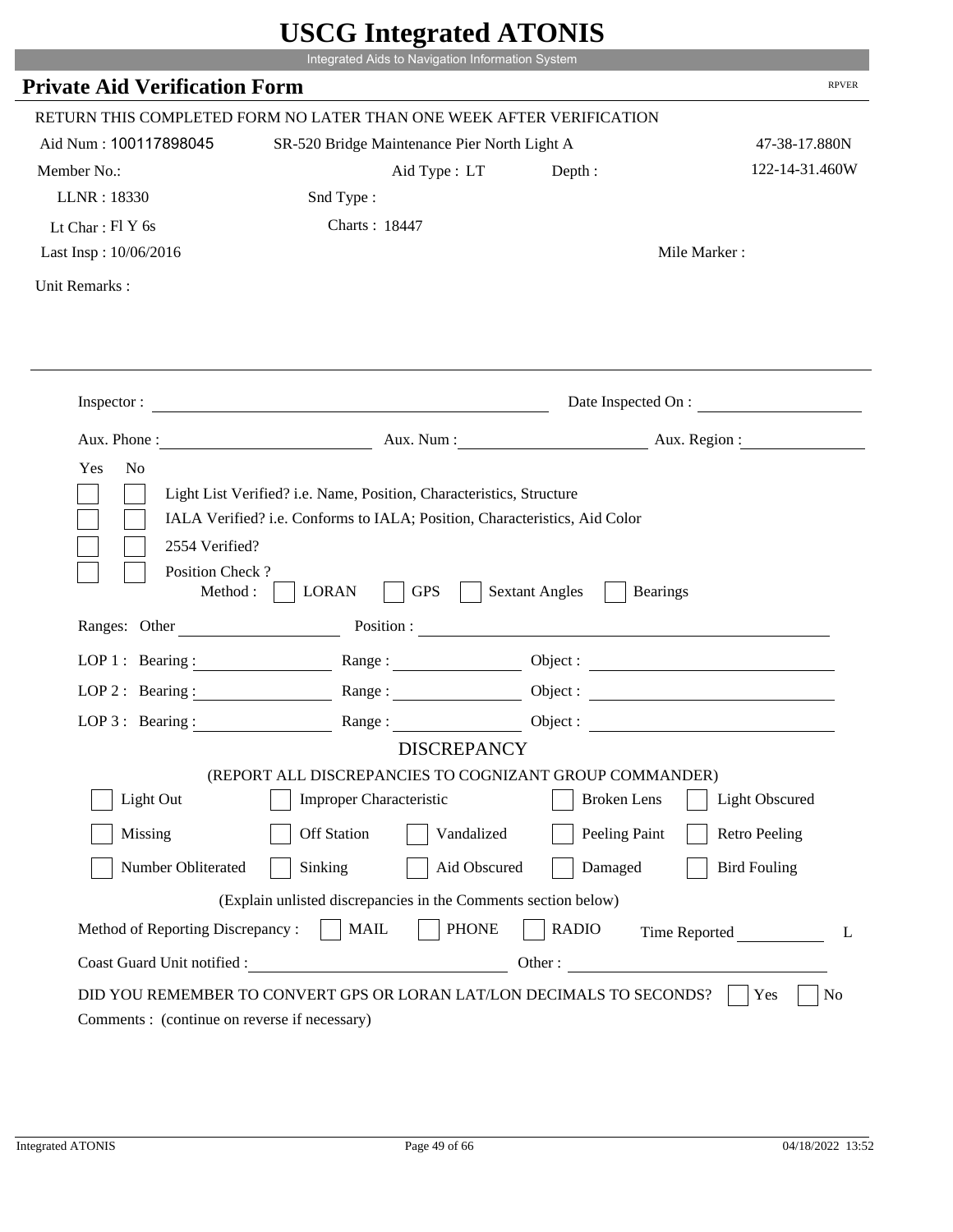# USCG Integrated ATONIS

Integrated Aids to Navigation Information System

## Private Aid Verification Form

RPVER

RETURN THIS COMPLETED FORM NO LATER THAN ONE WEEK AFTER VERIFICATION

Aid Num : 100117898045 SR-520 Bridge Maintenance Pier North Light A 47-38-17.880N

Member No.: Aid Type : LT Depth : 122-14-31.460W

LLNR : 18330 Snd Type :

Lt Char : Fl Y 6s Charts : 18447

Last Insp : 10/06/2016 Mile Marker :

Unit Remarks :

Inspector : Date Inspected On :

Aux. Phone : Aux. Num : Aux. Region :

Yes No

- [ ] [ ] Light List Verified? i.e. Name, Position, Characteristics, Structure
- [ ] [ ] IALA Verified? i.e. Conforms to IALA; Position, Characteristics, Aid Color
- [ ] [ ] 2554 Verified?
- [ ] [ ] Position Check ?

Method : [ ] LORAN [ ] GPS [ ] Sextant Angles [ ] Bearings

Ranges: Other Position :

LOP 1 : Bearing : Range : Object :

LOP 2 : Bearing : Range : Object :

LOP 3 : Bearing : Range : Object :

### DISCREPANCY

(REPORT ALL DISCREPANCIES TO COGNIZANT GROUP COMMANDER)

- [ ] Light Out
- [ ] Improper Characteristic
- [ ] Broken Lens
- [ ] Light Obscured
- [ ] Missing
- [ ] Off Station
- [ ] Vandalized
- [ ] Peeling Paint
- [ ] Retro Peeling
- [ ] Number Obliterated
- [ ] Sinking
- [ ] Aid Obscured
- [ ] Damaged
- [ ] Bird Fouling

(Explain unlisted discrepancies in the Comments section below)

Method of Reporting Discrepancy : [ ] MAIL [ ] PHONE [ ] RADIO Time Reported L

Coast Guard Unit notified : Other :

DID YOU REMEMBER TO CONVERT GPS OR LORAN LAT/LON DECIMALS TO SECONDS? [ ] Yes [ ] No

Comments : (continue on reverse if necessary)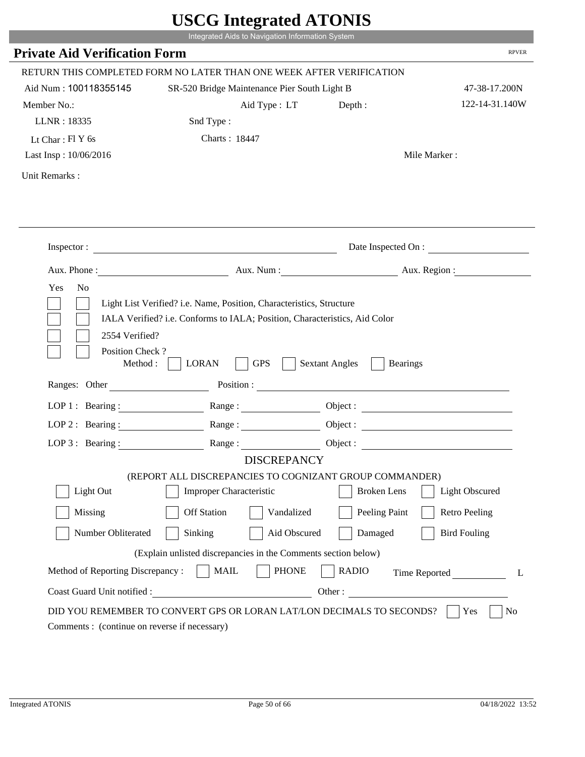# USCG Integrated ATONIS

Integrated Aids to Navigation Information System

## Private Aid Verification Form

RPVER

RETURN THIS COMPLETED FORM NO LATER THAN ONE WEEK AFTER VERIFICATION

Aid Num : 100118355145 SR-520 Bridge Maintenance Pier South Light B 47-38-17.200N

Member No.: Aid Type : LT Depth : 122-14-31.140W

LLNR : 18335 Snd Type :

Lt Char : Fl Y 6s Charts : 18447

Last Insp : 10/06/2016 Mile Marker :

Unit Remarks :

Inspector : Date Inspected On :

Aux. Phone : Aux. Num : Aux. Region :

Yes No

- Light List Verified? i.e. Name, Position, Characteristics, Structure
- IALA Verified? i.e. Conforms to IALA; Position, Characteristics, Aid Color
- 2554 Verified?
- Position Check ?
  Method : LORAN GPS Sextant Angles Bearings

Ranges: Other Position :

LOP 1 : Bearing : Range : Object :

LOP 2 : Bearing : Range : Object :

LOP 3 : Bearing : Range : Object :

DISCREPANCY

(REPORT ALL DISCREPANCIES TO COGNIZANT GROUP COMMANDER)

| | | | | |
|---|---|---|---|---|
| Light Out | Improper Characteristic | | Broken Lens | Light Obscured |
| Missing | Off Station | Vandalized | Peeling Paint | Retro Peeling |
| Number Obliterated | Sinking | Aid Obscured | Damaged | Bird Fouling |

(Explain unlisted discrepancies in the Comments section below)

Method of Reporting Discrepancy : MAIL PHONE RADIO Time Reported L

Coast Guard Unit notified : Other :

DID YOU REMEMBER TO CONVERT GPS OR LORAN LAT/LON DECIMALS TO SECONDS? Yes No

Comments : (continue on reverse if necessary)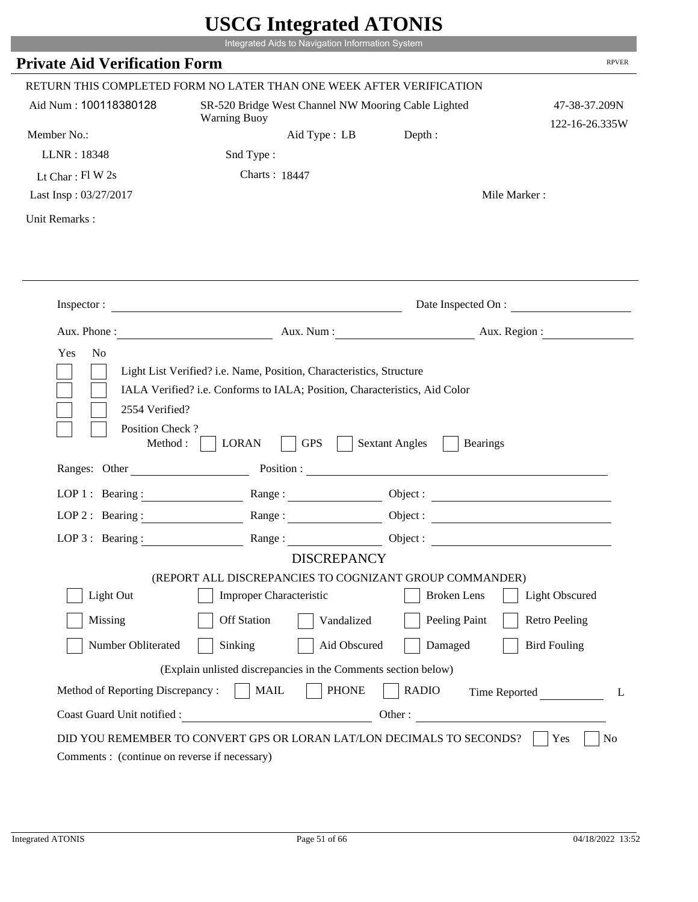# USCG Integrated ATONIS

Integrated Aids to Navigation Information System

## Private Aid Verification Form

RPVER

RETURN THIS COMPLETED FORM NO LATER THAN ONE WEEK AFTER VERIFICATION

Aid Num : 100118380128

SR-520 Bridge West Channel NW Mooring Cable Lighted Warning Buoy

47-38-37.209N
122-16-26.335W

Member No.:

Aid Type : LB

Depth :

LLNR : 18348

Snd Type :

Lt Char : Fl W 2s

Charts : 18447

Last Insp : 03/27/2017

Mile Marker :

Unit Remarks :

Inspector : 

Date Inspected On :

Aux. Phone :

Aux. Num :

Aux. Region :

Yes No

- [ ] [ ] Light List Verified? i.e. Name, Position, Characteristics, Structure
- [ ] [ ] IALA Verified? i.e. Conforms to IALA; Position, Characteristics, Aid Color
- [ ] [ ] 2554 Verified?
- [ ] [ ] Position Check ?

Method : [ ] LORAN [ ] GPS [ ] Sextant Angles [ ] Bearings

Ranges: Other    Position :

LOP 1 : Bearing :    Range :    Object :

LOP 2 : Bearing :    Range :    Object :

LOP 3 : Bearing :    Range :    Object :

### DISCREPANCY

(REPORT ALL DISCREPANCIES TO COGNIZANT GROUP COMMANDER)

- [ ] Light Out
- [ ] Improper Characteristic
- [ ] Broken Lens
- [ ] Light Obscured
- [ ] Missing
- [ ] Off Station
- [ ] Vandalized
- [ ] Peeling Paint
- [ ] Retro Peeling
- [ ] Number Obliterated
- [ ] Sinking
- [ ] Aid Obscured
- [ ] Damaged
- [ ] Bird Fouling

(Explain unlisted discrepancies in the Comments section below)

Method of Reporting Discrepancy : [ ] MAIL [ ] PHONE [ ] RADIO    Time Reported    L

Coast Guard Unit notified :    Other :

DID YOU REMEMBER TO CONVERT GPS OR LORAN LAT/LON DECIMALS TO SECONDS? [ ] Yes [ ] No

Comments : (continue on reverse if necessary)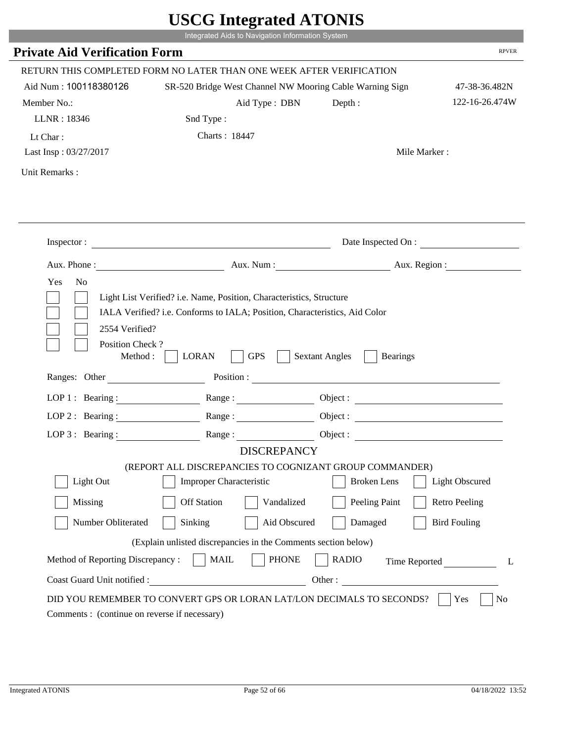# USCG Integrated ATONIS

Integrated Aids to Navigation Information System

## Private Aid Verification Form

RPVER

RETURN THIS COMPLETED FORM NO LATER THAN ONE WEEK AFTER VERIFICATION

Aid Num : 100118380126 SR-520 Bridge West Channel NW Mooring Cable Warning Sign 47-38-36.482N

Member No.: Aid Type : DBN Depth : 122-16-26.474W

LLNR : 18346 Snd Type :

Lt Char : Charts : 18447

Last Insp : 03/27/2017 Mile Marker :

Unit Remarks :

Inspector : Date Inspected On :

Aux. Phone : Aux. Num : Aux. Region :

Yes No

- [ ] [ ] Light List Verified? i.e. Name, Position, Characteristics, Structure
- [ ] [ ] IALA Verified? i.e. Conforms to IALA; Position, Characteristics, Aid Color
- [ ] [ ] 2554 Verified?
- [ ] [ ] Position Check ?

Method : [ ] LORAN [ ] GPS [ ] Sextant Angles [ ] Bearings

Ranges: Other Position :

LOP 1 : Bearing : Range : Object :

LOP 2 : Bearing : Range : Object :

LOP 3 : Bearing : Range : Object :

### DISCREPANCY

(REPORT ALL DISCREPANCIES TO COGNIZANT GROUP COMMANDER)

- [ ] Light Out
- [ ] Improper Characteristic
- [ ] Broken Lens
- [ ] Light Obscured
- [ ] Missing
- [ ] Off Station
- [ ] Vandalized
- [ ] Peeling Paint
- [ ] Retro Peeling
- [ ] Number Obliterated
- [ ] Sinking
- [ ] Aid Obscured
- [ ] Damaged
- [ ] Bird Fouling

(Explain unlisted discrepancies in the Comments section below)

Method of Reporting Discrepancy : [ ] MAIL [ ] PHONE [ ] RADIO Time Reported L

Coast Guard Unit notified : Other :

DID YOU REMEMBER TO CONVERT GPS OR LORAN LAT/LON DECIMALS TO SECONDS? [ ] Yes [ ] No

Comments : (continue on reverse if necessary)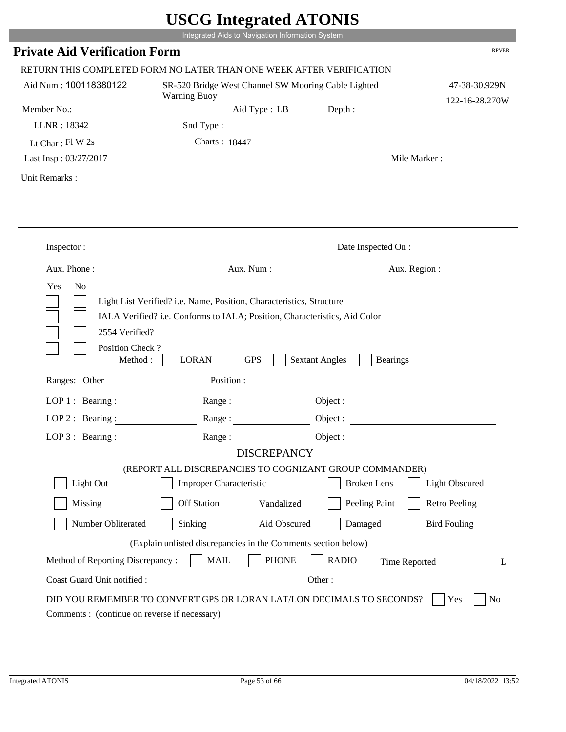# USCG Integrated ATONIS

Integrated Aids to Navigation Information System

## Private Aid Verification Form

RPVER

RETURN THIS COMPLETED FORM NO LATER THAN ONE WEEK AFTER VERIFICATION

Aid Num : 100118380122

SR-520 Bridge West Channel SW Mooring Cable Lighted Warning Buoy

47-38-30.929N
122-16-28.270W

Member No.:

Aid Type : LB

Depth :

LLNR : 18342

Snd Type :

Lt Char : Fl W 2s

Charts : 18447

Last Insp : 03/27/2017

Mile Marker :

Unit Remarks :

Inspector : ______________________ Date Inspected On : ______________________

Aux. Phone : ______________________ Aux. Num : ______________________ Aux. Region : ______________________

Yes No

- [ ] [ ] Light List Verified? i.e. Name, Position, Characteristics, Structure
- [ ] [ ] IALA Verified? i.e. Conforms to IALA; Position, Characteristics, Aid Color
- [ ] [ ] 2554 Verified?
- [ ] [ ] Position Check ?

Method : [ ] LORAN [ ] GPS [ ] Sextant Angles [ ] Bearings

Ranges: Other ______________________ Position : ______________________

LOP 1 : Bearing : ______________ Range : ______________ Object : ______________

LOP 2 : Bearing : ______________ Range : ______________ Object : ______________

LOP 3 : Bearing : ______________ Range : ______________ Object : ______________

### DISCREPANCY

(REPORT ALL DISCREPANCIES TO COGNIZANT GROUP COMMANDER)

- [ ] Light Out
- [ ] Improper Characteristic
- [ ] Broken Lens
- [ ] Light Obscured
- [ ] Missing
- [ ] Off Station
- [ ] Vandalized
- [ ] Peeling Paint
- [ ] Retro Peeling
- [ ] Number Obliterated
- [ ] Sinking
- [ ] Aid Obscured
- [ ] Damaged
- [ ] Bird Fouling

(Explain unlisted discrepancies in the Comments section below)

Method of Reporting Discrepancy : [ ] MAIL [ ] PHONE [ ] RADIO Time Reported ______________ L

Coast Guard Unit notified : ______________________ Other : ______________________

DID YOU REMEMBER TO CONVERT GPS OR LORAN LAT/LON DECIMALS TO SECONDS? [ ] Yes [ ] No

Comments : (continue on reverse if necessary)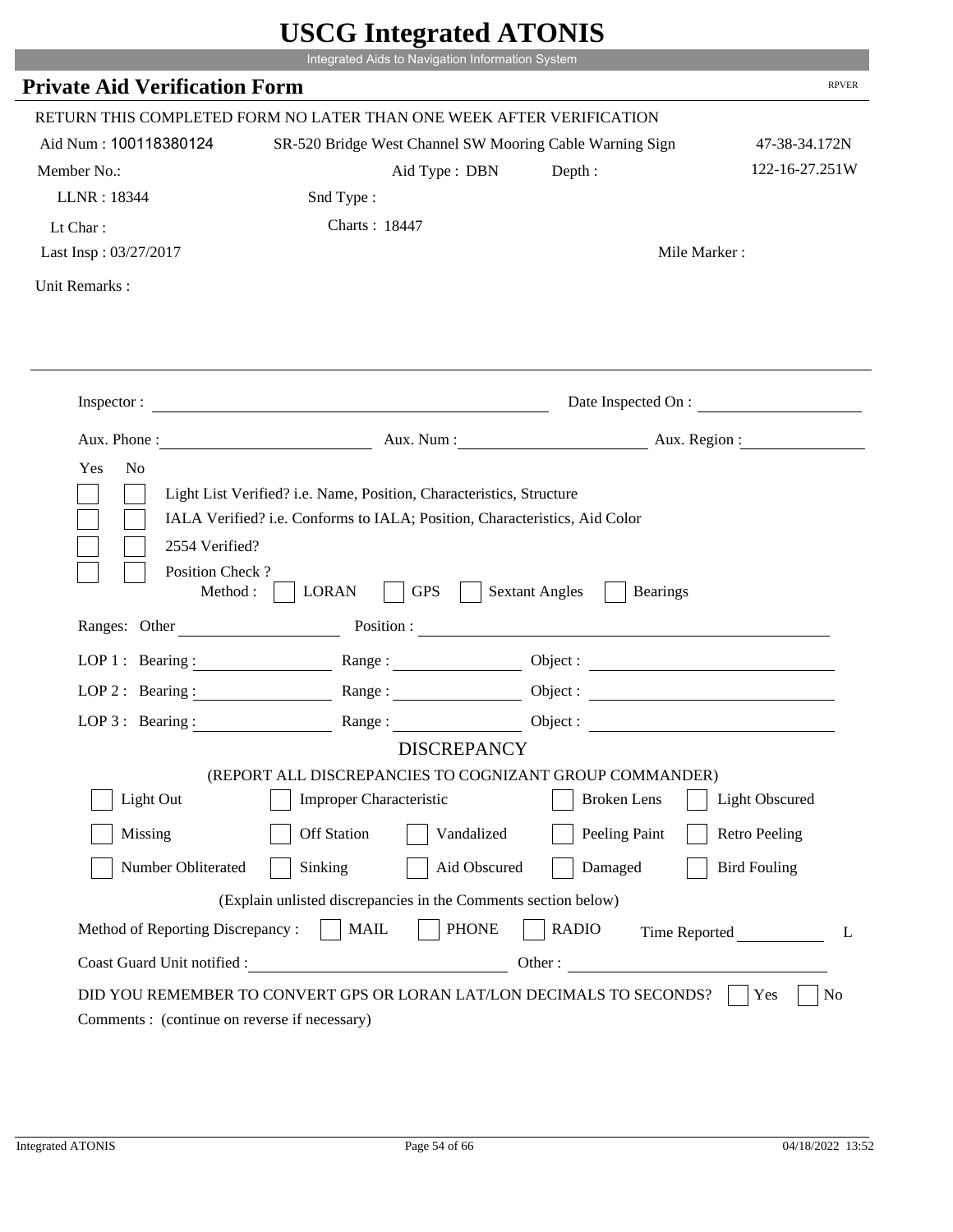# USCG Integrated ATONIS

Integrated Aids to Navigation Information System

## Private Aid Verification Form

RPVER

RETURN THIS COMPLETED FORM NO LATER THAN ONE WEEK AFTER VERIFICATION

Aid Num : 100118380124 SR-520 Bridge West Channel SW Mooring Cable Warning Sign 47-38-34.172N

Member No.: Aid Type : DBN Depth : 122-16-27.251W

LLNR : 18344 Snd Type :

Lt Char : Charts : 18447

Last Insp : 03/27/2017 Mile Marker :

Unit Remarks :

Inspector : Date Inspected On :

Aux. Phone : Aux. Num : Aux. Region :

Yes No

- Light List Verified? i.e. Name, Position, Characteristics, Structure
- IALA Verified? i.e. Conforms to IALA; Position, Characteristics, Aid Color
- 2554 Verified?
- Position Check ?
  Method : LORAN GPS Sextant Angles Bearings

Ranges: Other Position :

LOP 1 : Bearing : Range : Object :

LOP 2 : Bearing : Range : Object :

LOP 3 : Bearing : Range : Object :

### DISCREPANCY

(REPORT ALL DISCREPANCIES TO COGNIZANT GROUP COMMANDER)

| | | | | |
|---|---|---|---|---|
| Light Out | Improper Characteristic | | Broken Lens | Light Obscured |
| Missing | Off Station | Vandalized | Peeling Paint | Retro Peeling |
| Number Obliterated | Sinking | Aid Obscured | Damaged | Bird Fouling |

(Explain unlisted discrepancies in the Comments section below)

Method of Reporting Discrepancy : MAIL PHONE RADIO Time Reported L

Coast Guard Unit notified : Other :

DID YOU REMEMBER TO CONVERT GPS OR LORAN LAT/LON DECIMALS TO SECONDS? Yes No

Comments : (continue on reverse if necessary)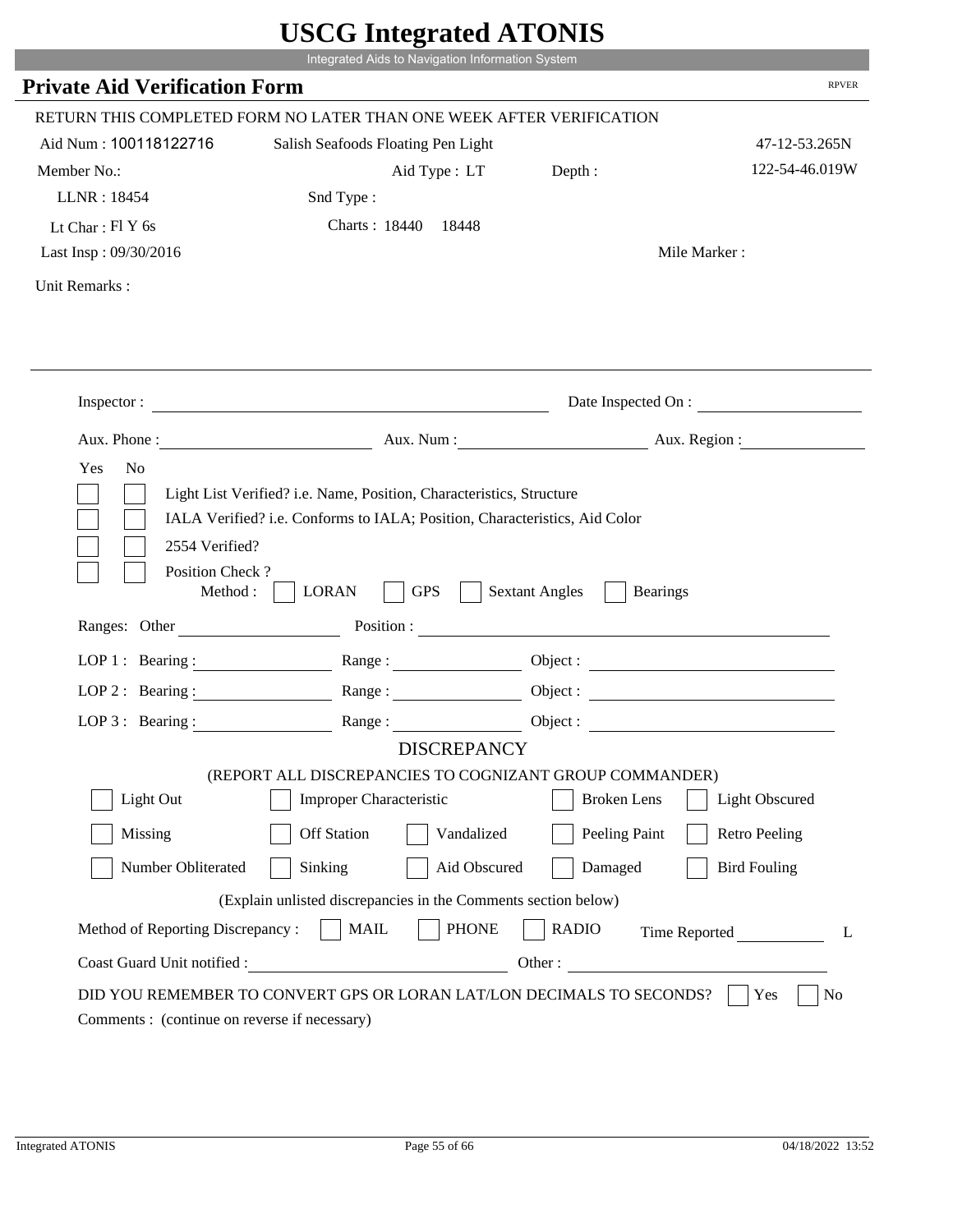# USCG Integrated ATONIS

Integrated Aids to Navigation Information System

## Private Aid Verification Form

RPVER

RETURN THIS COMPLETED FORM NO LATER THAN ONE WEEK AFTER VERIFICATION

Aid Num : 100118122716 &nbsp;&nbsp; Salish Seafoods Floating Pen Light &nbsp;&nbsp; 47-12-53.265N

Member No.: &nbsp;&nbsp; Aid Type : LT &nbsp;&nbsp; Depth : &nbsp;&nbsp; 122-54-46.019W

LLNR : 18454 &nbsp;&nbsp; Snd Type :

Lt Char : Fl Y 6s &nbsp;&nbsp; Charts : 18440 18448

Last Insp : 09/30/2016 &nbsp;&nbsp; Mile Marker :

Unit Remarks :

---

Inspector : ______________________ Date Inspected On : ______________

Aux. Phone : ______________ Aux. Num : ______________ Aux. Region : ______________

Yes No

- [ ] [ ] Light List Verified? i.e. Name, Position, Characteristics, Structure
- [ ] [ ] IALA Verified? i.e. Conforms to IALA; Position, Characteristics, Aid Color
- [ ] [ ] 2554 Verified?
- [ ] [ ] Position Check ?

Method : [ ] LORAN [ ] GPS [ ] Sextant Angles [ ] Bearings

Ranges: Other ______________ Position : ______________

LOP 1 : Bearing : ______________ Range : ______________ Object : ______________

LOP 2 : Bearing : ______________ Range : ______________ Object : ______________

LOP 3 : Bearing : ______________ Range : ______________ Object : ______________

### DISCREPANCY

(REPORT ALL DISCREPANCIES TO COGNIZANT GROUP COMMANDER)

- [ ] Light Out
- [ ] Improper Characteristic
- [ ] Broken Lens
- [ ] Light Obscured
- [ ] Missing
- [ ] Off Station
- [ ] Vandalized
- [ ] Peeling Paint
- [ ] Retro Peeling
- [ ] Number Obliterated
- [ ] Sinking
- [ ] Aid Obscured
- [ ] Damaged
- [ ] Bird Fouling

(Explain unlisted discrepancies in the Comments section below)

Method of Reporting Discrepancy : [ ] MAIL [ ] PHONE [ ] RADIO &nbsp;&nbsp; Time Reported ______ L

Coast Guard Unit notified : ______________ Other : ______________

DID YOU REMEMBER TO CONVERT GPS OR LORAN LAT/LON DECIMALS TO SECONDS? [ ] Yes [ ] No

Comments : (continue on reverse if necessary)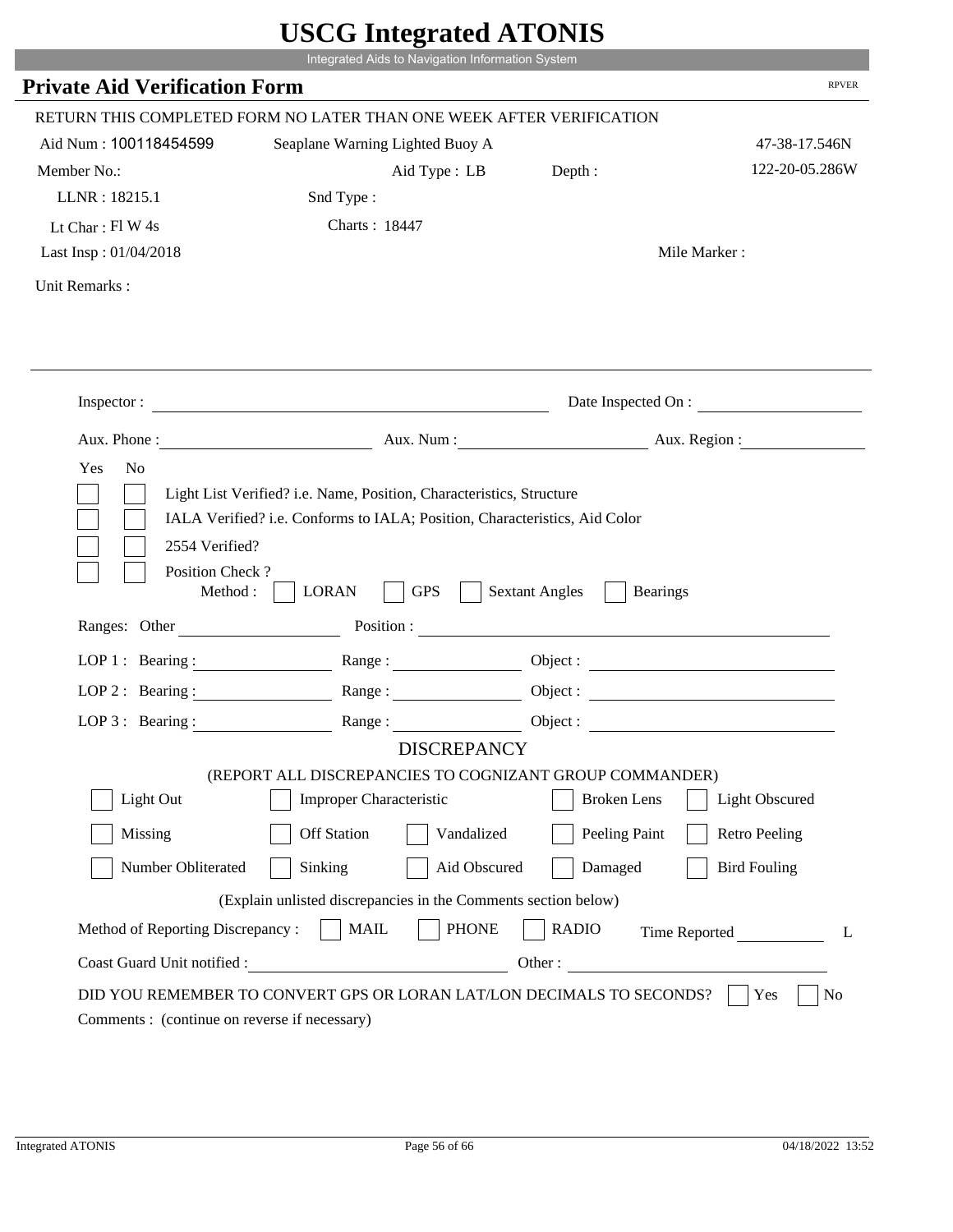# USCG Integrated ATONIS

Integrated Aids to Navigation Information System

## Private Aid Verification Form

RPVER

RETURN THIS COMPLETED FORM NO LATER THAN ONE WEEK AFTER VERIFICATION

Aid Num : 100118454599 Seaplane Warning Lighted Buoy A 47-38-17.546N

Member No.: Aid Type : LB Depth : 122-20-05.286W

LLNR : 18215.1 Snd Type :

Lt Char : Fl W 4s Charts : 18447

Last Insp : 01/04/2018 Mile Marker :

Unit Remarks :

Inspector : Date Inspected On :

Aux. Phone : Aux. Num : Aux. Region :

Yes No

- [ ] [ ] Light List Verified? i.e. Name, Position, Characteristics, Structure
- [ ] [ ] IALA Verified? i.e. Conforms to IALA; Position, Characteristics, Aid Color
- [ ] [ ] 2554 Verified?
- [ ] [ ] Position Check ?

Method : [ ] LORAN [ ] GPS [ ] Sextant Angles [ ] Bearings

Ranges: Other Position :

LOP 1 : Bearing : Range : Object :

LOP 2 : Bearing : Range : Object :

LOP 3 : Bearing : Range : Object :

### DISCREPANCY

(REPORT ALL DISCREPANCIES TO COGNIZANT GROUP COMMANDER)

- [ ] Light Out
- [ ] Improper Characteristic
- [ ] Broken Lens
- [ ] Light Obscured
- [ ] Missing
- [ ] Off Station
- [ ] Vandalized
- [ ] Peeling Paint
- [ ] Retro Peeling
- [ ] Number Obliterated
- [ ] Sinking
- [ ] Aid Obscured
- [ ] Damaged
- [ ] Bird Fouling

(Explain unlisted discrepancies in the Comments section below)

Method of Reporting Discrepancy : [ ] MAIL [ ] PHONE [ ] RADIO Time Reported L

Coast Guard Unit notified : Other :

DID YOU REMEMBER TO CONVERT GPS OR LORAN LAT/LON DECIMALS TO SECONDS? [ ] Yes [ ] No

Comments : (continue on reverse if necessary)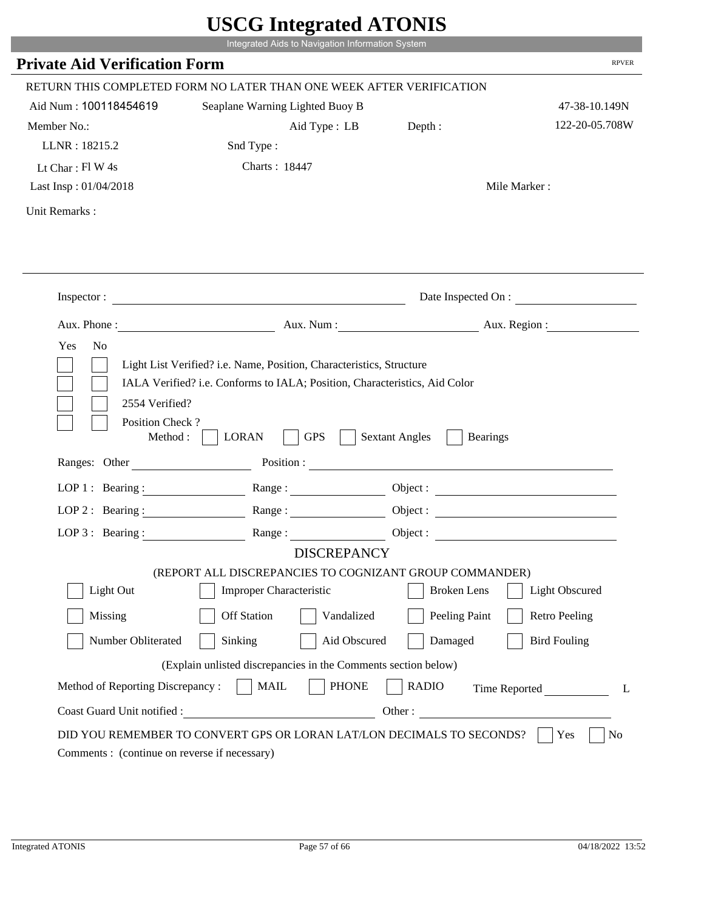# USCG Integrated ATONIS

Integrated Aids to Navigation Information System

## Private Aid Verification Form

RPVER

RETURN THIS COMPLETED FORM NO LATER THAN ONE WEEK AFTER VERIFICATION

Aid Num : 100118454619 | Seaplane Warning Lighted Buoy B | 47-38-10.149N

Member No.: | Aid Type : LB | Depth : | 122-20-05.708W

LLNR : 18215.2 | Snd Type :

Lt Char : Fl W 4s | Charts : 18447

Last Insp : 01/04/2018 | Mile Marker :

Unit Remarks :

---

Inspector : ______________________ Date Inspected On : ______________

Aux. Phone : ______________ Aux. Num : ______________ Aux. Region : ______________

Yes No

- [ ] [ ] Light List Verified? i.e. Name, Position, Characteristics, Structure
- [ ] [ ] IALA Verified? i.e. Conforms to IALA; Position, Characteristics, Aid Color
- [ ] [ ] 2554 Verified?
- [ ] [ ] Position Check ?

Method : [ ] LORAN [ ] GPS [ ] Sextant Angles [ ] Bearings

Ranges: Other ______________ Position : ______________________

LOP 1 : Bearing : ______________ Range : ______________ Object : ______________

LOP 2 : Bearing : ______________ Range : ______________ Object : ______________

LOP 3 : Bearing : ______________ Range : ______________ Object : ______________

### DISCREPANCY

(REPORT ALL DISCREPANCIES TO COGNIZANT GROUP COMMANDER)

- [ ] Light Out
- [ ] Improper Characteristic
- [ ] Broken Lens
- [ ] Light Obscured
- [ ] Missing
- [ ] Off Station
- [ ] Vandalized
- [ ] Peeling Paint
- [ ] Retro Peeling
- [ ] Number Obliterated
- [ ] Sinking
- [ ] Aid Obscured
- [ ] Damaged
- [ ] Bird Fouling

(Explain unlisted discrepancies in the Comments section below)

Method of Reporting Discrepancy : [ ] MAIL [ ] PHONE [ ] RADIO Time Reported ________ L

Coast Guard Unit notified : ______________________ Other : ______________

DID YOU REMEMBER TO CONVERT GPS OR LORAN LAT/LON DECIMALS TO SECONDS? [ ] Yes [ ] No

Comments : (continue on reverse if necessary)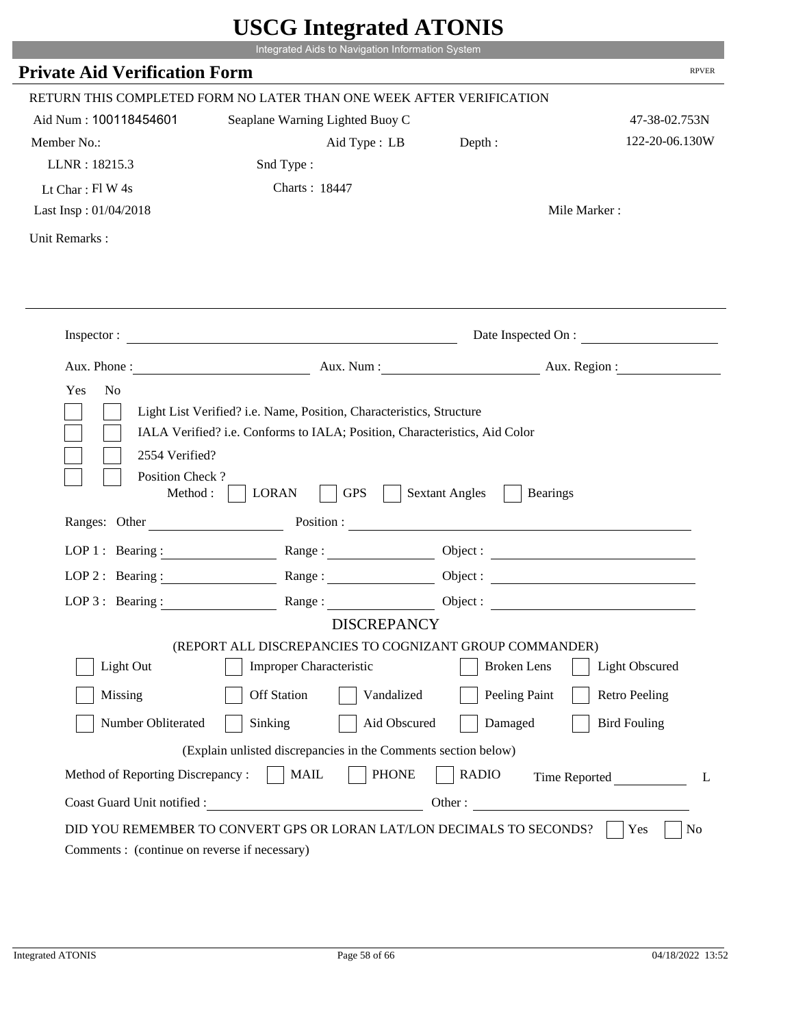# USCG Integrated ATONIS

Integrated Aids to Navigation Information System

## Private Aid Verification Form

RPVER

RETURN THIS COMPLETED FORM NO LATER THAN ONE WEEK AFTER VERIFICATION

Aid Num : 100118454601 Seaplane Warning Lighted Buoy C 47-38-02.753N

Member No.: Aid Type : LB Depth : 122-20-06.130W

LLNR : 18215.3 Snd Type :

Lt Char : Fl W 4s Charts : 18447

Last Insp : 01/04/2018 Mile Marker :

Unit Remarks :

Inspector : Date Inspected On :

Aux. Phone : Aux. Num : Aux. Region :

Yes No

Light List Verified? i.e. Name, Position, Characteristics, Structure

IALA Verified? i.e. Conforms to IALA; Position, Characteristics, Aid Color

2554 Verified?

Position Check ?

Method : LORAN GPS Sextant Angles Bearings

Ranges: Other Position :

LOP 1 : Bearing : Range : Object :

LOP 2 : Bearing : Range : Object :

LOP 3 : Bearing : Range : Object :

### DISCREPANCY

(REPORT ALL DISCREPANCIES TO COGNIZANT GROUP COMMANDER)

Light Out Improper Characteristic Broken Lens Light Obscured

Missing Off Station Vandalized Peeling Paint Retro Peeling

Number Obliterated Sinking Aid Obscured Damaged Bird Fouling

(Explain unlisted discrepancies in the Comments section below)

Method of Reporting Discrepancy : MAIL PHONE RADIO Time Reported L

Coast Guard Unit notified : Other :

DID YOU REMEMBER TO CONVERT GPS OR LORAN LAT/LON DECIMALS TO SECONDS? Yes No

Comments : (continue on reverse if necessary)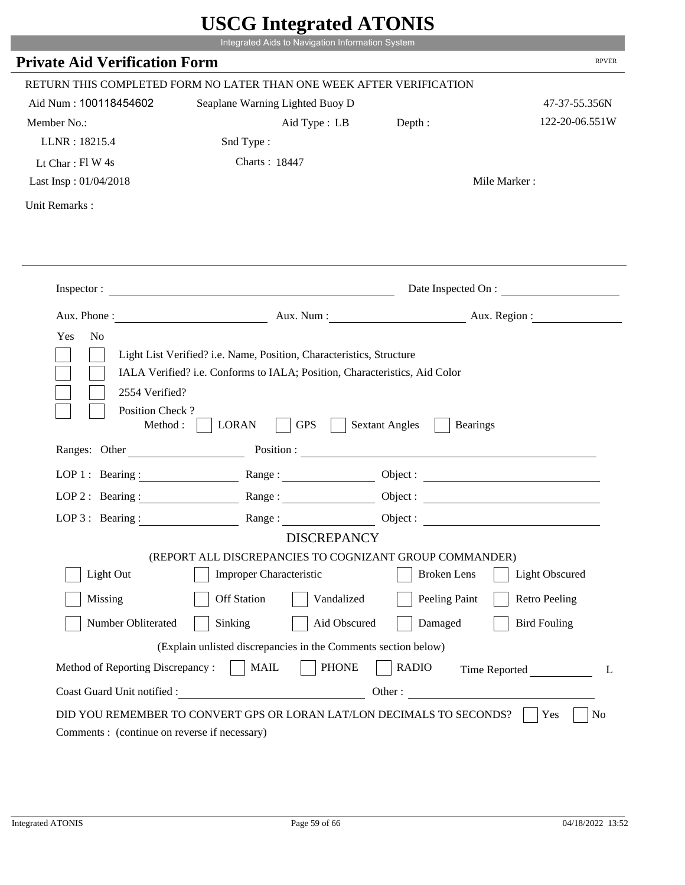# USCG Integrated ATONIS

Integrated Aids to Navigation Information System

## Private Aid Verification Form

RPVER

RETURN THIS COMPLETED FORM NO LATER THAN ONE WEEK AFTER VERIFICATION

Aid Num : 100118454602 Seaplane Warning Lighted Buoy D 47-37-55.356N

Member No.: Aid Type : LB Depth : 122-20-06.551W

LLNR : 18215.4 Snd Type :

Lt Char : Fl W 4s Charts : 18447

Last Insp : 01/04/2018 Mile Marker :

Unit Remarks :

Inspector : Date Inspected On :

Aux. Phone : Aux. Num : Aux. Region :

Yes No

- [ ] [ ] Light List Verified? i.e. Name, Position, Characteristics, Structure
- [ ] [ ] IALA Verified? i.e. Conforms to IALA; Position, Characteristics, Aid Color
- [ ] [ ] 2554 Verified?
- [ ] [ ] Position Check ?

Method : [ ] LORAN [ ] GPS [ ] Sextant Angles [ ] Bearings

Ranges: Other Position :

LOP 1 : Bearing : Range : Object :

LOP 2 : Bearing : Range : Object :

LOP 3 : Bearing : Range : Object :

### DISCREPANCY

(REPORT ALL DISCREPANCIES TO COGNIZANT GROUP COMMANDER)

- [ ] Light Out
- [ ] Improper Characteristic
- [ ] Broken Lens
- [ ] Light Obscured
- [ ] Missing
- [ ] Off Station
- [ ] Vandalized
- [ ] Peeling Paint
- [ ] Retro Peeling
- [ ] Number Obliterated
- [ ] Sinking
- [ ] Aid Obscured
- [ ] Damaged
- [ ] Bird Fouling

(Explain unlisted discrepancies in the Comments section below)

Method of Reporting Discrepancy : [ ] MAIL [ ] PHONE [ ] RADIO Time Reported L

Coast Guard Unit notified : Other :

DID YOU REMEMBER TO CONVERT GPS OR LORAN LAT/LON DECIMALS TO SECONDS? [ ] Yes [ ] No

Comments : (continue on reverse if necessary)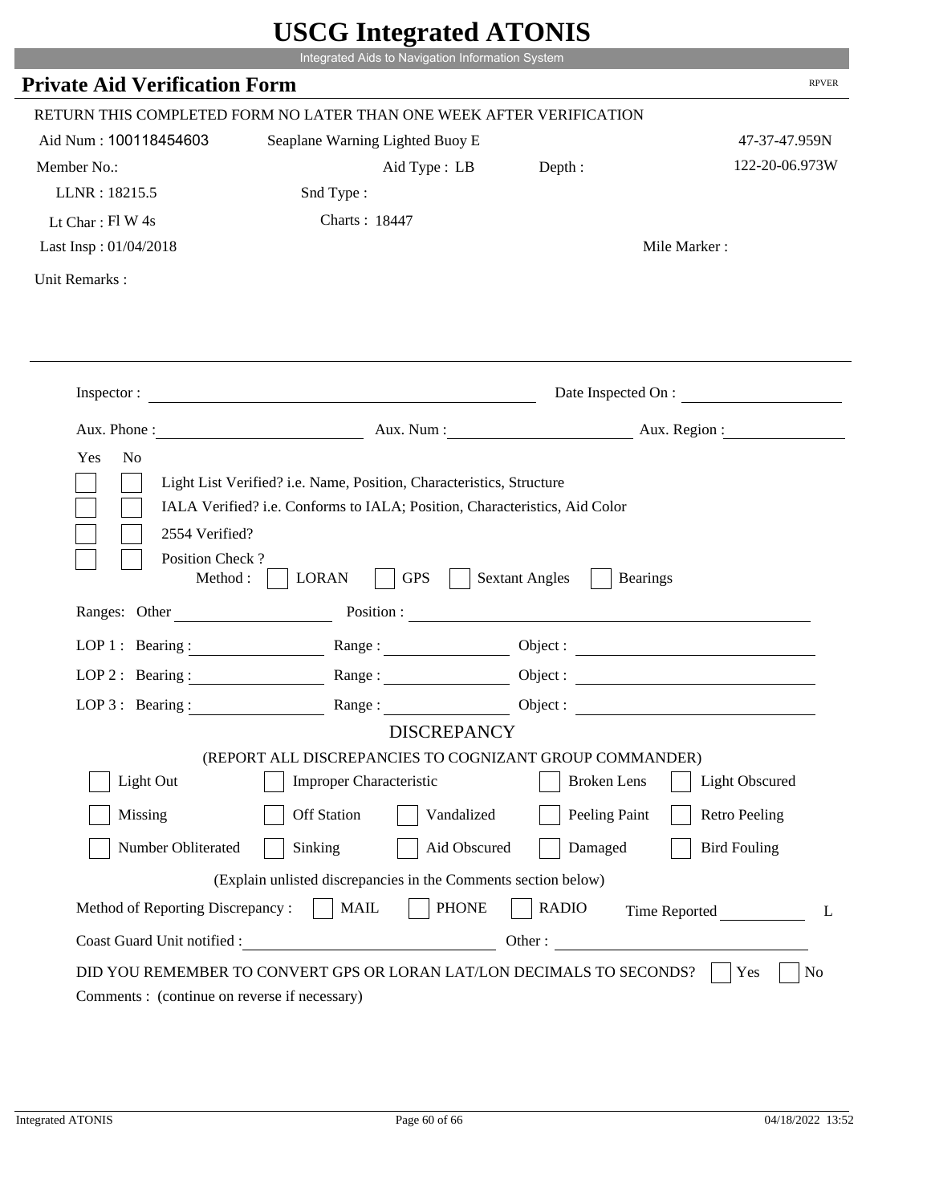# USCG Integrated ATONIS

Integrated Aids to Navigation Information System

## Private Aid Verification Form

RPVER

RETURN THIS COMPLETED FORM NO LATER THAN ONE WEEK AFTER VERIFICATION

Aid Num : 100118454603 Seaplane Warning Lighted Buoy E 47-37-47.959N

Member No.: Aid Type : LB Depth : 122-20-06.973W

LLNR : 18215.5 Snd Type :

Lt Char : Fl W 4s Charts : 18447

Last Insp : 01/04/2018 Mile Marker :

Unit Remarks :

Inspector : Date Inspected On :

Aux. Phone : Aux. Num : Aux. Region :

Yes No

- [ ] [ ] Light List Verified? i.e. Name, Position, Characteristics, Structure
- [ ] [ ] IALA Verified? i.e. Conforms to IALA; Position, Characteristics, Aid Color
- [ ] [ ] 2554 Verified?
- [ ] [ ] Position Check ?

Method : [ ] LORAN [ ] GPS [ ] Sextant Angles [ ] Bearings

Ranges: Other Position :

LOP 1 : Bearing : Range : Object :

LOP 2 : Bearing : Range : Object :

LOP 3 : Bearing : Range : Object :

### DISCREPANCY

(REPORT ALL DISCREPANCIES TO COGNIZANT GROUP COMMANDER)

- [ ] Light Out
- [ ] Improper Characteristic
- [ ] Broken Lens
- [ ] Light Obscured
- [ ] Missing
- [ ] Off Station
- [ ] Vandalized
- [ ] Peeling Paint
- [ ] Retro Peeling
- [ ] Number Obliterated
- [ ] Sinking
- [ ] Aid Obscured
- [ ] Damaged
- [ ] Bird Fouling

(Explain unlisted discrepancies in the Comments section below)

Method of Reporting Discrepancy : [ ] MAIL [ ] PHONE [ ] RADIO Time Reported L

Coast Guard Unit notified : Other :

DID YOU REMEMBER TO CONVERT GPS OR LORAN LAT/LON DECIMALS TO SECONDS? [ ] Yes [ ] No

Comments : (continue on reverse if necessary)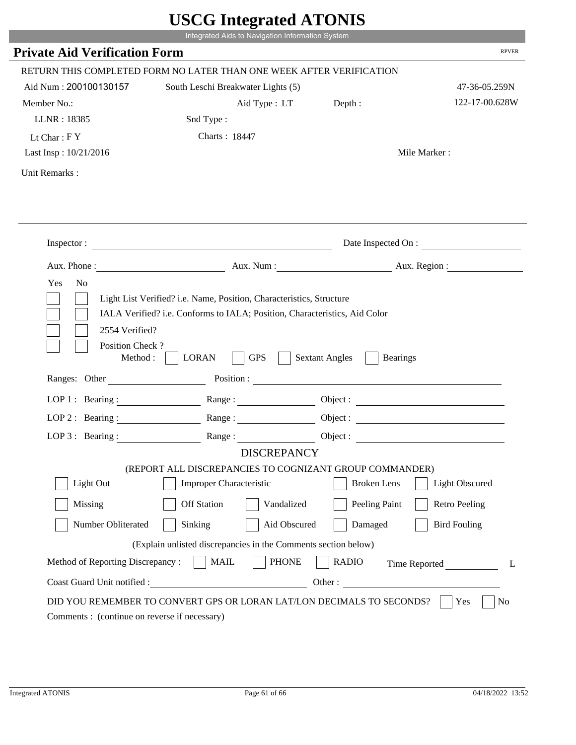# USCG Integrated ATONIS

Integrated Aids to Navigation Information System

## Private Aid Verification Form

RPVER

RETURN THIS COMPLETED FORM NO LATER THAN ONE WEEK AFTER VERIFICATION

Aid Num : 200100130157    South Leschi Breakwater Lights (5)    47-36-05.259N

Member No.:    Aid Type : LT    Depth :    122-17-00.628W

LLNR : 18385    Snd Type :

Lt Char : F Y    Charts : 18447

Last Insp : 10/21/2016    Mile Marker :

Unit Remarks :

Inspector : ______    Date Inspected On : ______

Aux. Phone : ______    Aux. Num : ______    Aux. Region : ______

Yes  No

- [ ] [ ] Light List Verified? i.e. Name, Position, Characteristics, Structure
- [ ] [ ] IALA Verified? i.e. Conforms to IALA; Position, Characteristics, Aid Color
- [ ] [ ] 2554 Verified?
- [ ] [ ] Position Check ?

Method : [ ] LORAN [ ] GPS [ ] Sextant Angles [ ] Bearings

Ranges: Other ______    Position : ______

LOP 1 : Bearing : ______    Range : ______    Object : ______

LOP 2 : Bearing : ______    Range : ______    Object : ______

LOP 3 : Bearing : ______    Range : ______    Object : ______

### DISCREPANCY

(REPORT ALL DISCREPANCIES TO COGNIZANT GROUP COMMANDER)

[ ] Light Out [ ] Improper Characteristic [ ] Broken Lens [ ] Light Obscured

[ ] Missing [ ] Off Station [ ] Vandalized [ ] Peeling Paint [ ] Retro Peeling

[ ] Number Obliterated [ ] Sinking [ ] Aid Obscured [ ] Damaged [ ] Bird Fouling

(Explain unlisted discrepancies in the Comments section below)

Method of Reporting Discrepancy : [ ] MAIL [ ] PHONE [ ] RADIO    Time Reported ______ L

Coast Guard Unit notified : ______    Other : ______

DID YOU REMEMBER TO CONVERT GPS OR LORAN LAT/LON DECIMALS TO SECONDS? [ ] Yes [ ] No

Comments : (continue on reverse if necessary)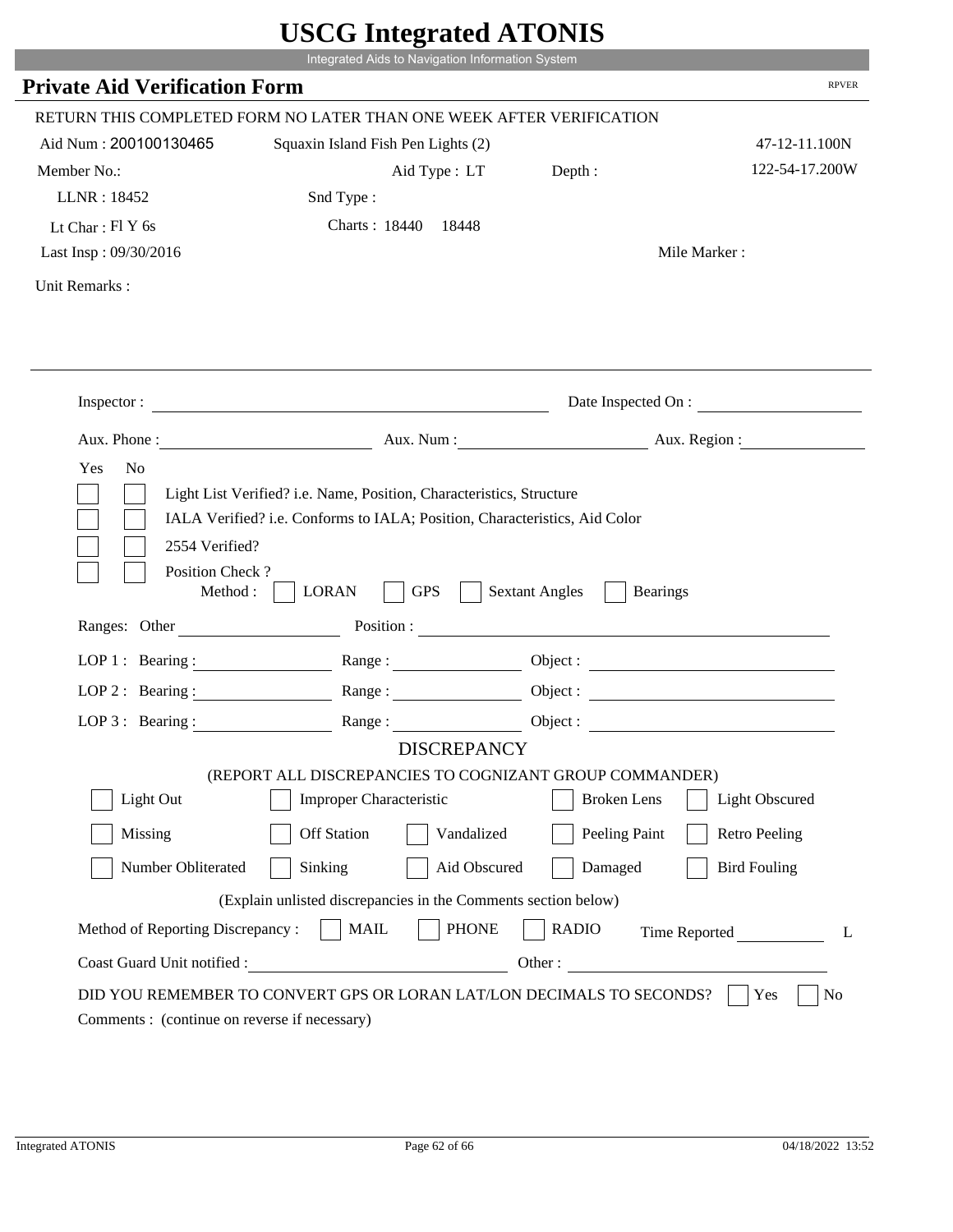# USCG Integrated ATONIS

Integrated Aids to Navigation Information System

## Private Aid Verification Form

RPVER

RETURN THIS COMPLETED FORM NO LATER THAN ONE WEEK AFTER VERIFICATION

Aid Num : 200100130465 Squaxin Island Fish Pen Lights (2) 47-12-11.100N

Member No.: Aid Type : LT Depth : 122-54-17.200W

LLNR : 18452 Snd Type :

Lt Char : Fl Y 6s Charts : 18440 18448

Last Insp : 09/30/2016 Mile Marker :

Unit Remarks :

Inspector : Date Inspected On :

Aux. Phone : Aux. Num : Aux. Region :

Yes No

- [ ] [ ] Light List Verified? i.e. Name, Position, Characteristics, Structure
- [ ] [ ] IALA Verified? i.e. Conforms to IALA; Position, Characteristics, Aid Color
- [ ] [ ] 2554 Verified?
- [ ] [ ] Position Check ?

Method : [ ] LORAN [ ] GPS [ ] Sextant Angles [ ] Bearings

Ranges: Other Position :

LOP 1 : Bearing : Range : Object :

LOP 2 : Bearing : Range : Object :

LOP 3 : Bearing : Range : Object :

### DISCREPANCY

(REPORT ALL DISCREPANCIES TO COGNIZANT GROUP COMMANDER)

- [ ] Light Out
- [ ] Improper Characteristic
- [ ] Broken Lens
- [ ] Light Obscured
- [ ] Missing
- [ ] Off Station
- [ ] Vandalized
- [ ] Peeling Paint
- [ ] Retro Peeling
- [ ] Number Obliterated
- [ ] Sinking
- [ ] Aid Obscured
- [ ] Damaged
- [ ] Bird Fouling

(Explain unlisted discrepancies in the Comments section below)

Method of Reporting Discrepancy : [ ] MAIL [ ] PHONE [ ] RADIO Time Reported L

Coast Guard Unit notified : Other :

DID YOU REMEMBER TO CONVERT GPS OR LORAN LAT/LON DECIMALS TO SECONDS? [ ] Yes [ ] No

Comments : (continue on reverse if necessary)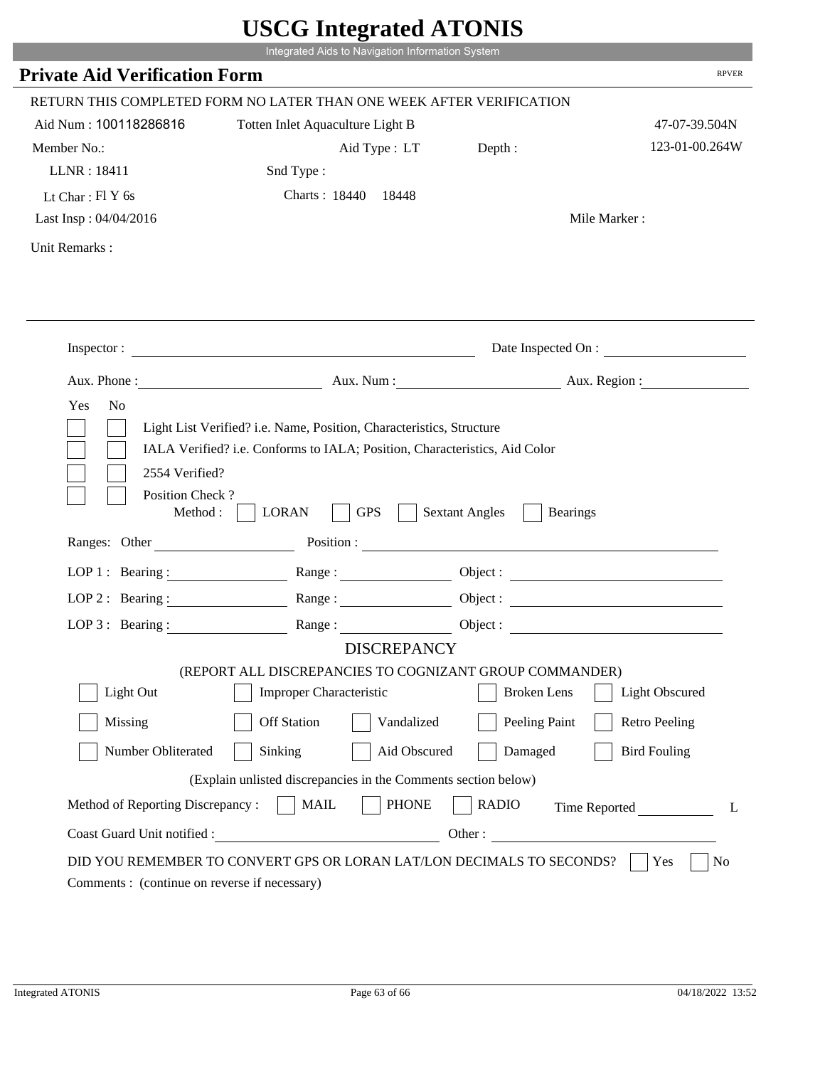# USCG Integrated ATONIS

Integrated Aids to Navigation Information System

## Private Aid Verification Form

RPVER

RETURN THIS COMPLETED FORM NO LATER THAN ONE WEEK AFTER VERIFICATION

Aid Num : 100118286816 Totten Inlet Aquaculture Light B 47-07-39.504N

Member No.: Aid Type : LT Depth : 123-01-00.264W

LLNR : 18411 Snd Type :

Lt Char : Fl Y 6s Charts : 18440 18448

Last Insp : 04/04/2016 Mile Marker :

Unit Remarks :

---

Inspector : ______________________ Date Inspected On : ______________

Aux. Phone : ______________ Aux. Num : ______________ Aux. Region : ______________

Yes No

- [ ] [ ] Light List Verified? i.e. Name, Position, Characteristics, Structure
- [ ] [ ] IALA Verified? i.e. Conforms to IALA; Position, Characteristics, Aid Color
- [ ] [ ] 2554 Verified?
- [ ] [ ] Position Check ?

Method : [ ] LORAN [ ] GPS [ ] Sextant Angles [ ] Bearings

Ranges: Other ______________ Position : ______________________

LOP 1 : Bearing : ______________ Range : ______________ Object : ______________

LOP 2 : Bearing : ______________ Range : ______________ Object : ______________

LOP 3 : Bearing : ______________ Range : ______________ Object : ______________

### DISCREPANCY

(REPORT ALL DISCREPANCIES TO COGNIZANT GROUP COMMANDER)

- [ ] Light Out
- [ ] Improper Characteristic
- [ ] Broken Lens
- [ ] Light Obscured
- [ ] Missing
- [ ] Off Station
- [ ] Vandalized
- [ ] Peeling Paint
- [ ] Retro Peeling
- [ ] Number Obliterated
- [ ] Sinking
- [ ] Aid Obscured
- [ ] Damaged
- [ ] Bird Fouling

(Explain unlisted discrepancies in the Comments section below)

Method of Reporting Discrepancy : [ ] MAIL [ ] PHONE [ ] RADIO Time Reported ______________ L

Coast Guard Unit notified : ______________________ Other : ______________________

DID YOU REMEMBER TO CONVERT GPS OR LORAN LAT/LON DECIMALS TO SECONDS? [ ] Yes [ ] No

Comments : (continue on reverse if necessary)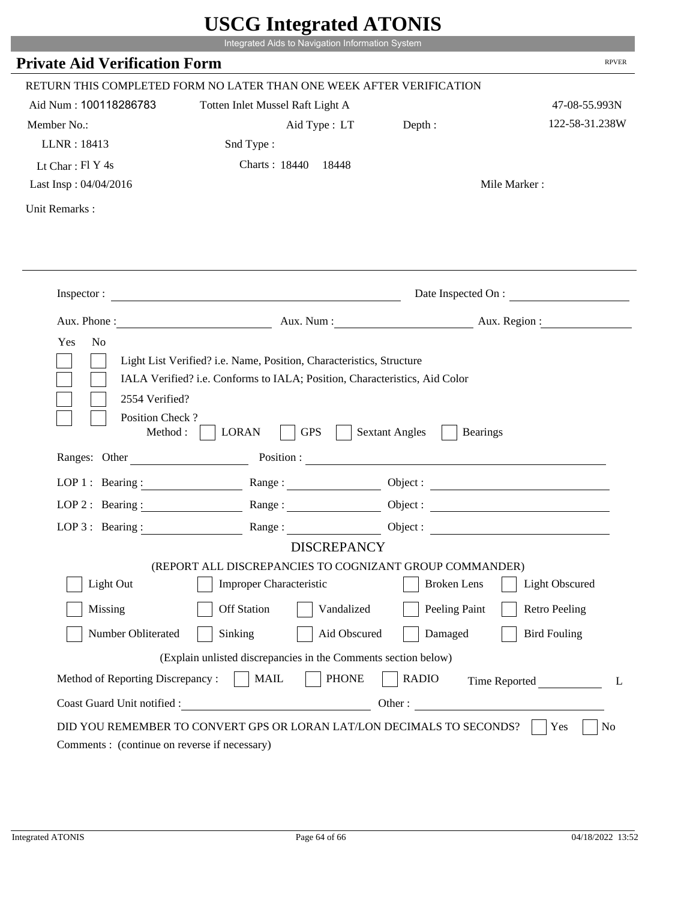# USCG Integrated ATONIS

Integrated Aids to Navigation Information System

## Private Aid Verification Form

RPVER

RETURN THIS COMPLETED FORM NO LATER THAN ONE WEEK AFTER VERIFICATION

Aid Num : 100118286783 Totten Inlet Mussel Raft Light A 47-08-55.993N

Member No.: Aid Type : LT Depth : 122-58-31.238W

LLNR : 18413 Snd Type :

Lt Char : Fl Y 4s Charts : 18440 18448

Last Insp : 04/04/2016 Mile Marker :

Unit Remarks :

Inspector : Date Inspected On :

Aux. Phone : Aux. Num : Aux. Region :

Yes No

- Light List Verified? i.e. Name, Position, Characteristics, Structure
- IALA Verified? i.e. Conforms to IALA; Position, Characteristics, Aid Color
- 2554 Verified?
- Position Check ?
  Method : LORAN GPS Sextant Angles Bearings

Ranges: Other Position :

LOP 1 : Bearing : Range : Object :

LOP 2 : Bearing : Range : Object :

LOP 3 : Bearing : Range : Object :

### DISCREPANCY

(REPORT ALL DISCREPANCIES TO COGNIZANT GROUP COMMANDER)

| | | | | |
|---|---|---|---|---|
| Light Out | Improper Characteristic | | Broken Lens | Light Obscured |
| Missing | Off Station | Vandalized | Peeling Paint | Retro Peeling |
| Number Obliterated | Sinking | Aid Obscured | Damaged | Bird Fouling |

(Explain unlisted discrepancies in the Comments section below)

Method of Reporting Discrepancy : MAIL PHONE RADIO Time Reported L

Coast Guard Unit notified : Other :

DID YOU REMEMBER TO CONVERT GPS OR LORAN LAT/LON DECIMALS TO SECONDS? Yes No

Comments : (continue on reverse if necessary)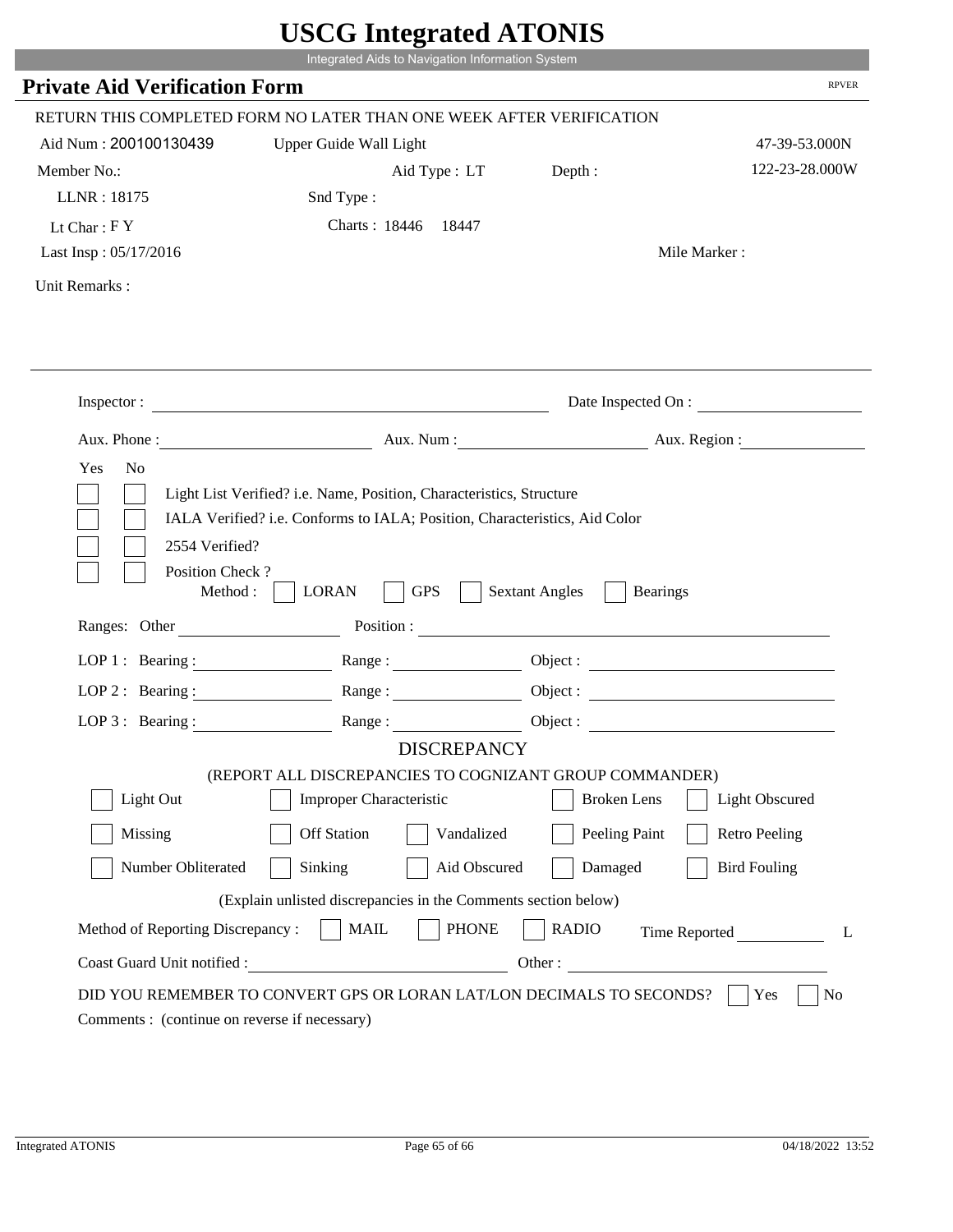# USCG Integrated ATONIS

Integrated Aids to Navigation Information System

## Private Aid Verification Form

RPVER

RETURN THIS COMPLETED FORM NO LATER THAN ONE WEEK AFTER VERIFICATION

Aid Num : 200100130439 &nbsp;&nbsp; Upper Guide Wall Light &nbsp;&nbsp; 47-39-53.000N

Member No.: &nbsp;&nbsp; Aid Type : LT &nbsp;&nbsp; Depth : &nbsp;&nbsp; 122-23-28.000W

LLNR : 18175 &nbsp;&nbsp; Snd Type :

Lt Char : F Y &nbsp;&nbsp; Charts : 18446 18447

Last Insp : 05/17/2016 &nbsp;&nbsp; Mile Marker :

Unit Remarks :

---

Inspector : ______________________ Date Inspected On : ______________

Aux. Phone : ______________ Aux. Num : ______________ Aux. Region : ______________

Yes No

- [ ] [ ] Light List Verified? i.e. Name, Position, Characteristics, Structure
- [ ] [ ] IALA Verified? i.e. Conforms to IALA; Position, Characteristics, Aid Color
- [ ] [ ] 2554 Verified?
- [ ] [ ] Position Check ?

Method : [ ] LORAN [ ] GPS [ ] Sextant Angles [ ] Bearings

Ranges: Other ______________ Position : ______________________

LOP 1 : Bearing : ______________ Range : ______________ Object : ______________

LOP 2 : Bearing : ______________ Range : ______________ Object : ______________

LOP 3 : Bearing : ______________ Range : ______________ Object : ______________

### DISCREPANCY

(REPORT ALL DISCREPANCIES TO COGNIZANT GROUP COMMANDER)

- [ ] Light Out
- [ ] Improper Characteristic
- [ ] Broken Lens
- [ ] Light Obscured
- [ ] Missing
- [ ] Off Station
- [ ] Vandalized
- [ ] Peeling Paint
- [ ] Retro Peeling
- [ ] Number Obliterated
- [ ] Sinking
- [ ] Aid Obscured
- [ ] Damaged
- [ ] Bird Fouling

(Explain unlisted discrepancies in the Comments section below)

Method of Reporting Discrepancy : [ ] MAIL [ ] PHONE [ ] RADIO Time Reported ______ L

Coast Guard Unit notified : ______________________ Other : ______________________

DID YOU REMEMBER TO CONVERT GPS OR LORAN LAT/LON DECIMALS TO SECONDS? [ ] Yes [ ] No

Comments : (continue on reverse if necessary)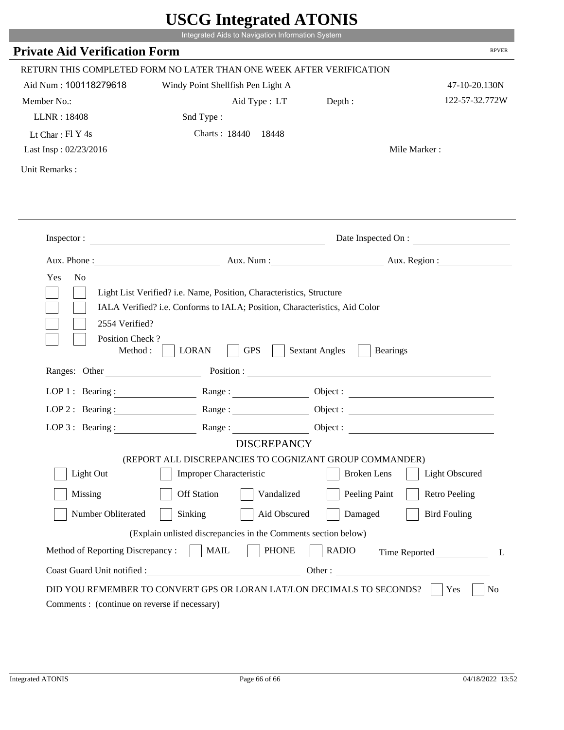# USCG Integrated ATONIS

Integrated Aids to Navigation Information System

## Private Aid Verification Form

RPVER

RETURN THIS COMPLETED FORM NO LATER THAN ONE WEEK AFTER VERIFICATION

Aid Num : 100118279618 Windy Point Shellfish Pen Light A 47-10-20.130N

Member No.: Aid Type : LT Depth : 122-57-32.772W

LLNR : 18408 Snd Type :

Lt Char : Fl Y 4s Charts : 18440 18448

Last Insp : 02/23/2016 Mile Marker :

Unit Remarks :

Inspector : Date Inspected On :

Aux. Phone : Aux. Num : Aux. Region :

Yes No

- Light List Verified? i.e. Name, Position, Characteristics, Structure
- IALA Verified? i.e. Conforms to IALA; Position, Characteristics, Aid Color
- 2554 Verified?
- Position Check ?

Method : LORAN GPS Sextant Angles Bearings

Ranges: Other Position :

LOP 1 : Bearing : Range : Object :

LOP 2 : Bearing : Range : Object :

LOP 3 : Bearing : Range : Object :

DISCREPANCY

(REPORT ALL DISCREPANCIES TO COGNIZANT GROUP COMMANDER)

Light Out | Improper Characteristic | Broken Lens | Light Obscured

Missing | Off Station | Vandalized | Peeling Paint | Retro Peeling

Number Obliterated | Sinking | Aid Obscured | Damaged | Bird Fouling

(Explain unlisted discrepancies in the Comments section below)

Method of Reporting Discrepancy : MAIL PHONE RADIO Time Reported L

Coast Guard Unit notified : Other :

DID YOU REMEMBER TO CONVERT GPS OR LORAN LAT/LON DECIMALS TO SECONDS? Yes No

Comments : (continue on reverse if necessary)